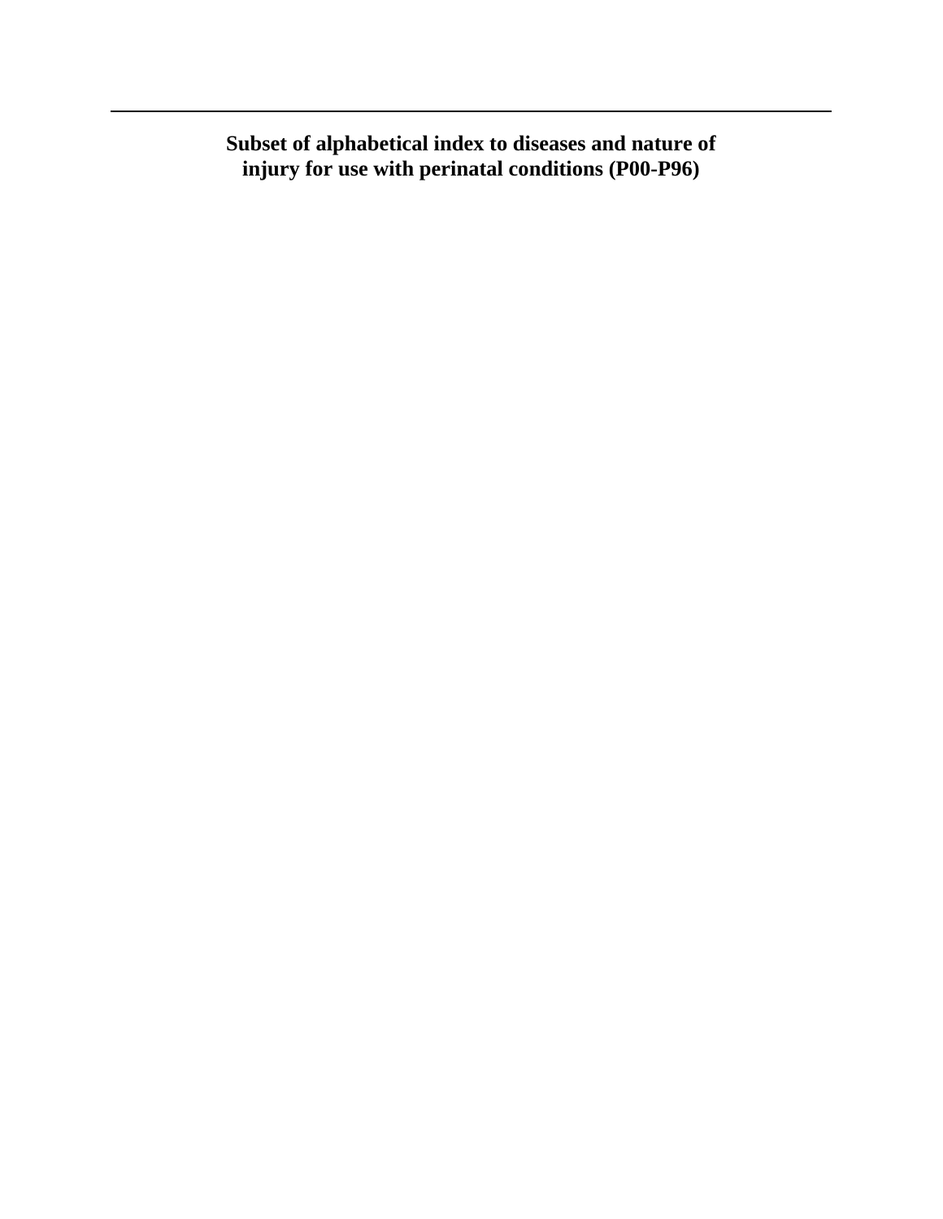# Subset of alphabetical index to diseases and nature of injury for use with perinatal conditions (P00-P96)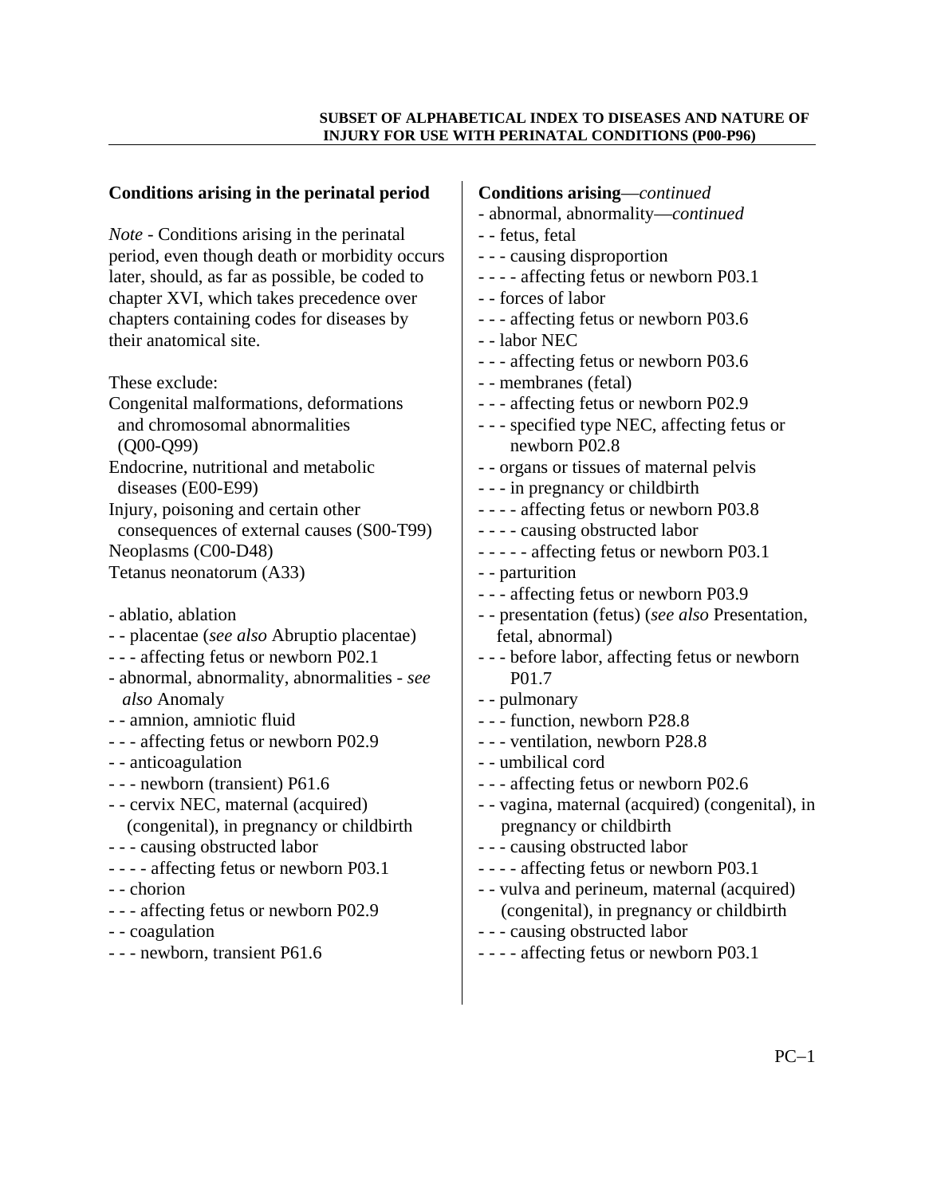# Conditions arising in the perinatal period

*Note* - Conditions arising in the perinatal period, even though death or morbidity occurs later, should, as far as possible, be coded to chapter XVI, which takes precedence over chapters containing codes for diseases by their anatomical site.

These exclude:
Congenital malformations, deformations and chromosomal abnormalities (Q00-Q99)
Endocrine, nutritional and metabolic diseases (E00-E99)
Injury, poisoning and certain other consequences of external causes (S00-T99)
Neoplasms (C00-D48)
Tetanus neonatorum (A33)

- ablatio, ablation
- - placentae (*see also* Abruptio placentae)
- - - affecting fetus or newborn P02.1
- abnormal, abnormality, abnormalities - *see also* Anomaly
- - amnion, amniotic fluid
- - - affecting fetus or newborn P02.9
- - anticoagulation
- - - newborn (transient) P61.6
- - cervix NEC, maternal (acquired) (congenital), in pregnancy or childbirth
- - - causing obstructed labor
- - - - affecting fetus or newborn P03.1
- - chorion
- - - affecting fetus or newborn P02.9
- - coagulation
- - - newborn, transient P61.6
- - fetus, fetal
- - - causing disproportion
- - - - affecting fetus or newborn P03.1
- - forces of labor
- - - affecting fetus or newborn P03.6
- - labor NEC
- - - affecting fetus or newborn P03.6
- - membranes (fetal)
- - - affecting fetus or newborn P02.9
- - - specified type NEC, affecting fetus or newborn P02.8
- - organs or tissues of maternal pelvis
- - - in pregnancy or childbirth
- - - - affecting fetus or newborn P03.8
- - - - causing obstructed labor
- - - - - affecting fetus or newborn P03.1
- - parturition
- - - affecting fetus or newborn P03.9
- - presentation (fetus) (*see also* Presentation, fetal, abnormal)
- - - before labor, affecting fetus or newborn P01.7
- - pulmonary
- - - function, newborn P28.8
- - - ventilation, newborn P28.8
- - umbilical cord
- - - affecting fetus or newborn P02.6
- - vagina, maternal (acquired) (congenital), in pregnancy or childbirth
- - - causing obstructed labor
- - - - affecting fetus or newborn P03.1
- - vulva and perineum, maternal (acquired) (congenital), in pregnancy or childbirth
- - - causing obstructed labor
- - - - affecting fetus or newborn P03.1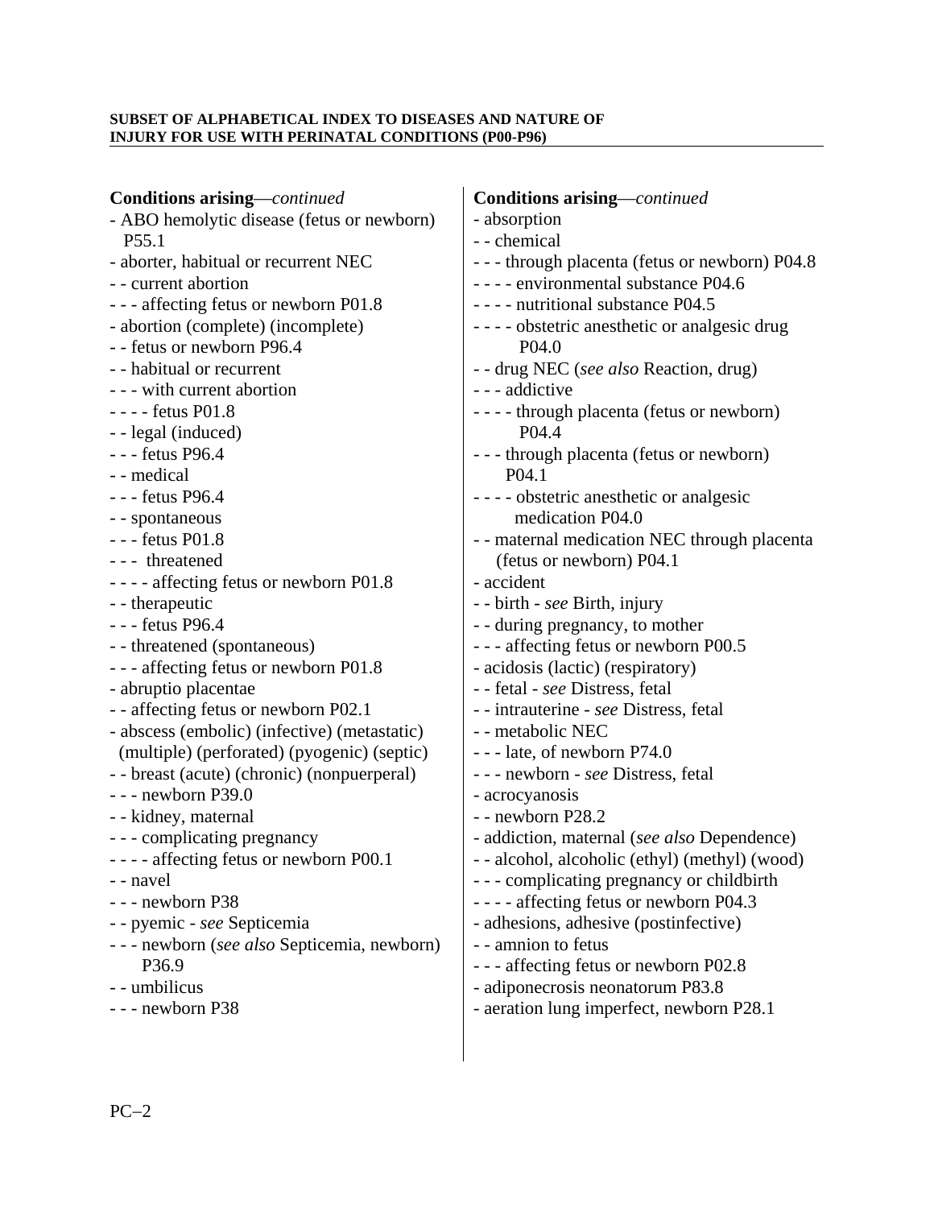**SUBSET OF ALPHABETICAL INDEX TO DISEASES AND NATURE OF INJURY FOR USE WITH PERINATAL CONDITIONS (P00-P96)**

**Conditions arising**—*continued*

- ABO hemolytic disease (fetus or newborn) P55.1
- aborter, habitual or recurrent NEC
- - current abortion
- - - affecting fetus or newborn P01.8
- abortion (complete) (incomplete)
- - fetus or newborn P96.4
- - habitual or recurrent
- - - with current abortion
- - - - fetus P01.8
- - legal (induced)
- - - fetus P96.4
- - medical
- - - fetus P96.4
- - spontaneous
- - - fetus P01.8
- - - threatened
- - - - affecting fetus or newborn P01.8
- - therapeutic
- - - fetus P96.4
- - threatened (spontaneous)
- - - affecting fetus or newborn P01.8
- abruptio placentae
- - affecting fetus or newborn P02.1
- abscess (embolic) (infective) (metastatic) (multiple) (perforated) (pyogenic) (septic)
- - breast (acute) (chronic) (nonpuerperal)
- - - newborn P39.0
- - kidney, maternal
- - - complicating pregnancy
- - - - affecting fetus or newborn P00.1
- - navel
- - - newborn P38
- - pyemic - *see* Septicemia
- - - newborn (*see also* Septicemia, newborn) P36.9
- - umbilicus
- - - newborn P38

**Conditions arising**—*continued*

- absorption
- - chemical
- - - through placenta (fetus or newborn) P04.8
- - - - environmental substance P04.6
- - - - nutritional substance P04.5
- - - - obstetric anesthetic or analgesic drug P04.0
- - drug NEC (*see also* Reaction, drug)
- - - addictive
- - - - through placenta (fetus or newborn) P04.4
- - - through placenta (fetus or newborn) P04.1
- - - - obstetric anesthetic or analgesic medication P04.0
- - maternal medication NEC through placenta (fetus or newborn) P04.1
- accident
- - birth - *see* Birth, injury
- - during pregnancy, to mother
- - - affecting fetus or newborn P00.5
- acidosis (lactic) (respiratory)
- - fetal - *see* Distress, fetal
- - intrauterine - *see* Distress, fetal
- - metabolic NEC
- - - late, of newborn P74.0
- - - newborn - *see* Distress, fetal
- acrocyanosis
- - newborn P28.2
- addiction, maternal (*see also* Dependence)
- - alcohol, alcoholic (ethyl) (methyl) (wood)
- - - complicating pregnancy or childbirth
- - - - affecting fetus or newborn P04.3
- adhesions, adhesive (postinfective)
- - amnion to fetus
- - - affecting fetus or newborn P02.8
- adiponecrosis neonatorum P83.8
- aeration lung imperfect, newborn P28.1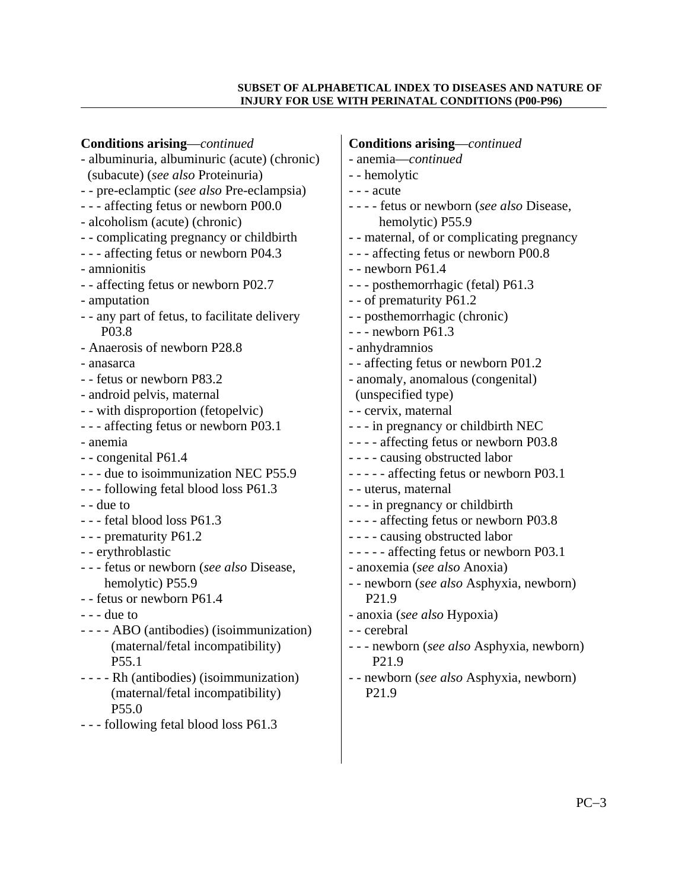**Conditions arising**—*continued*

- albuminuria, albuminuric (acute) (chronic) (subacute) (*see also* Proteinuria)
- - pre-eclamptic (*see also* Pre-eclampsia)
- - - affecting fetus or newborn P00.0
- alcoholism (acute) (chronic)
- - complicating pregnancy or childbirth
- - - affecting fetus or newborn P04.3
- amnionitis
- - affecting fetus or newborn P02.7
- amputation
- - any part of fetus, to facilitate delivery P03.8
- Anaerosis of newborn P28.8
- anasarca
- - fetus or newborn P83.2
- android pelvis, maternal
- - with disproportion (fetopelvic)
- - - affecting fetus or newborn P03.1
- anemia
- - congenital P61.4
- - - due to isoimmunization NEC P55.9
- - - following fetal blood loss P61.3
- - due to
- - - fetal blood loss P61.3
- - - prematurity P61.2
- - erythroblastic
- - - fetus or newborn (*see also* Disease, hemolytic) P55.9
- - fetus or newborn P61.4
- - - due to
- - - - ABO (antibodies) (isoimmunization) (maternal/fetal incompatibility) P55.1
- - - - Rh (antibodies) (isoimmunization) (maternal/fetal incompatibility) P55.0
- - - following fetal blood loss P61.3

**Conditions arising**—*continued*

- anemia—*continued*
- - hemolytic
- - - acute
- - - - fetus or newborn (*see also* Disease, hemolytic) P55.9
- - maternal, of or complicating pregnancy
- - - affecting fetus or newborn P00.8
- - newborn P61.4
- - - posthemorrhagic (fetal) P61.3
- - of prematurity P61.2
- - posthemorrhagic (chronic)
- - - newborn P61.3
- anhydramnios
- - affecting fetus or newborn P01.2
- anomaly, anomalous (congenital) (unspecified type)
- - cervix, maternal
- - - in pregnancy or childbirth NEC
- - - - affecting fetus or newborn P03.8
- - - - causing obstructed labor
- - - - - affecting fetus or newborn P03.1
- - uterus, maternal
- - - in pregnancy or childbirth
- - - - affecting fetus or newborn P03.8
- - - - causing obstructed labor
- - - - - affecting fetus or newborn P03.1
- anoxemia (*see also* Anoxia)
- - newborn (*see also* Asphyxia, newborn) P21.9
- anoxia (*see also* Hypoxia)
- - cerebral
- - - newborn (*see also* Asphyxia, newborn) P21.9
- - newborn (*see also* Asphyxia, newborn) P21.9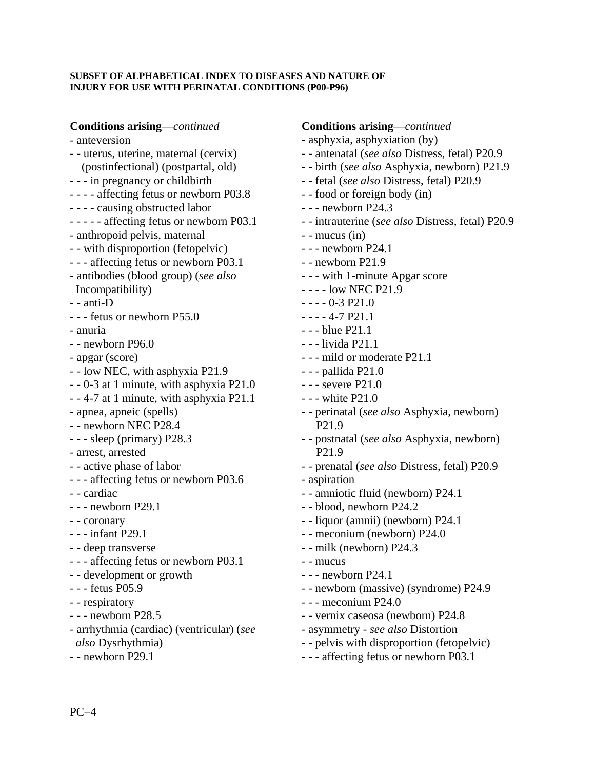**Conditions arising**—*continued*

- anteversion
- - uterus, uterine, maternal (cervix) (postinfectional) (postpartal, old)
- - - in pregnancy or childbirth
- - - - affecting fetus or newborn P03.8
- - - - causing obstructed labor
- - - - - affecting fetus or newborn P03.1
- anthropoid pelvis, maternal
- - with disproportion (fetopelvic)
- - - affecting fetus or newborn P03.1
- antibodies (blood group) (*see also* Incompatibility)
- - anti-D
- - - fetus or newborn P55.0
- anuria
- - newborn P96.0
- apgar (score)
- - low NEC, with asphyxia P21.9
- - 0-3 at 1 minute, with asphyxia P21.0
- - 4-7 at 1 minute, with asphyxia P21.1
- apnea, apneic (spells)
- - newborn NEC P28.4
- - - sleep (primary) P28.3
- arrest, arrested
- - active phase of labor
- - - affecting fetus or newborn P03.6
- - cardiac
- - - newborn P29.1
- - coronary
- - - infant P29.1
- - deep transverse
- - - affecting fetus or newborn P03.1
- - development or growth
- - - fetus P05.9
- - respiratory
- - - newborn P28.5
- arrhythmia (cardiac) (ventricular) (*see also* Dysrhythmia)
- - newborn P29.1

**Conditions arising**—*continued*

- asphyxia, asphyxiation (by)
- - antenatal (*see also* Distress, fetal) P20.9
- - birth (*see also* Asphyxia, newborn) P21.9
- - fetal (*see also* Distress, fetal) P20.9
- - food or foreign body (in)
- - - newborn P24.3
- - intrauterine (*see also* Distress, fetal) P20.9
- - mucus (in)
- - - newborn P24.1
- - newborn P21.9
- - - with 1-minute Apgar score
- - - - low NEC P21.9
- - - - 0-3 P21.0
- - - - 4-7 P21.1
- - - blue P21.1
- - - livida P21.1
- - - mild or moderate P21.1
- - - pallida P21.0
- - - severe P21.0
- - - white P21.0
- - perinatal (*see also* Asphyxia, newborn) P21.9
- - postnatal (*see also* Asphyxia, newborn) P21.9
- - prenatal (*see also* Distress, fetal) P20.9
- aspiration
- - amniotic fluid (newborn) P24.1
- - blood, newborn P24.2
- - liquor (amnii) (newborn) P24.1
- - meconium (newborn) P24.0
- - milk (newborn) P24.3
- - mucus
- - - newborn P24.1
- - newborn (massive) (syndrome) P24.9
- - - meconium P24.0
- - vernix caseosa (newborn) P24.8
- asymmetry - *see also* Distortion
- - pelvis with disproportion (fetopelvic)
- - - affecting fetus or newborn P03.1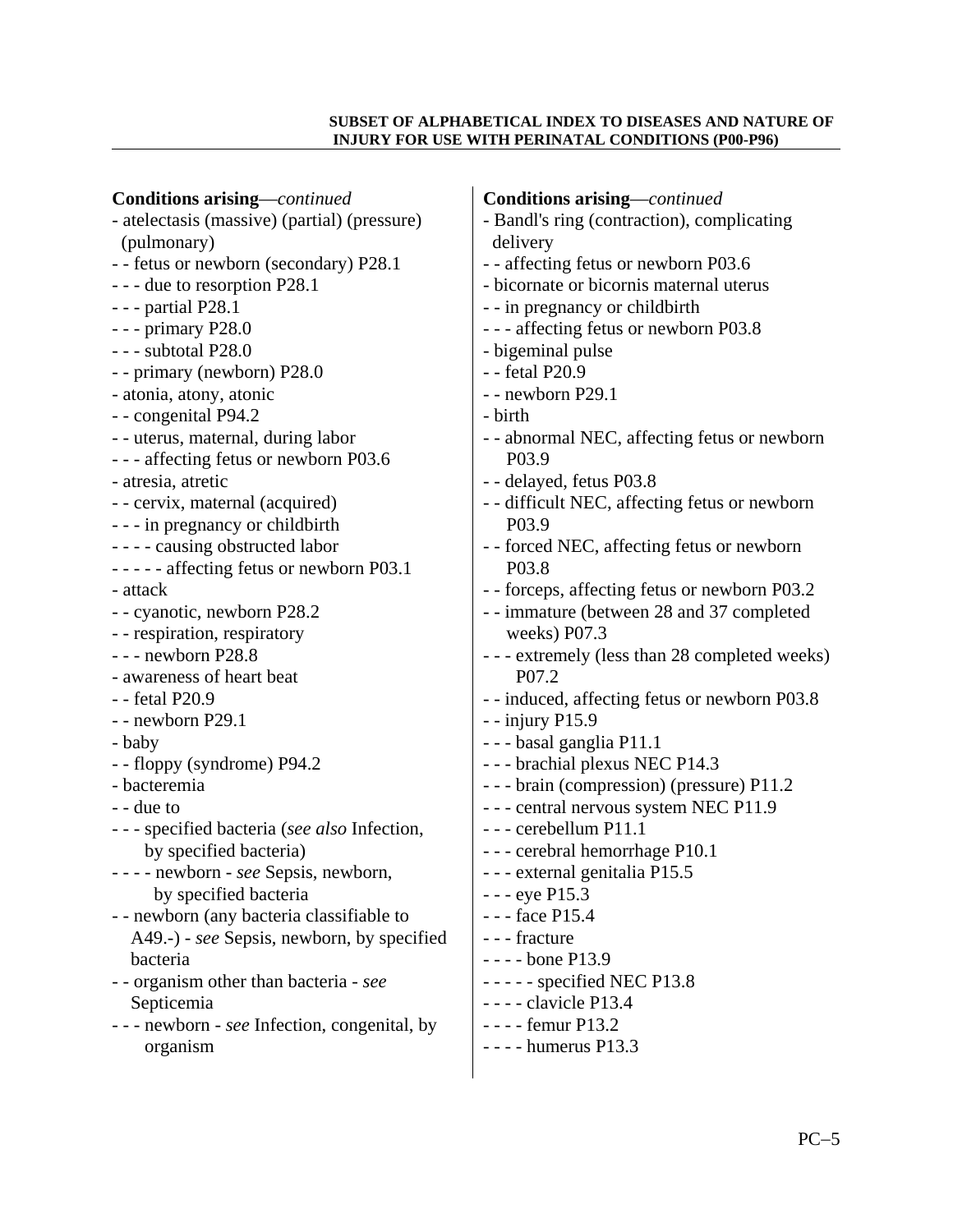**Conditions arising**—*continued*

- atelectasis (massive) (partial) (pressure) (pulmonary)
- - fetus or newborn (secondary) P28.1
- - - due to resorption P28.1
- - - partial P28.1
- - - primary P28.0
- - - subtotal P28.0
- - primary (newborn) P28.0
- atonia, atony, atonic
- - congenital P94.2
- - uterus, maternal, during labor
- - - affecting fetus or newborn P03.6
- atresia, atretic
- - cervix, maternal (acquired)
- - - in pregnancy or childbirth
- - - - causing obstructed labor
- - - - - affecting fetus or newborn P03.1
- attack
- - cyanotic, newborn P28.2
- - respiration, respiratory
- - - newborn P28.8
- awareness of heart beat
- - fetal P20.9
- - newborn P29.1
- baby
- - floppy (syndrome) P94.2
- bacteremia
- - due to
- - - specified bacteria (*see also* Infection, by specified bacteria)
- - - - newborn - *see* Sepsis, newborn, by specified bacteria
- - newborn (any bacteria classifiable to A49.-) - *see* Sepsis, newborn, by specified bacteria
- - organism other than bacteria - *see* Septicemia
- - - newborn - *see* Infection, congenital, by organism

**Conditions arising**—*continued*

- Bandl's ring (contraction), complicating delivery
- - affecting fetus or newborn P03.6
- bicornate or bicornis maternal uterus
- - in pregnancy or childbirth
- - - affecting fetus or newborn P03.8
- bigeminal pulse
- - fetal P20.9
- - newborn P29.1
- birth
- - abnormal NEC, affecting fetus or newborn P03.9
- - delayed, fetus P03.8
- - difficult NEC, affecting fetus or newborn P03.9
- - forced NEC, affecting fetus or newborn P03.8
- - forceps, affecting fetus or newborn P03.2
- - immature (between 28 and 37 completed weeks) P07.3
- - - extremely (less than 28 completed weeks) P07.2
- - induced, affecting fetus or newborn P03.8
- - injury P15.9
- - - basal ganglia P11.1
- - - brachial plexus NEC P14.3
- - - brain (compression) (pressure) P11.2
- - - central nervous system NEC P11.9
- - - cerebellum P11.1
- - - cerebral hemorrhage P10.1
- - - external genitalia P15.5
- - - eye P15.3
- - - face P15.4
- - - fracture
- - - - bone P13.9
- - - - - specified NEC P13.8
- - - - clavicle P13.4
- - - - femur P13.2
- - - - humerus P13.3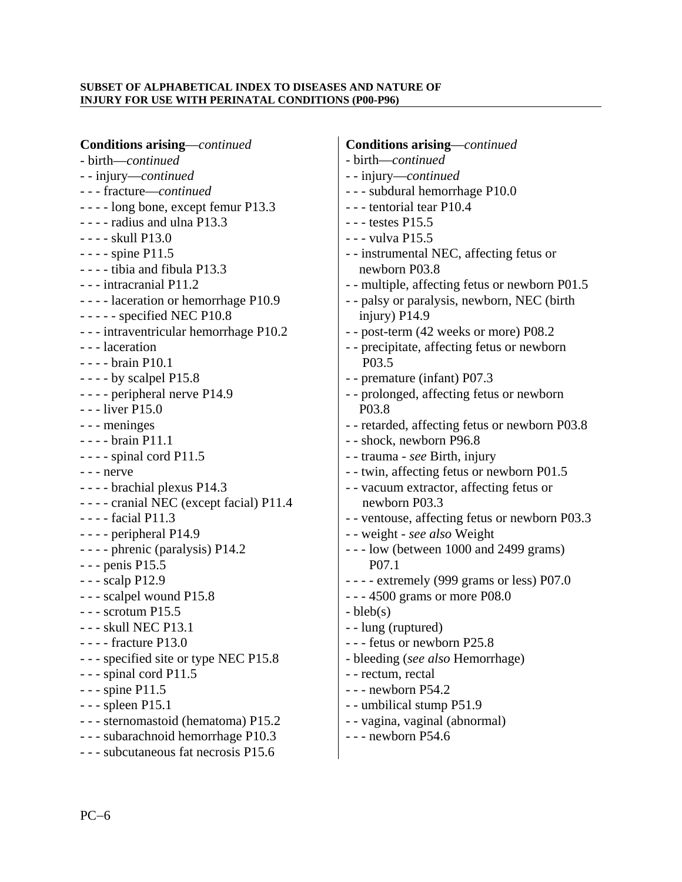**Conditions arising**—*continued*
- birth—*continued*
- - injury—*continued*
- - - fracture—*continued*
- - - - long bone, except femur P13.3
- - - - radius and ulna P13.3
- - - - skull P13.0
- - - - spine P11.5
- - - - tibia and fibula P13.3
- - - intracranial P11.2
- - - - laceration or hemorrhage P10.9
- - - - - specified NEC P10.8
- - - intraventricular hemorrhage P10.2
- - - laceration
- - - - brain P10.1
- - - - by scalpel P15.8
- - - - peripheral nerve P14.9
- - - liver P15.0
- - - meninges
- - - - brain P11.1
- - - - spinal cord P11.5
- - - nerve
- - - - brachial plexus P14.3
- - - - cranial NEC (except facial) P11.4
- - - - facial P11.3
- - - - peripheral P14.9
- - - - phrenic (paralysis) P14.2
- - - penis P15.5
- - - scalp P12.9
- - - scalpel wound P15.8
- - - scrotum P15.5
- - - skull NEC P13.1
- - - - fracture P13.0
- - - specified site or type NEC P15.8
- - - spinal cord P11.5
- - - spine P11.5
- - - spleen P15.1
- - - sternomastoid (hematoma) P15.2
- - - subarachnoid hemorrhage P10.3
- - - subcutaneous fat necrosis P15.6

**Conditions arising**—*continued*
- birth—*continued*
- - injury—*continued*
- - - subdural hemorrhage P10.0
- - - tentorial tear P10.4
- - - testes P15.5
- - - vulva P15.5
- - instrumental NEC, affecting fetus or newborn P03.8
- - multiple, affecting fetus or newborn P01.5
- - palsy or paralysis, newborn, NEC (birth injury) P14.9
- - post-term (42 weeks or more) P08.2
- - precipitate, affecting fetus or newborn P03.5
- - premature (infant) P07.3
- - prolonged, affecting fetus or newborn P03.8
- - retarded, affecting fetus or newborn P03.8
- - shock, newborn P96.8
- - trauma - *see* Birth, injury
- - twin, affecting fetus or newborn P01.5
- - vacuum extractor, affecting fetus or newborn P03.3
- - ventouse, affecting fetus or newborn P03.3
- - weight - *see also* Weight
- - - low (between 1000 and 2499 grams) P07.1
- - - - extremely (999 grams or less) P07.0
- - - 4500 grams or more P08.0
- bleb(s)
- - lung (ruptured)
- - - fetus or newborn P25.8
- bleeding (*see also* Hemorrhage)
- - rectum, rectal
- - - newborn P54.2
- - umbilical stump P51.9
- - vagina, vaginal (abnormal)
- - - newborn P54.6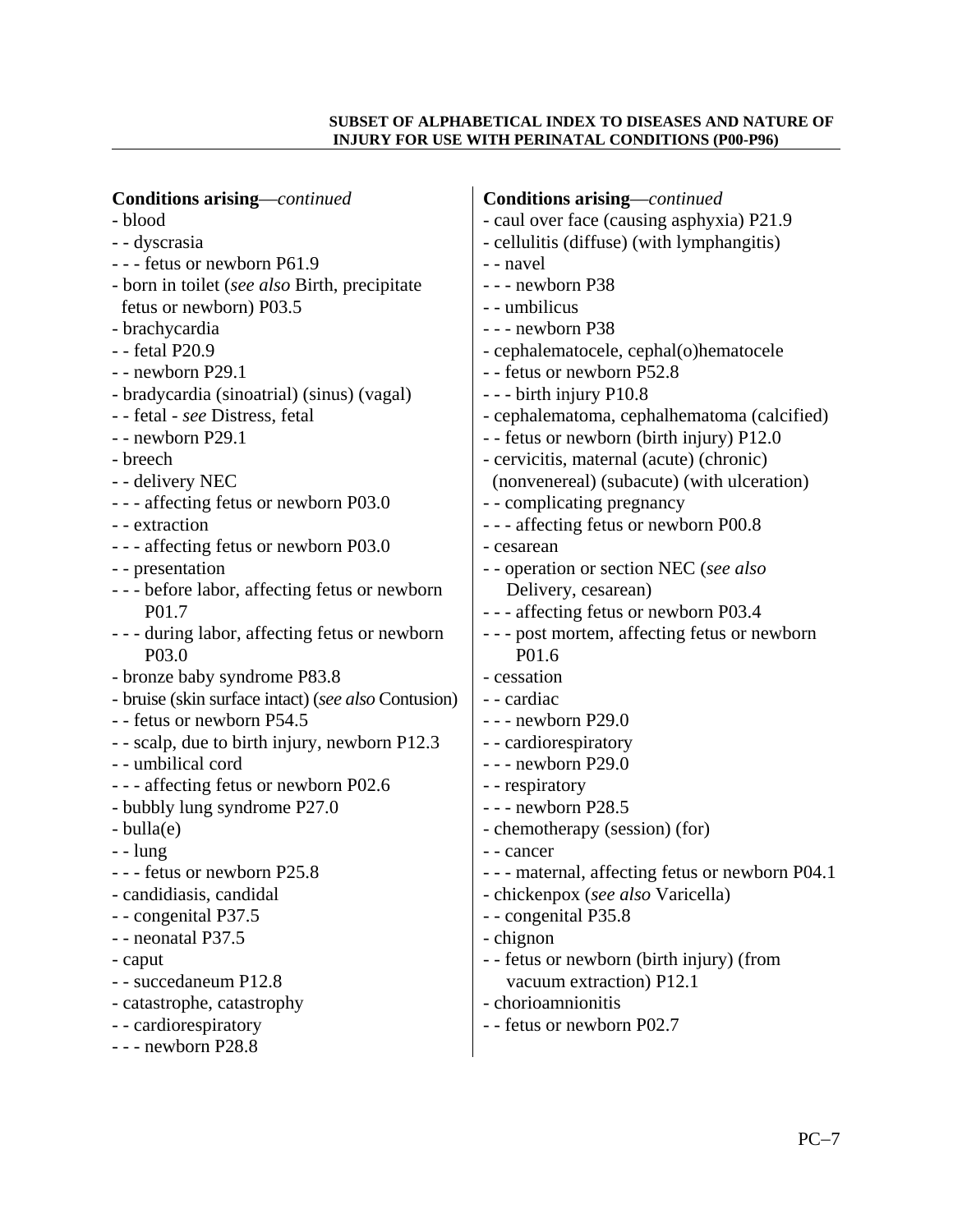**Conditions arising**—*continued*
- blood
- - dyscrasia
- - - fetus or newborn P61.9
- born in toilet (*see also* Birth, precipitate fetus or newborn) P03.5
- brachycardia
- - fetal P20.9
- - newborn P29.1
- bradycardia (sinoatrial) (sinus) (vagal)
- - fetal - *see* Distress, fetal
- - newborn P29.1
- breech
- - delivery NEC
- - - affecting fetus or newborn P03.0
- - extraction
- - - affecting fetus or newborn P03.0
- - presentation
- - - before labor, affecting fetus or newborn P01.7
- - - during labor, affecting fetus or newborn P03.0
- bronze baby syndrome P83.8
- bruise (skin surface intact) (*see also* Contusion)
- - fetus or newborn P54.5
- - scalp, due to birth injury, newborn P12.3
- - umbilical cord
- - - affecting fetus or newborn P02.6
- bubbly lung syndrome P27.0
- bulla(e)
- - lung
- - - fetus or newborn P25.8
- candidiasis, candidal
- - congenital P37.5
- - neonatal P37.5
- caput
- - succedaneum P12.8
- catastrophe, catastrophy
- - cardiorespiratory
- - - newborn P28.8

**Conditions arising**—*continued*
- caul over face (causing asphyxia) P21.9
- cellulitis (diffuse) (with lymphangitis)
- - navel
- - - newborn P38
- - umbilicus
- - - newborn P38
- cephalematocele, cephal(o)hematocele
- - fetus or newborn P52.8
- - - birth injury P10.8
- cephalematoma, cephalhematoma (calcified)
- - fetus or newborn (birth injury) P12.0
- cervicitis, maternal (acute) (chronic) (nonvenereal) (subacute) (with ulceration)
- - complicating pregnancy
- - - affecting fetus or newborn P00.8
- cesarean
- - operation or section NEC (*see also* Delivery, cesarean)
- - - affecting fetus or newborn P03.4
- - - post mortem, affecting fetus or newborn P01.6
- cessation
- - cardiac
- - - newborn P29.0
- - cardiorespiratory
- - - newborn P29.0
- - respiratory
- - - newborn P28.5
- chemotherapy (session) (for)
- - cancer
- - - maternal, affecting fetus or newborn P04.1
- chickenpox (*see also* Varicella)
- - congenital P35.8
- chignon
- - fetus or newborn (birth injury) (from vacuum extraction) P12.1
- chorioamnionitis
- - fetus or newborn P02.7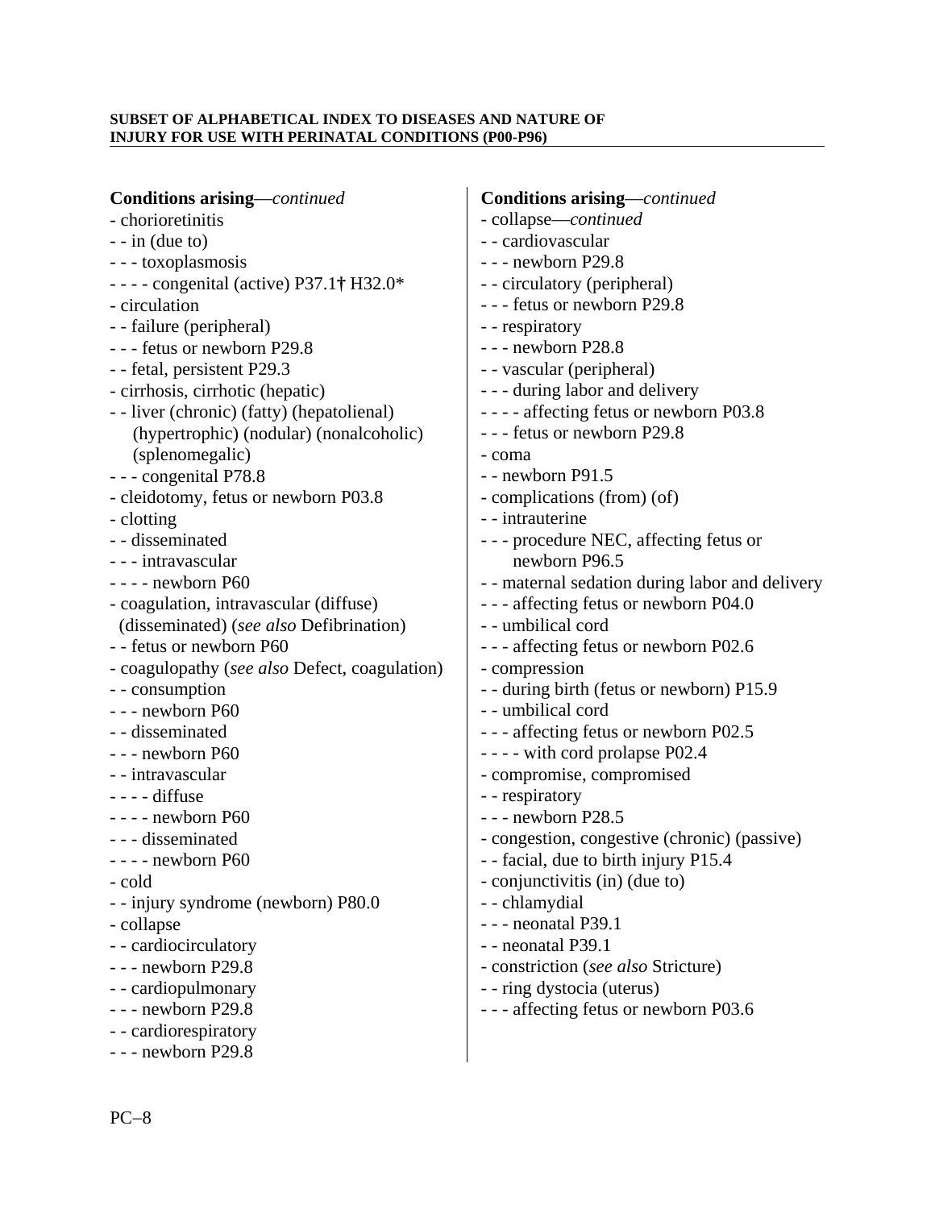**Conditions arising**—*continued*

- chorioretinitis
- - in (due to)
- - - toxoplasmosis
- - - - congenital (active) P37.1**†** H32.0*
- circulation
- - failure (peripheral)
- - - fetus or newborn P29.8
- - fetal, persistent P29.3
- cirrhosis, cirrhotic (hepatic)
- - liver (chronic) (fatty) (hepatolienal) (hypertrophic) (nodular) (nonalcoholic) (splenomegalic)
- - - congenital P78.8
- cleidotomy, fetus or newborn P03.8
- clotting
- - disseminated
- - - intravascular
- - - - newborn P60
- coagulation, intravascular (diffuse) (disseminated) (*see also* Defibrination)
- - fetus or newborn P60
- coagulopathy (*see also* Defect, coagulation)
- - consumption
- - - newborn P60
- - disseminated
- - - newborn P60
- - intravascular
- - - - diffuse
- - - - newborn P60
- - - disseminated
- - - - newborn P60
- cold
- - injury syndrome (newborn) P80.0
- collapse
- - cardiocirculatory
- - - newborn P29.8
- - cardiopulmonary
- - - newborn P29.8
- - cardiorespiratory
- - - newborn P29.8

**Conditions arising**—*continued*

- collapse—*continued*
- - cardiovascular
- - - newborn P29.8
- - circulatory (peripheral)
- - - fetus or newborn P29.8
- - respiratory
- - - newborn P28.8
- - vascular (peripheral)
- - - during labor and delivery
- - - - affecting fetus or newborn P03.8
- - - fetus or newborn P29.8
- coma
- - newborn P91.5
- complications (from) (of)
- - intrauterine
- - - procedure NEC, affecting fetus or newborn P96.5
- - maternal sedation during labor and delivery
- - - affecting fetus or newborn P04.0
- - umbilical cord
- - - affecting fetus or newborn P02.6
- compression
- - during birth (fetus or newborn) P15.9
- - umbilical cord
- - - affecting fetus or newborn P02.5
- - - - with cord prolapse P02.4
- compromise, compromised
- - respiratory
- - - newborn P28.5
- congestion, congestive (chronic) (passive)
- - facial, due to birth injury P15.4
- conjunctivitis (in) (due to)
- - chlamydial
- - - neonatal P39.1
- - neonatal P39.1
- constriction (*see also* Stricture)
- - ring dystocia (uterus)
- - - affecting fetus or newborn P03.6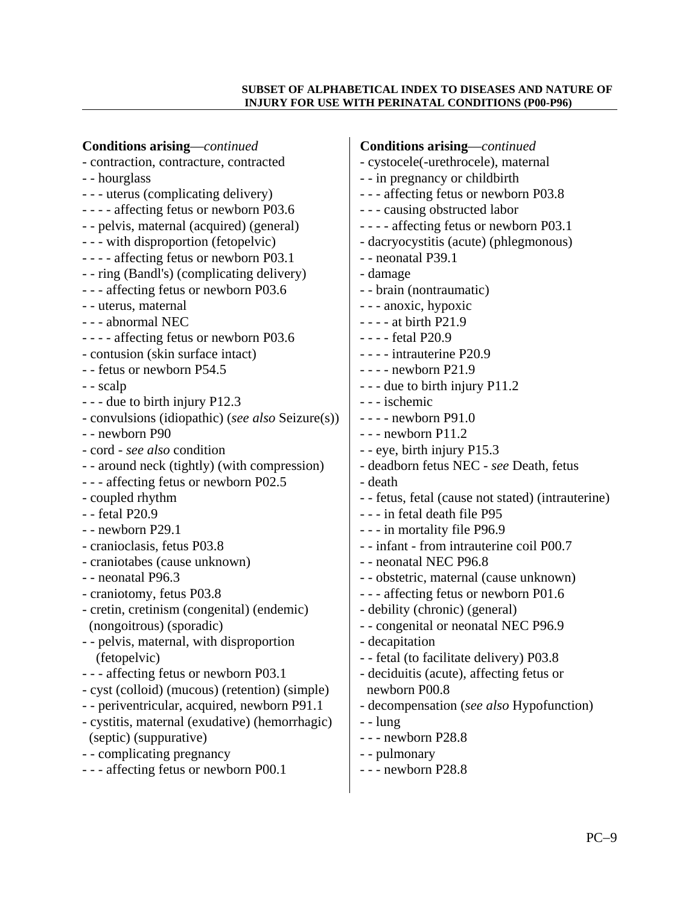**Conditions arising**—*continued*

- contraction, contracture, contracted
- - hourglass
- - - uterus (complicating delivery)
- - - - affecting fetus or newborn P03.6
- - pelvis, maternal (acquired) (general)
- - - with disproportion (fetopelvic)
- - - - affecting fetus or newborn P03.1
- - ring (Bandl's) (complicating delivery)
- - - affecting fetus or newborn P03.6
- - uterus, maternal
- - - abnormal NEC
- - - - affecting fetus or newborn P03.6
- contusion (skin surface intact)
- - fetus or newborn P54.5
- - scalp
- - - due to birth injury P12.3
- convulsions (idiopathic) (*see also* Seizure(s))
- - newborn P90
- cord - *see also* condition
- - around neck (tightly) (with compression)
- - - affecting fetus or newborn P02.5
- coupled rhythm
- - fetal P20.9
- - newborn P29.1
- cranioclasis, fetus P03.8
- craniotabes (cause unknown)
- - neonatal P96.3
- craniotomy, fetus P03.8
- cretin, cretinism (congenital) (endemic) (nongoitrous) (sporadic)
- - pelvis, maternal, with disproportion (fetopelvic)
- - - affecting fetus or newborn P03.1
- cyst (colloid) (mucous) (retention) (simple)
- - periventricular, acquired, newborn P91.1
- cystitis, maternal (exudative) (hemorrhagic) (septic) (suppurative)
- - complicating pregnancy
- - - affecting fetus or newborn P00.1

**Conditions arising**—*continued*

- cystocele(-urethrocele), maternal
- - in pregnancy or childbirth
- - - affecting fetus or newborn P03.8
- - - causing obstructed labor
- - - - affecting fetus or newborn P03.1
- dacryocystitis (acute) (phlegmonous)
- - neonatal P39.1
- damage
- - brain (nontraumatic)
- - - anoxic, hypoxic
- - - - at birth P21.9
- - - - fetal P20.9
- - - - intrauterine P20.9
- - - - newborn P21.9
- - - due to birth injury P11.2
- - - ischemic
- - - - newborn P91.0
- - - newborn P11.2
- - eye, birth injury P15.3
- deadborn fetus NEC - *see* Death, fetus
- death
- - fetus, fetal (cause not stated) (intrauterine)
- - - in fetal death file P95
- - - in mortality file P96.9
- - infant - from intrauterine coil P00.7
- - neonatal NEC P96.8
- - obstetric, maternal (cause unknown)
- - - affecting fetus or newborn P01.6
- debility (chronic) (general)
- - congenital or neonatal NEC P96.9
- decapitation
- - fetal (to facilitate delivery) P03.8
- deciduitis (acute), affecting fetus or newborn P00.8
- decompensation (*see also* Hypofunction)
- - lung
- - - newborn P28.8
- - pulmonary
- - - newborn P28.8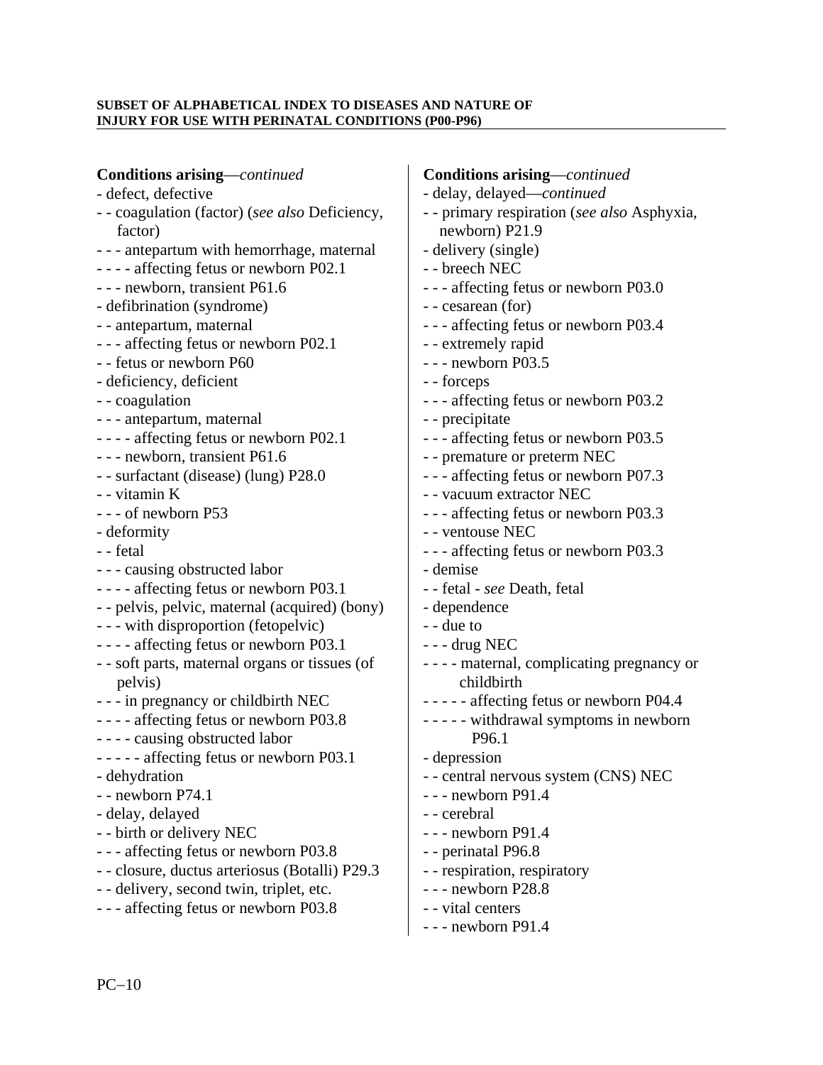**Conditions arising**—*continued*
- defect, defective
- - coagulation (factor) (*see also* Deficiency, factor)
- - - antepartum with hemorrhage, maternal
- - - - affecting fetus or newborn P02.1
- - - newborn, transient P61.6
- defibrination (syndrome)
- - antepartum, maternal
- - - affecting fetus or newborn P02.1
- - fetus or newborn P60
- deficiency, deficient
- - coagulation
- - - antepartum, maternal
- - - - affecting fetus or newborn P02.1
- - - newborn, transient P61.6
- - surfactant (disease) (lung) P28.0
- - vitamin K
- - - of newborn P53
- deformity
- - fetal
- - - causing obstructed labor
- - - - affecting fetus or newborn P03.1
- - pelvis, pelvic, maternal (acquired) (bony)
- - - with disproportion (fetopelvic)
- - - - affecting fetus or newborn P03.1
- - soft parts, maternal organs or tissues (of pelvis)
- - - in pregnancy or childbirth NEC
- - - - affecting fetus or newborn P03.8
- - - - causing obstructed labor
- - - - - affecting fetus or newborn P03.1
- dehydration
- - newborn P74.1
- delay, delayed
- - birth or delivery NEC
- - - affecting fetus or newborn P03.8
- - closure, ductus arteriosus (Botalli) P29.3
- - delivery, second twin, triplet, etc.
- - - affecting fetus or newborn P03.8

**Conditions arising**—*continued*
- delay, delayed—*continued*
- - primary respiration (*see also* Asphyxia, newborn) P21.9
- delivery (single)
- - breech NEC
- - - affecting fetus or newborn P03.0
- - cesarean (for)
- - - affecting fetus or newborn P03.4
- - extremely rapid
- - - newborn P03.5
- - forceps
- - - affecting fetus or newborn P03.2
- - precipitate
- - - affecting fetus or newborn P03.5
- - premature or preterm NEC
- - - affecting fetus or newborn P07.3
- - vacuum extractor NEC
- - - affecting fetus or newborn P03.3
- - ventouse NEC
- - - affecting fetus or newborn P03.3
- demise
- - fetal - *see* Death, fetal
- dependence
- - due to
- - - drug NEC
- - - - maternal, complicating pregnancy or childbirth
- - - - - affecting fetus or newborn P04.4
- - - - - withdrawal symptoms in newborn P96.1
- depression
- - central nervous system (CNS) NEC
- - - newborn P91.4
- - cerebral
- - - newborn P91.4
- - perinatal P96.8
- - respiration, respiratory
- - - newborn P28.8
- - vital centers
- - - newborn P91.4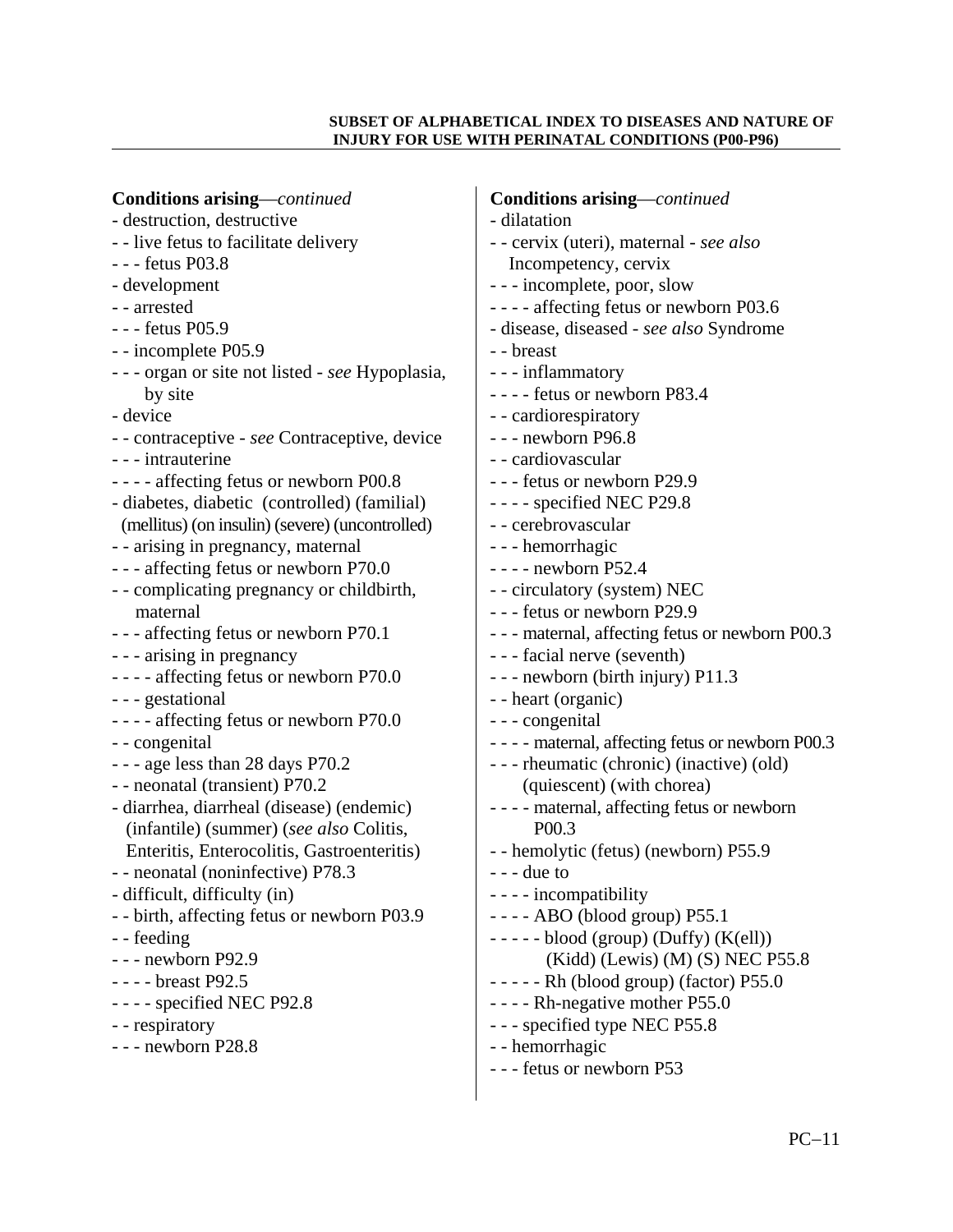**Conditions arising**—*continued*
- destruction, destructive
- - live fetus to facilitate delivery
- - - fetus P03.8
- development
- - arrested
- - - fetus P05.9
- - incomplete P05.9
- - - organ or site not listed - *see* Hypoplasia, by site
- device
- - contraceptive - *see* Contraceptive, device
- - - intrauterine
- - - - affecting fetus or newborn P00.8
- diabetes, diabetic (controlled) (familial) (mellitus) (on insulin) (severe) (uncontrolled)
- - arising in pregnancy, maternal
- - - affecting fetus or newborn P70.0
- - complicating pregnancy or childbirth, maternal
- - - affecting fetus or newborn P70.1
- - - arising in pregnancy
- - - - affecting fetus or newborn P70.0
- - - gestational
- - - - affecting fetus or newborn P70.0
- - congenital
- - - age less than 28 days P70.2
- - neonatal (transient) P70.2
- diarrhea, diarrheal (disease) (endemic) (infantile) (summer) (*see also* Colitis, Enteritis, Enterocolitis, Gastroenteritis)
- - neonatal (noninfective) P78.3
- difficult, difficulty (in)
- - birth, affecting fetus or newborn P03.9
- - feeding
- - - newborn P92.9
- - - - breast P92.5
- - - - specified NEC P92.8
- - respiratory
- - - newborn P28.8

**Conditions arising**—*continued*
- dilatation
- - cervix (uteri), maternal - *see also* Incompetency, cervix
- - - incomplete, poor, slow
- - - - affecting fetus or newborn P03.6
- disease, diseased - *see also* Syndrome
- - breast
- - - inflammatory
- - - - fetus or newborn P83.4
- - cardiorespiratory
- - - newborn P96.8
- - cardiovascular
- - - fetus or newborn P29.9
- - - - specified NEC P29.8
- - cerebrovascular
- - - hemorrhagic
- - - - newborn P52.4
- - circulatory (system) NEC
- - - fetus or newborn P29.9
- - - maternal, affecting fetus or newborn P00.3
- - - facial nerve (seventh)
- - - newborn (birth injury) P11.3
- - heart (organic)
- - - congenital
- - - - maternal, affecting fetus or newborn P00.3
- - - rheumatic (chronic) (inactive) (old) (quiescent) (with chorea)
- - - - maternal, affecting fetus or newborn P00.3
- - hemolytic (fetus) (newborn) P55.9
- - - due to
- - - - incompatibility
- - - - ABO (blood group) P55.1
- - - - - blood (group) (Duffy) (K(ell)) (Kidd) (Lewis) (M) (S) NEC P55.8
- - - - - Rh (blood group) (factor) P55.0
- - - - Rh-negative mother P55.0
- - - specified type NEC P55.8
- - hemorrhagic
- - - fetus or newborn P53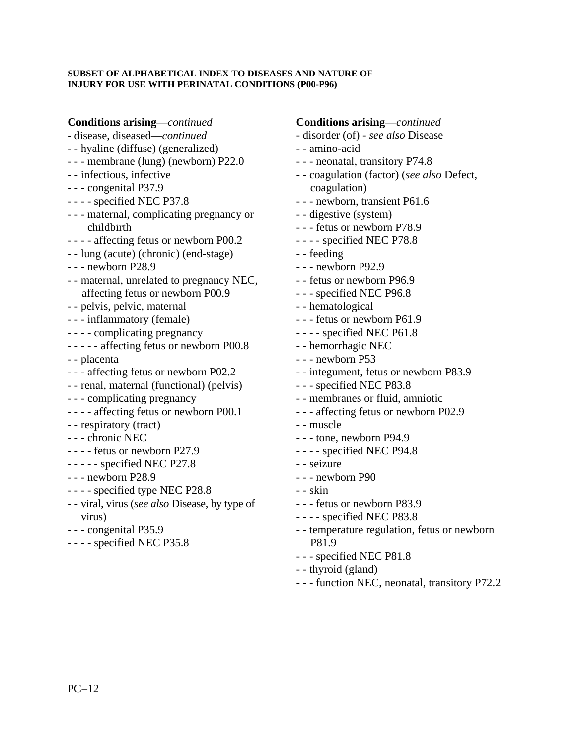**Conditions arising**—*continued*
- disease, diseased—*continued*
- - hyaline (diffuse) (generalized)
- - - membrane (lung) (newborn) P22.0
- - infectious, infective
- - - congenital P37.9
- - - - specified NEC P37.8
- - - maternal, complicating pregnancy or childbirth
- - - - affecting fetus or newborn P00.2
- - lung (acute) (chronic) (end-stage)
- - - newborn P28.9
- - maternal, unrelated to pregnancy NEC, affecting fetus or newborn P00.9
- - pelvis, pelvic, maternal
- - - inflammatory (female)
- - - - complicating pregnancy
- - - - - affecting fetus or newborn P00.8
- - placenta
- - - affecting fetus or newborn P02.2
- - renal, maternal (functional) (pelvis)
- - - complicating pregnancy
- - - - affecting fetus or newborn P00.1
- - respiratory (tract)
- - - chronic NEC
- - - - fetus or newborn P27.9
- - - - - specified NEC P27.8
- - - newborn P28.9
- - - - specified type NEC P28.8
- - viral, virus (*see also* Disease, by type of virus)
- - - congenital P35.9
- - - - specified NEC P35.8

**Conditions arising**—*continued*
- disorder (of) - *see also* Disease
- - amino-acid
- - - neonatal, transitory P74.8
- - coagulation (factor) (*see also* Defect, coagulation)
- - - newborn, transient P61.6
- - digestive (system)
- - - fetus or newborn P78.9
- - - - specified NEC P78.8
- - feeding
- - - newborn P92.9
- - fetus or newborn P96.9
- - - specified NEC P96.8
- - hematological
- - - fetus or newborn P61.9
- - - - specified NEC P61.8
- - hemorrhagic NEC
- - - newborn P53
- - integument, fetus or newborn P83.9
- - - specified NEC P83.8
- - membranes or fluid, amniotic
- - - affecting fetus or newborn P02.9
- - muscle
- - - tone, newborn P94.9
- - - - specified NEC P94.8
- - seizure
- - - newborn P90
- - skin
- - - fetus or newborn P83.9
- - - - specified NEC P83.8
- - temperature regulation, fetus or newborn P81.9
- - - specified NEC P81.8
- - thyroid (gland)
- - - function NEC, neonatal, transitory P72.2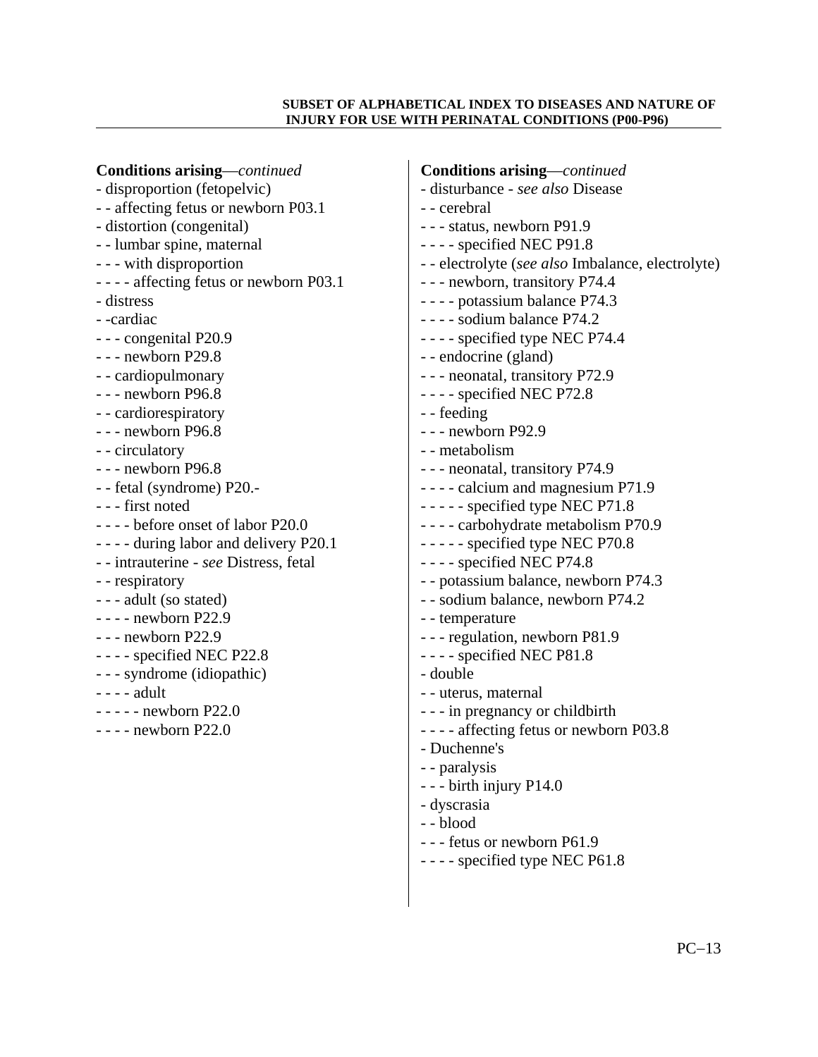**Conditions arising**—*continued*

- disproportion (fetopelvic)
- - affecting fetus or newborn P03.1
- distortion (congenital)
- - lumbar spine, maternal
- - - with disproportion
- - - - affecting fetus or newborn P03.1
- distress
- -cardiac
- - - congenital P20.9
- - - newborn P29.8
- - cardiopulmonary
- - - newborn P96.8
- - cardiorespiratory
- - - newborn P96.8
- - circulatory
- - - newborn P96.8
- - fetal (syndrome) P20.-
- - - first noted
- - - - before onset of labor P20.0
- - - - during labor and delivery P20.1
- - intrauterine - *see* Distress, fetal
- - respiratory
- - - adult (so stated)
- - - - newborn P22.9
- - - newborn P22.9
- - - - specified NEC P22.8
- - - syndrome (idiopathic)
- - - - adult
- - - - - newborn P22.0
- - - - newborn P22.0

**Conditions arising**—*continued*

- disturbance - *see also* Disease
- - cerebral
- - - status, newborn P91.9
- - - - specified NEC P91.8
- - electrolyte (*see also* Imbalance, electrolyte)
- - - newborn, transitory P74.4
- - - - potassium balance P74.3
- - - - sodium balance P74.2
- - - - specified type NEC P74.4
- - endocrine (gland)
- - - neonatal, transitory P72.9
- - - - specified NEC P72.8
- - feeding
- - - newborn P92.9
- - metabolism
- - - neonatal, transitory P74.9
- - - - calcium and magnesium P71.9
- - - - - specified type NEC P71.8
- - - - carbohydrate metabolism P70.9
- - - - - specified type NEC P70.8
- - - - specified NEC P74.8
- - potassium balance, newborn P74.3
- - sodium balance, newborn P74.2
- - temperature
- - - regulation, newborn P81.9
- - - - specified NEC P81.8
- double
- - uterus, maternal
- - - in pregnancy or childbirth
- - - - affecting fetus or newborn P03.8
- Duchenne's
- - paralysis
- - - birth injury P14.0
- dyscrasia
- - blood
- - - fetus or newborn P61.9
- - - - specified type NEC P61.8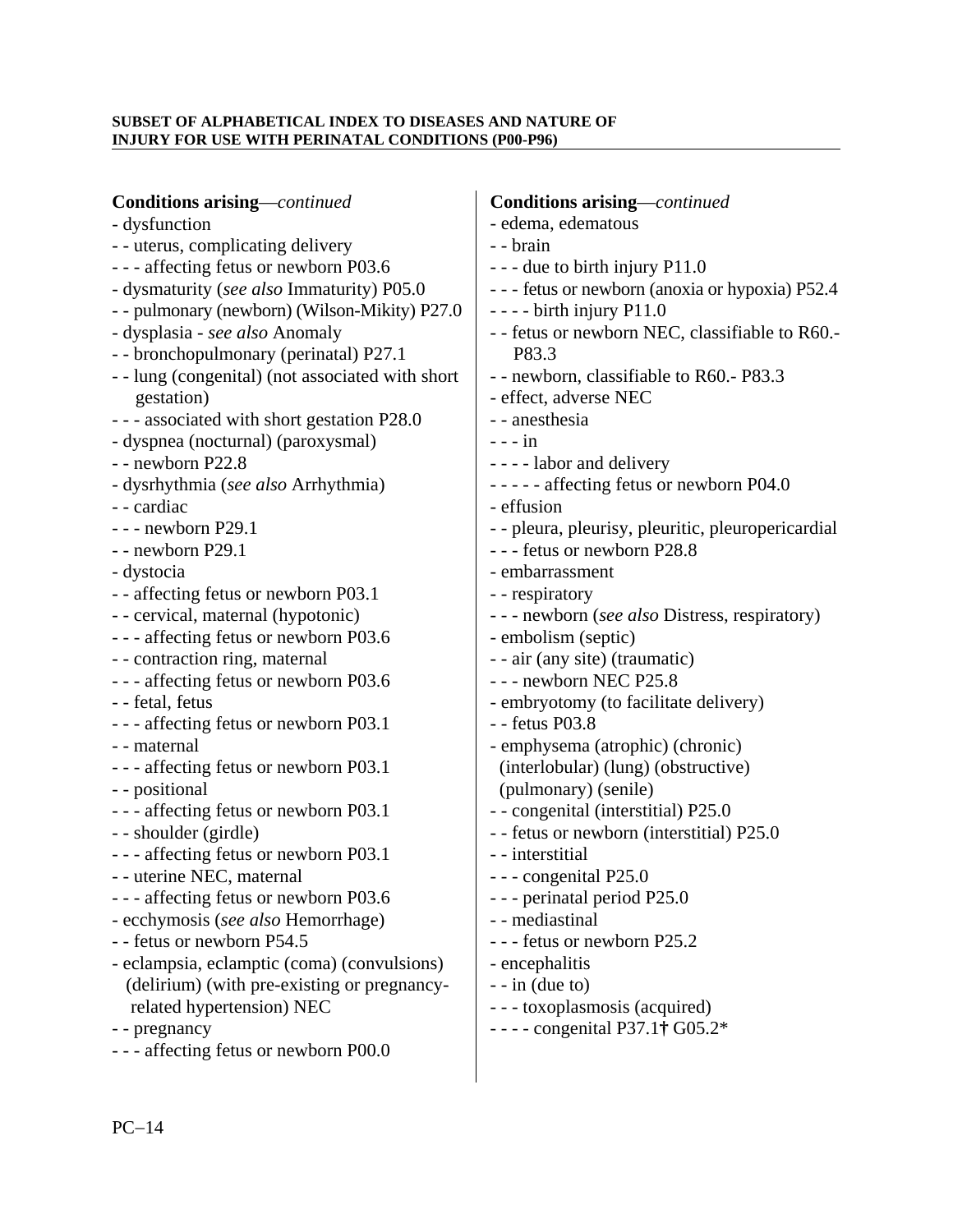**Conditions arising**—*continued*

- dysfunction
- - uterus, complicating delivery
- - - affecting fetus or newborn P03.6
- dysmaturity (*see also* Immaturity) P05.0
- - pulmonary (newborn) (Wilson-Mikity) P27.0
- dysplasia - *see also* Anomaly
- - bronchopulmonary (perinatal) P27.1
- - lung (congenital) (not associated with short gestation)
- - - associated with short gestation P28.0
- dyspnea (nocturnal) (paroxysmal)
- - newborn P22.8
- dysrhythmia (*see also* Arrhythmia)
- - cardiac
- - - newborn P29.1
- - newborn P29.1
- dystocia
- - affecting fetus or newborn P03.1
- - cervical, maternal (hypotonic)
- - - affecting fetus or newborn P03.6
- - contraction ring, maternal
- - - affecting fetus or newborn P03.6
- - fetal, fetus
- - - affecting fetus or newborn P03.1
- - maternal
- - - affecting fetus or newborn P03.1
- - positional
- - - affecting fetus or newborn P03.1
- - shoulder (girdle)
- - - affecting fetus or newborn P03.1
- - uterine NEC, maternal
- - - affecting fetus or newborn P03.6
- ecchymosis (*see also* Hemorrhage)
- - fetus or newborn P54.5
- eclampsia, eclamptic (coma) (convulsions) (delirium) (with pre-existing or pregnancy-related hypertension) NEC
- - pregnancy
- - - affecting fetus or newborn P00.0

**Conditions arising**—*continued*

- edema, edematous
- - brain
- - - due to birth injury P11.0
- - - fetus or newborn (anoxia or hypoxia) P52.4
- - - - birth injury P11.0
- - fetus or newborn NEC, classifiable to R60.- P83.3
- - newborn, classifiable to R60.- P83.3
- effect, adverse NEC
- - anesthesia
- - - in
- - - - labor and delivery
- - - - - affecting fetus or newborn P04.0
- effusion
- - pleura, pleurisy, pleuritic, pleuropericardial
- - - fetus or newborn P28.8
- embarrassment
- - respiratory
- - - newborn (*see also* Distress, respiratory)
- embolism (septic)
- - air (any site) (traumatic)
- - - newborn NEC P25.8
- embryotomy (to facilitate delivery)
- - fetus P03.8
- emphysema (atrophic) (chronic) (interlobular) (lung) (obstructive) (pulmonary) (senile)
- - congenital (interstitial) P25.0
- - fetus or newborn (interstitial) P25.0
- - interstitial
- - - congenital P25.0
- - - perinatal period P25.0
- - mediastinal
- - - fetus or newborn P25.2
- encephalitis
- - in (due to)
- - - toxoplasmosis (acquired)
- - - - congenital P37.1**†** G05.2*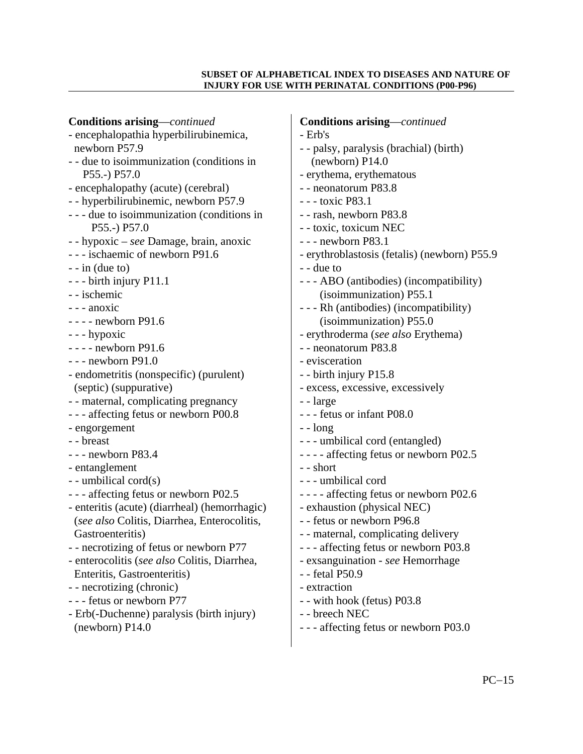**Conditions arising**—*continued*

- encephalopathia hyperbilirubinemica, newborn P57.9
- - due to isoimmunization (conditions in P55.-) P57.0
- encephalopathy (acute) (cerebral)
- - hyperbilirubinemic, newborn P57.9
- - - due to isoimmunization (conditions in P55.-) P57.0
- - hypoxic – *see* Damage, brain, anoxic
- - - ischaemic of newborn P91.6
- - in (due to)
- - - birth injury P11.1
- - ischemic
- - - anoxic
- - - - newborn P91.6
- - - hypoxic
- - - - newborn P91.6
- - - newborn P91.0
- endometritis (nonspecific) (purulent) (septic) (suppurative)
- - maternal, complicating pregnancy
- - - affecting fetus or newborn P00.8
- engorgement
- - breast
- - - newborn P83.4
- entanglement
- - umbilical cord(s)
- - - affecting fetus or newborn P02.5
- enteritis (acute) (diarrheal) (hemorrhagic) (*see also* Colitis, Diarrhea, Enterocolitis, Gastroenteritis)
- - necrotizing of fetus or newborn P77
- enterocolitis (*see also* Colitis, Diarrhea, Enteritis, Gastroenteritis)
- - necrotizing (chronic)
- - - fetus or newborn P77
- Erb(-Duchenne) paralysis (birth injury) (newborn) P14.0

**Conditions arising**—*continued*

- Erb's
- - palsy, paralysis (brachial) (birth) (newborn) P14.0
- erythema, erythematous
- - neonatorum P83.8
- - - toxic P83.1
- - rash, newborn P83.8
- - toxic, toxicum NEC
- - - newborn P83.1
- erythroblastosis (fetalis) (newborn) P55.9
- - due to
- - - ABO (antibodies) (incompatibility) (isoimmunization) P55.1
- - - Rh (antibodies) (incompatibility) (isoimmunization) P55.0
- erythroderma (*see also* Erythema)
- - neonatorum P83.8
- evisceration
- - birth injury P15.8
- excess, excessive, excessively
- - large
- - - fetus or infant P08.0
- - long
- - - umbilical cord (entangled)
- - - - affecting fetus or newborn P02.5
- - short
- - - umbilical cord
- - - - affecting fetus or newborn P02.6
- exhaustion (physical NEC)
- - fetus or newborn P96.8
- - maternal, complicating delivery
- - - affecting fetus or newborn P03.8
- exsanguination - *see* Hemorrhage
- - fetal P50.9
- extraction
- - with hook (fetus) P03.8
- - breech NEC
- - - affecting fetus or newborn P03.0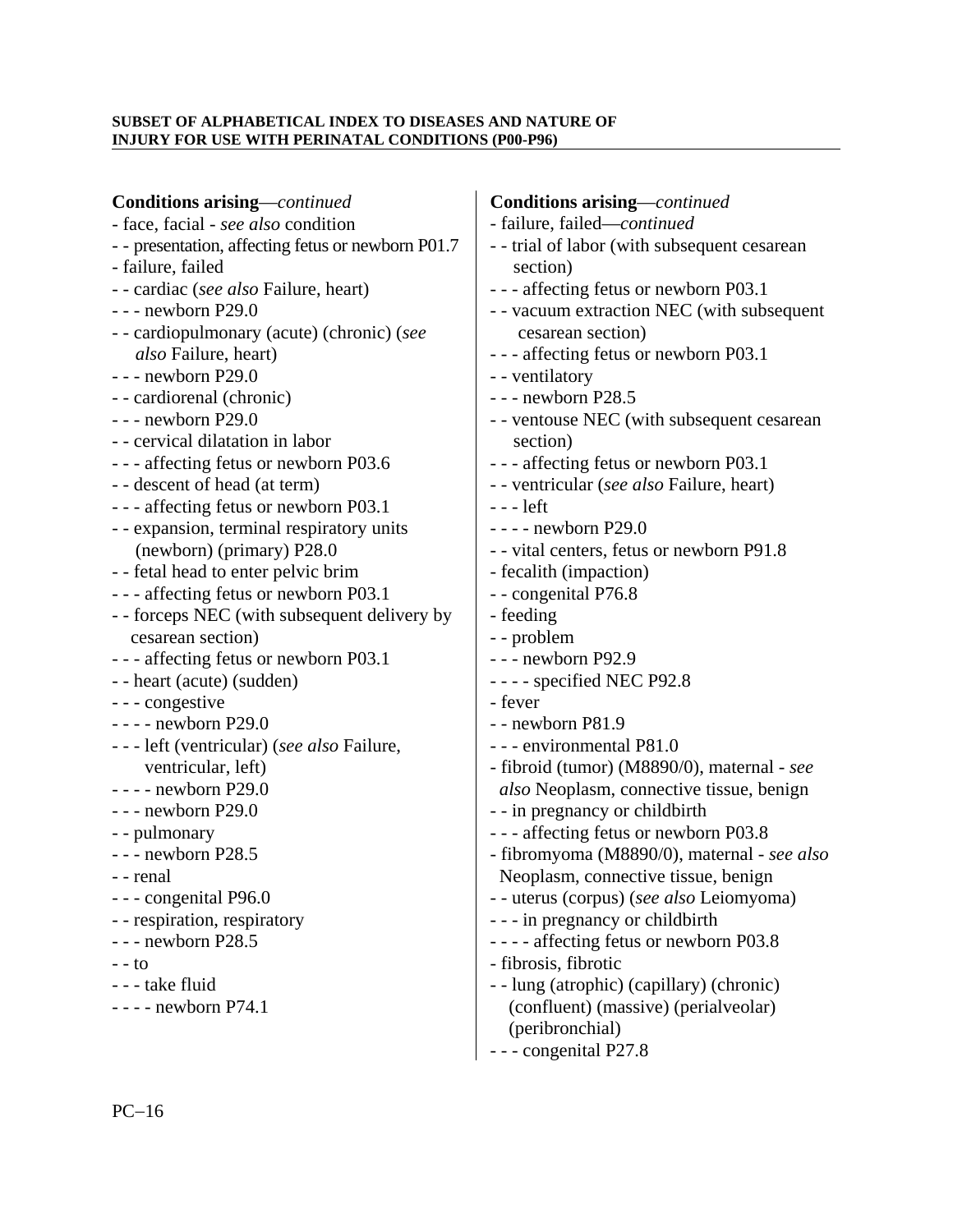**Conditions arising**—*continued*

- face, facial - *see also* condition
- - presentation, affecting fetus or newborn P01.7
- failure, failed
- - cardiac (*see also* Failure, heart)
- - - newborn P29.0
- - cardiopulmonary (acute) (chronic) (*see also* Failure, heart)
- - - newborn P29.0
- - cardiorenal (chronic)
- - - newborn P29.0
- - cervical dilatation in labor
- - - affecting fetus or newborn P03.6
- - descent of head (at term)
- - - affecting fetus or newborn P03.1
- - expansion, terminal respiratory units (newborn) (primary) P28.0
- - fetal head to enter pelvic brim
- - - affecting fetus or newborn P03.1
- - forceps NEC (with subsequent delivery by cesarean section)
- - - affecting fetus or newborn P03.1
- - heart (acute) (sudden)
- - - congestive
- - - - newborn P29.0
- - - left (ventricular) (*see also* Failure, ventricular, left)
- - - - newborn P29.0
- - - newborn P29.0
- - pulmonary
- - - newborn P28.5
- - renal
- - - congenital P96.0
- - respiration, respiratory
- - - newborn P28.5
- - to
- - - take fluid
- - - - newborn P74.1

**Conditions arising**—*continued*

- failure, failed—*continued*
- - trial of labor (with subsequent cesarean section)
- - - affecting fetus or newborn P03.1
- - vacuum extraction NEC (with subsequent cesarean section)
- - - affecting fetus or newborn P03.1
- - ventilatory
- - - newborn P28.5
- - ventouse NEC (with subsequent cesarean section)
- - - affecting fetus or newborn P03.1
- - ventricular (*see also* Failure, heart)
- - - left
- - - - newborn P29.0
- - vital centers, fetus or newborn P91.8
- fecalith (impaction)
- - congenital P76.8
- feeding
- - problem
- - - newborn P92.9
- - - - specified NEC P92.8
- fever
- - newborn P81.9
- - - environmental P81.0
- fibroid (tumor) (M8890/0), maternal - *see also* Neoplasm, connective tissue, benign
- - in pregnancy or childbirth
- - - affecting fetus or newborn P03.8
- fibromyoma (M8890/0), maternal - *see also* Neoplasm, connective tissue, benign
- - uterus (corpus) (*see also* Leiomyoma)
- - - in pregnancy or childbirth
- - - - affecting fetus or newborn P03.8
- fibrosis, fibrotic
- - lung (atrophic) (capillary) (chronic) (confluent) (massive) (perialveolar) (peribronchial)
- - - congenital P27.8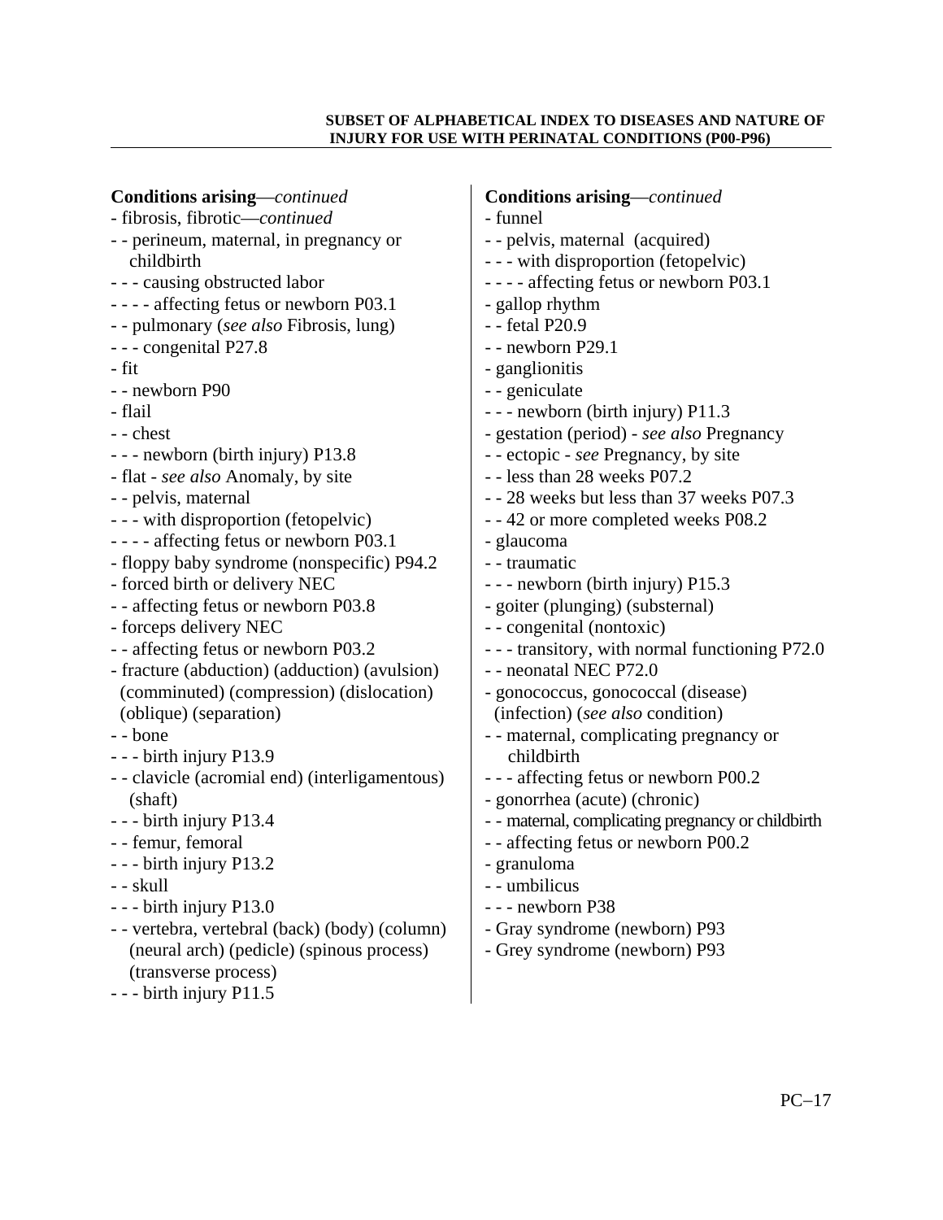**Conditions arising**—*continued*

- fibrosis, fibrotic—*continued*
- - perineum, maternal, in pregnancy or childbirth
- - - causing obstructed labor
- - - - affecting fetus or newborn P03.1
- - pulmonary (*see also* Fibrosis, lung)
- - - congenital P27.8
- fit
- - newborn P90
- flail
- - chest
- - - newborn (birth injury) P13.8
- flat - *see also* Anomaly, by site
- - pelvis, maternal
- - - with disproportion (fetopelvic)
- - - - affecting fetus or newborn P03.1
- floppy baby syndrome (nonspecific) P94.2
- forced birth or delivery NEC
- - affecting fetus or newborn P03.8
- forceps delivery NEC
- - affecting fetus or newborn P03.2
- fracture (abduction) (adduction) (avulsion) (comminuted) (compression) (dislocation) (oblique) (separation)
- - bone
- - - birth injury P13.9
- - clavicle (acromial end) (interligamentous) (shaft)
- - - birth injury P13.4
- - femur, femoral
- - - birth injury P13.2
- - skull
- - - birth injury P13.0
- - vertebra, vertebral (back) (body) (column) (neural arch) (pedicle) (spinous process) (transverse process)
- - - birth injury P11.5

**Conditions arising**—*continued*

- funnel
- - pelvis, maternal (acquired)
- - - with disproportion (fetopelvic)
- - - - affecting fetus or newborn P03.1
- gallop rhythm
- - fetal P20.9
- - newborn P29.1
- ganglionitis
- - geniculate
- - - newborn (birth injury) P11.3
- gestation (period) - *see also* Pregnancy
- - ectopic - *see* Pregnancy, by site
- - less than 28 weeks P07.2
- - 28 weeks but less than 37 weeks P07.3
- - 42 or more completed weeks P08.2
- glaucoma
- - traumatic
- - - newborn (birth injury) P15.3
- goiter (plunging) (substernal)
- - congenital (nontoxic)
- - - transitory, with normal functioning P72.0
- - neonatal NEC P72.0
- gonococcus, gonococcal (disease) (infection) (*see also* condition)
- - maternal, complicating pregnancy or childbirth
- - - affecting fetus or newborn P00.2
- gonorrhea (acute) (chronic)
- - maternal, complicating pregnancy or childbirth
- - affecting fetus or newborn P00.2
- granuloma
- - umbilicus
- - - newborn P38
- Gray syndrome (newborn) P93
- Grey syndrome (newborn) P93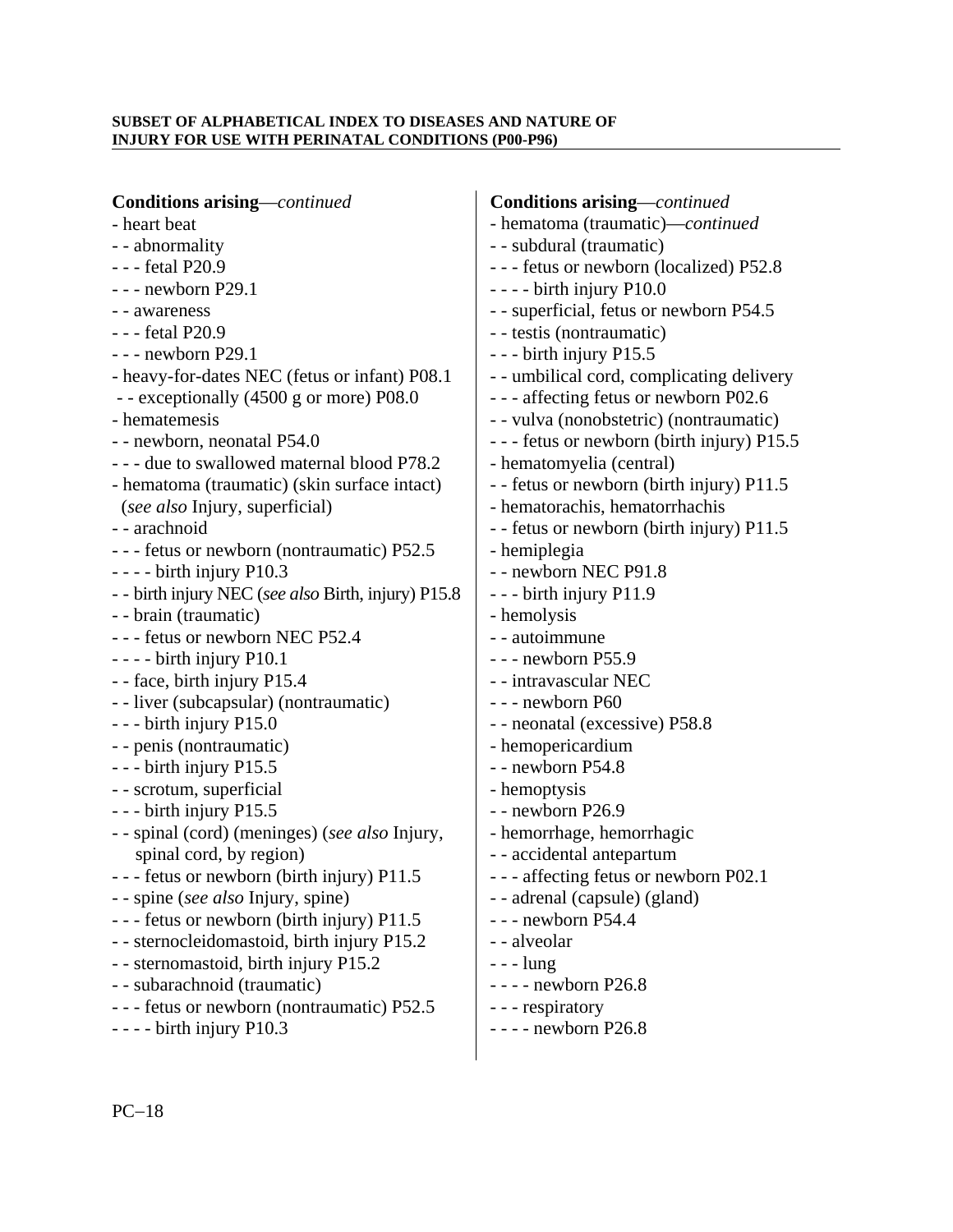**SUBSET OF ALPHABETICAL INDEX TO DISEASES AND NATURE OF INJURY FOR USE WITH PERINATAL CONDITIONS (P00-P96)**

**Conditions arising**—*continued*

- heart beat
- - abnormality
- - - fetal P20.9
- - - newborn P29.1
- - awareness
- - - fetal P20.9
- - - newborn P29.1
- heavy-for-dates NEC (fetus or infant) P08.1
- - exceptionally (4500 g or more) P08.0
- hematemesis
- - newborn, neonatal P54.0
- - - due to swallowed maternal blood P78.2
- hematoma (traumatic) (skin surface intact) (*see also* Injury, superficial)
- - arachnoid
- - - fetus or newborn (nontraumatic) P52.5
- - - - birth injury P10.3
- - birth injury NEC (*see also* Birth, injury) P15.8
- - brain (traumatic)
- - - fetus or newborn NEC P52.4
- - - - birth injury P10.1
- - face, birth injury P15.4
- - liver (subcapsular) (nontraumatic)
- - - birth injury P15.0
- - penis (nontraumatic)
- - - birth injury P15.5
- - scrotum, superficial
- - - birth injury P15.5
- - spinal (cord) (meninges) (*see also* Injury, spinal cord, by region)
- - - fetus or newborn (birth injury) P11.5
- - spine (*see also* Injury, spine)
- - - fetus or newborn (birth injury) P11.5
- - sternocleidomastoid, birth injury P15.2
- - sternomastoid, birth injury P15.2
- - subarachnoid (traumatic)
- - - fetus or newborn (nontraumatic) P52.5
- - - - birth injury P10.3

**Conditions arising**—*continued*

- hematoma (traumatic)—*continued*
- - subdural (traumatic)
- - - fetus or newborn (localized) P52.8
- - - - birth injury P10.0
- - superficial, fetus or newborn P54.5
- - testis (nontraumatic)
- - - birth injury P15.5
- - umbilical cord, complicating delivery
- - - affecting fetus or newborn P02.6
- - vulva (nonobstetric) (nontraumatic)
- - - fetus or newborn (birth injury) P15.5
- hematomyelia (central)
- - fetus or newborn (birth injury) P11.5
- hematorachis, hematorrhachis
- - fetus or newborn (birth injury) P11.5
- hemiplegia
- - newborn NEC P91.8
- - - birth injury P11.9
- hemolysis
- - autoimmune
- - - newborn P55.9
- - intravascular NEC
- - - newborn P60
- - neonatal (excessive) P58.8
- hemopericardium
- - newborn P54.8
- hemoptysis
- - newborn P26.9
- hemorrhage, hemorrhagic
- - accidental antepartum
- - - affecting fetus or newborn P02.1
- - adrenal (capsule) (gland)
- - - newborn P54.4
- - alveolar
- - - lung
- - - - newborn P26.8
- - - respiratory
- - - - newborn P26.8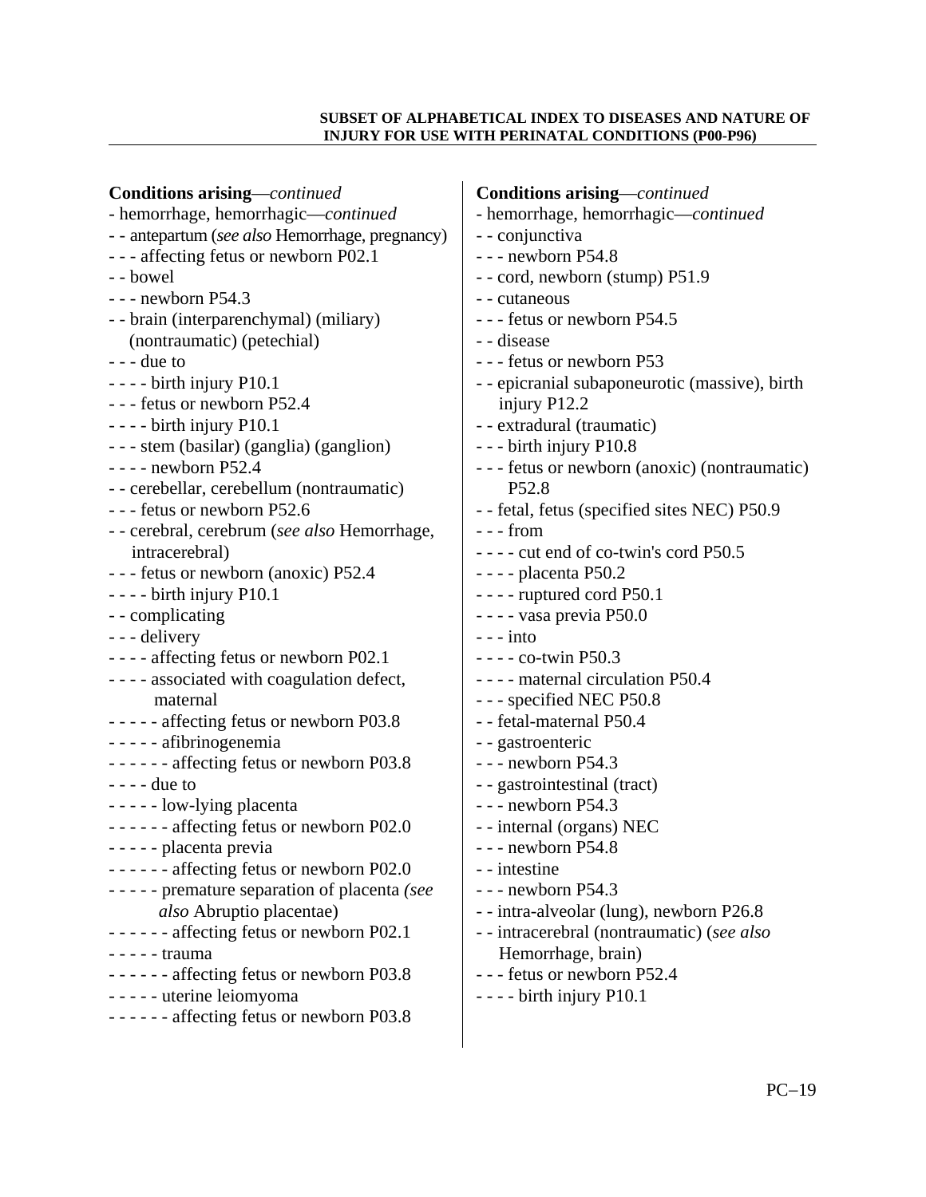**Conditions arising**—*continued*
- hemorrhage, hemorrhagic—*continued*
- - antepartum (*see also* Hemorrhage, pregnancy)
- - - affecting fetus or newborn P02.1
- - bowel
- - - newborn P54.3
- - brain (interparenchymal) (miliary) (nontraumatic) (petechial)
- - - due to
- - - - birth injury P10.1
- - - fetus or newborn P52.4
- - - - birth injury P10.1
- - - stem (basilar) (ganglia) (ganglion)
- - - - newborn P52.4
- - cerebellar, cerebellum (nontraumatic)
- - - fetus or newborn P52.6
- - cerebral, cerebrum (*see also* Hemorrhage, intracerebral)
- - - fetus or newborn (anoxic) P52.4
- - - - birth injury P10.1
- - complicating
- - - delivery
- - - - affecting fetus or newborn P02.1
- - - - associated with coagulation defect, maternal
- - - - - affecting fetus or newborn P03.8
- - - - - afibrinogenemia
- - - - - - affecting fetus or newborn P03.8
- - - - due to
- - - - - low-lying placenta
- - - - - - affecting fetus or newborn P02.0
- - - - - placenta previa
- - - - - - affecting fetus or newborn P02.0
- - - - - premature separation of placenta *(see also* Abruptio placentae)
- - - - - - affecting fetus or newborn P02.1
- - - - - trauma
- - - - - - affecting fetus or newborn P03.8
- - - - - uterine leiomyoma
- - - - - - affecting fetus or newborn P03.8

**Conditions arising**—*continued*
- hemorrhage, hemorrhagic—*continued*
- - conjunctiva
- - - newborn P54.8
- - cord, newborn (stump) P51.9
- - cutaneous
- - - fetus or newborn P54.5
- - disease
- - - fetus or newborn P53
- - epicranial subaponeurotic (massive), birth injury P12.2
- - extradural (traumatic)
- - - birth injury P10.8
- - - fetus or newborn (anoxic) (nontraumatic) P52.8
- - fetal, fetus (specified sites NEC) P50.9
- - - from
- - - - cut end of co-twin's cord P50.5
- - - - placenta P50.2
- - - - ruptured cord P50.1
- - - - vasa previa P50.0
- - - into
- - - - co-twin P50.3
- - - - maternal circulation P50.4
- - - specified NEC P50.8
- - fetal-maternal P50.4
- - gastroenteric
- - - newborn P54.3
- - gastrointestinal (tract)
- - - newborn P54.3
- - internal (organs) NEC
- - - newborn P54.8
- - intestine
- - - newborn P54.3
- - intra-alveolar (lung), newborn P26.8
- - intracerebral (nontraumatic) (*see also* Hemorrhage, brain)
- - - fetus or newborn P52.4
- - - - birth injury P10.1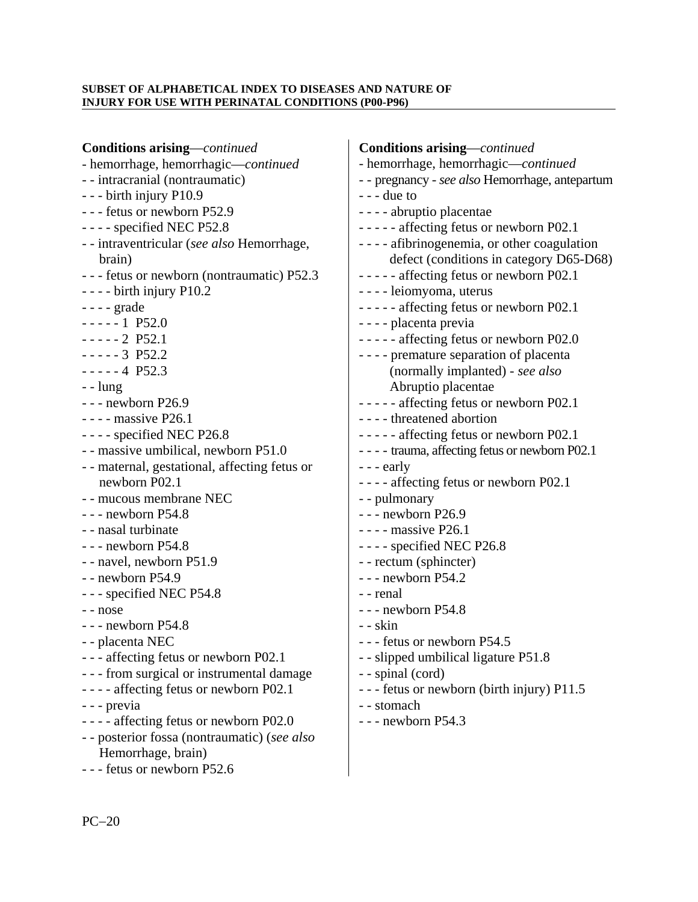**Conditions arising**—*continued*

- hemorrhage, hemorrhagic—*continued*
- - intracranial (nontraumatic)
- - - birth injury P10.9
- - - fetus or newborn P52.9
- - - - specified NEC P52.8
- - intraventricular (*see also* Hemorrhage, brain)
- - - fetus or newborn (nontraumatic) P52.3
- - - - birth injury P10.2
- - - - grade
- - - - - 1 P52.0
- - - - - 2 P52.1
- - - - - 3 P52.2
- - - - - 4 P52.3
- - lung
- - - newborn P26.9
- - - - massive P26.1
- - - - specified NEC P26.8
- - massive umbilical, newborn P51.0
- - maternal, gestational, affecting fetus or newborn P02.1
- - mucous membrane NEC
- - - newborn P54.8
- - nasal turbinate
- - - newborn P54.8
- - navel, newborn P51.9
- - newborn P54.9
- - - specified NEC P54.8
- - nose
- - - newborn P54.8
- - placenta NEC
- - - affecting fetus or newborn P02.1
- - - from surgical or instrumental damage
- - - - affecting fetus or newborn P02.1
- - - previa
- - - - affecting fetus or newborn P02.0
- - posterior fossa (nontraumatic) (*see also* Hemorrhage, brain)
- - - fetus or newborn P52.6

**Conditions arising**—*continued*

- hemorrhage, hemorrhagic—*continued*
- - pregnancy - *see also* Hemorrhage, antepartum
- - - due to
- - - - abruptio placentae
- - - - - affecting fetus or newborn P02.1
- - - - afibrinogenemia, or other coagulation defect (conditions in category D65-D68)
- - - - - affecting fetus or newborn P02.1
- - - - leiomyoma, uterus
- - - - - affecting fetus or newborn P02.1
- - - - placenta previa
- - - - - affecting fetus or newborn P02.0
- - - - premature separation of placenta (normally implanted) - *see also* Abruptio placentae
- - - - - affecting fetus or newborn P02.1
- - - - threatened abortion
- - - - - affecting fetus or newborn P02.1
- - - - trauma, affecting fetus or newborn P02.1
- - - early
- - - - affecting fetus or newborn P02.1
- - pulmonary
- - - newborn P26.9
- - - - massive P26.1
- - - - specified NEC P26.8
- - rectum (sphincter)
- - - newborn P54.2
- - renal
- - - newborn P54.8
- - skin
- - - fetus or newborn P54.5
- - slipped umbilical ligature P51.8
- - spinal (cord)
- - - fetus or newborn (birth injury) P11.5
- - stomach
- - - newborn P54.3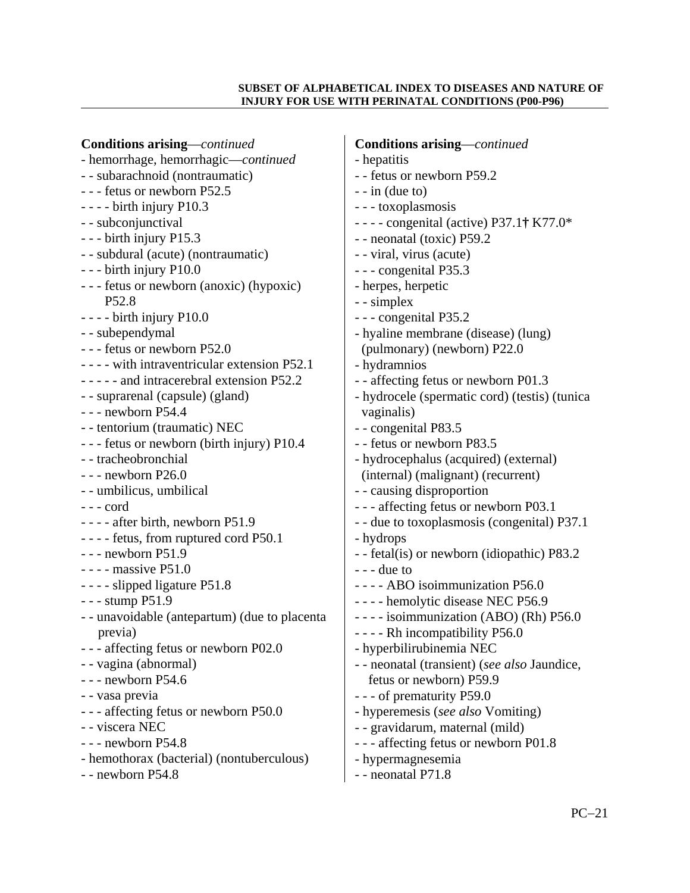**Conditions arising**—*continued*

- hemorrhage, hemorrhagic—*continued*
- - subarachnoid (nontraumatic)
- - - fetus or newborn P52.5
- - - - birth injury P10.3
- - subconjunctival
- - - birth injury P15.3
- - subdural (acute) (nontraumatic)
- - - birth injury P10.0
- - - fetus or newborn (anoxic) (hypoxic) P52.8
- - - - birth injury P10.0
- - subependymal
- - - fetus or newborn P52.0
- - - - with intraventricular extension P52.1
- - - - - and intracerebral extension P52.2
- - suprarenal (capsule) (gland)
- - - newborn P54.4
- - tentorium (traumatic) NEC
- - - fetus or newborn (birth injury) P10.4
- - tracheobronchial
- - - newborn P26.0
- - umbilicus, umbilical
- - - cord
- - - - after birth, newborn P51.9
- - - - fetus, from ruptured cord P50.1
- - - newborn P51.9
- - - - massive P51.0
- - - - slipped ligature P51.8
- - - stump P51.9
- - unavoidable (antepartum) (due to placenta previa)
- - - affecting fetus or newborn P02.0
- - vagina (abnormal)
- - - newborn P54.6
- - vasa previa
- - - affecting fetus or newborn P50.0
- - viscera NEC
- - - newborn P54.8
- hemothorax (bacterial) (nontuberculous)
- - newborn P54.8

**Conditions arising**—*continued*

- hepatitis
- - fetus or newborn P59.2
- - in (due to)
- - - toxoplasmosis
- - - - congenital (active) P37.1**†** K77.0*
- - neonatal (toxic) P59.2
- - viral, virus (acute)
- - - congenital P35.3
- herpes, herpetic
- - simplex
- - - congenital P35.2
- hyaline membrane (disease) (lung) (pulmonary) (newborn) P22.0
- hydramnios
- - affecting fetus or newborn P01.3
- hydrocele (spermatic cord) (testis) (tunica vaginalis)
- - congenital P83.5
- - fetus or newborn P83.5
- hydrocephalus (acquired) (external) (internal) (malignant) (recurrent)
- - causing disproportion
- - - affecting fetus or newborn P03.1
- - due to toxoplasmosis (congenital) P37.1
- hydrops
- - fetal(is) or newborn (idiopathic) P83.2
- - - due to
- - - - ABO isoimmunization P56.0
- - - - hemolytic disease NEC P56.9
- - - - isoimmunization (ABO) (Rh) P56.0
- - - - Rh incompatibility P56.0
- hyperbilirubinemia NEC
- - neonatal (transient) (*see also* Jaundice, fetus or newborn) P59.9
- - - of prematurity P59.0
- hyperemesis (*see also* Vomiting)
- - gravidarum, maternal (mild)
- - - affecting fetus or newborn P01.8
- hypermagnesemia
- - neonatal P71.8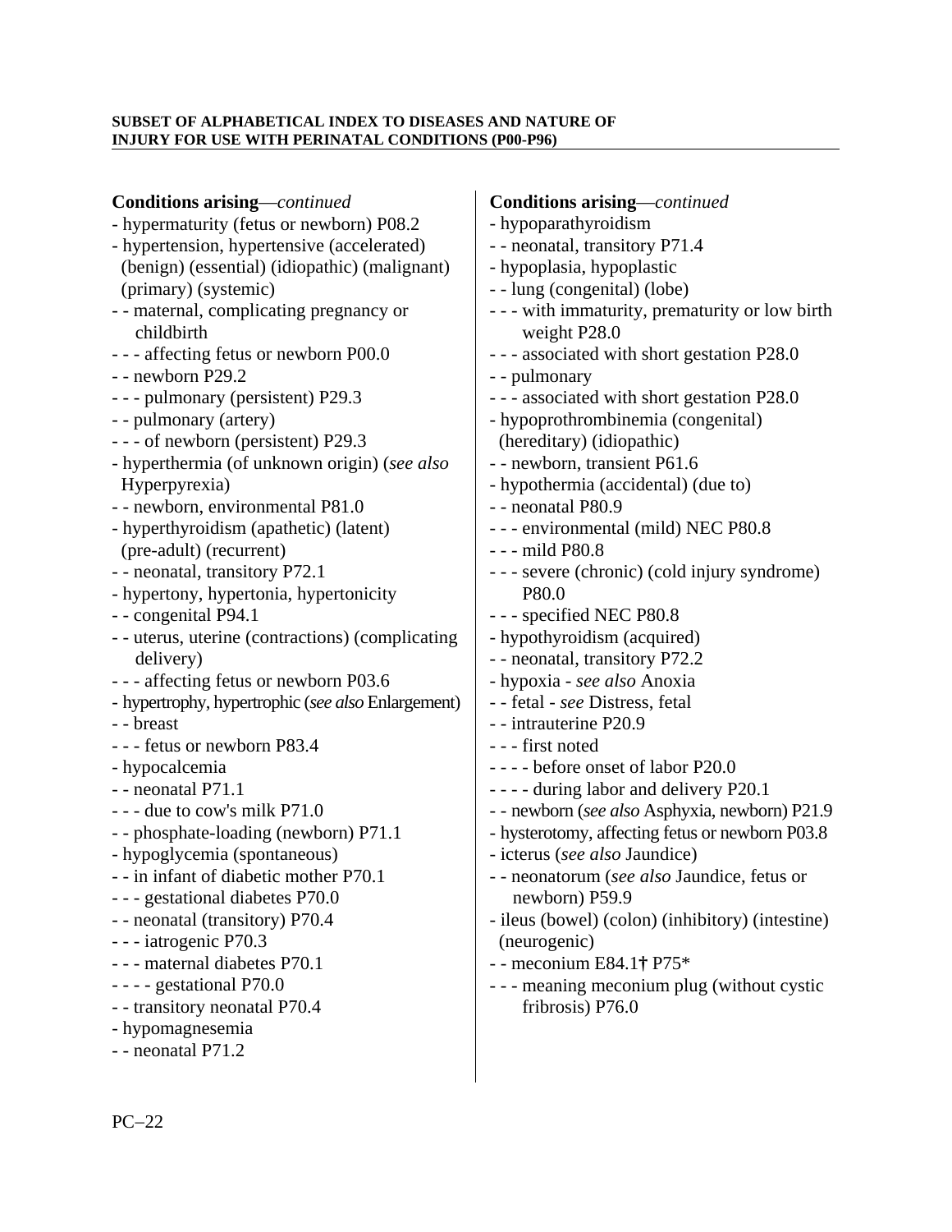**SUBSET OF ALPHABETICAL INDEX TO DISEASES AND NATURE OF INJURY FOR USE WITH PERINATAL CONDITIONS (P00-P96)**

**Conditions arising**—*continued*

- hypermaturity (fetus or newborn) P08.2
- hypertension, hypertensive (accelerated) (benign) (essential) (idiopathic) (malignant) (primary) (systemic)
- - maternal, complicating pregnancy or childbirth
- - - affecting fetus or newborn P00.0
- - newborn P29.2
- - - pulmonary (persistent) P29.3
- - pulmonary (artery)
- - - of newborn (persistent) P29.3
- hyperthermia (of unknown origin) (*see also* Hyperpyrexia)
- - newborn, environmental P81.0
- hyperthyroidism (apathetic) (latent) (pre-adult) (recurrent)
- - neonatal, transitory P72.1
- hypertony, hypertonia, hypertonicity
- - congenital P94.1
- - uterus, uterine (contractions) (complicating delivery)
- - - affecting fetus or newborn P03.6
- hypertrophy, hypertrophic (*see also* Enlargement)
- - breast
- - - fetus or newborn P83.4
- hypocalcemia
- - neonatal P71.1
- - - due to cow's milk P71.0
- - phosphate-loading (newborn) P71.1
- hypoglycemia (spontaneous)
- - in infant of diabetic mother P70.1
- - - gestational diabetes P70.0
- - neonatal (transitory) P70.4
- - - iatrogenic P70.3
- - - maternal diabetes P70.1
- - - - gestational P70.0
- - transitory neonatal P70.4
- hypomagnesemia
- - neonatal P71.2

**Conditions arising**—*continued*

- hypoparathyroidism
- - neonatal, transitory P71.4
- hypoplasia, hypoplastic
- - lung (congenital) (lobe)
- - - with immaturity, prematurity or low birth weight P28.0
- - - associated with short gestation P28.0
- - pulmonary
- - - associated with short gestation P28.0
- hypoprothrombinemia (congenital) (hereditary) (idiopathic)
- - newborn, transient P61.6
- hypothermia (accidental) (due to)
- - neonatal P80.9
- - - environmental (mild) NEC P80.8
- - - mild P80.8
- - - severe (chronic) (cold injury syndrome) P80.0
- - - specified NEC P80.8
- hypothyroidism (acquired)
- - neonatal, transitory P72.2
- hypoxia - *see also* Anoxia
- - fetal - *see* Distress, fetal
- - intrauterine P20.9
- - - first noted
- - - - before onset of labor P20.0
- - - - during labor and delivery P20.1
- - newborn (*see also* Asphyxia, newborn) P21.9
- hysterotomy, affecting fetus or newborn P03.8
- icterus (*see also* Jaundice)
- - neonatorum (*see also* Jaundice, fetus or newborn) P59.9
- ileus (bowel) (colon) (inhibitory) (intestine) (neurogenic)
- - meconium E84.1**†** P75*
- - - meaning meconium plug (without cystic fribrosis) P76.0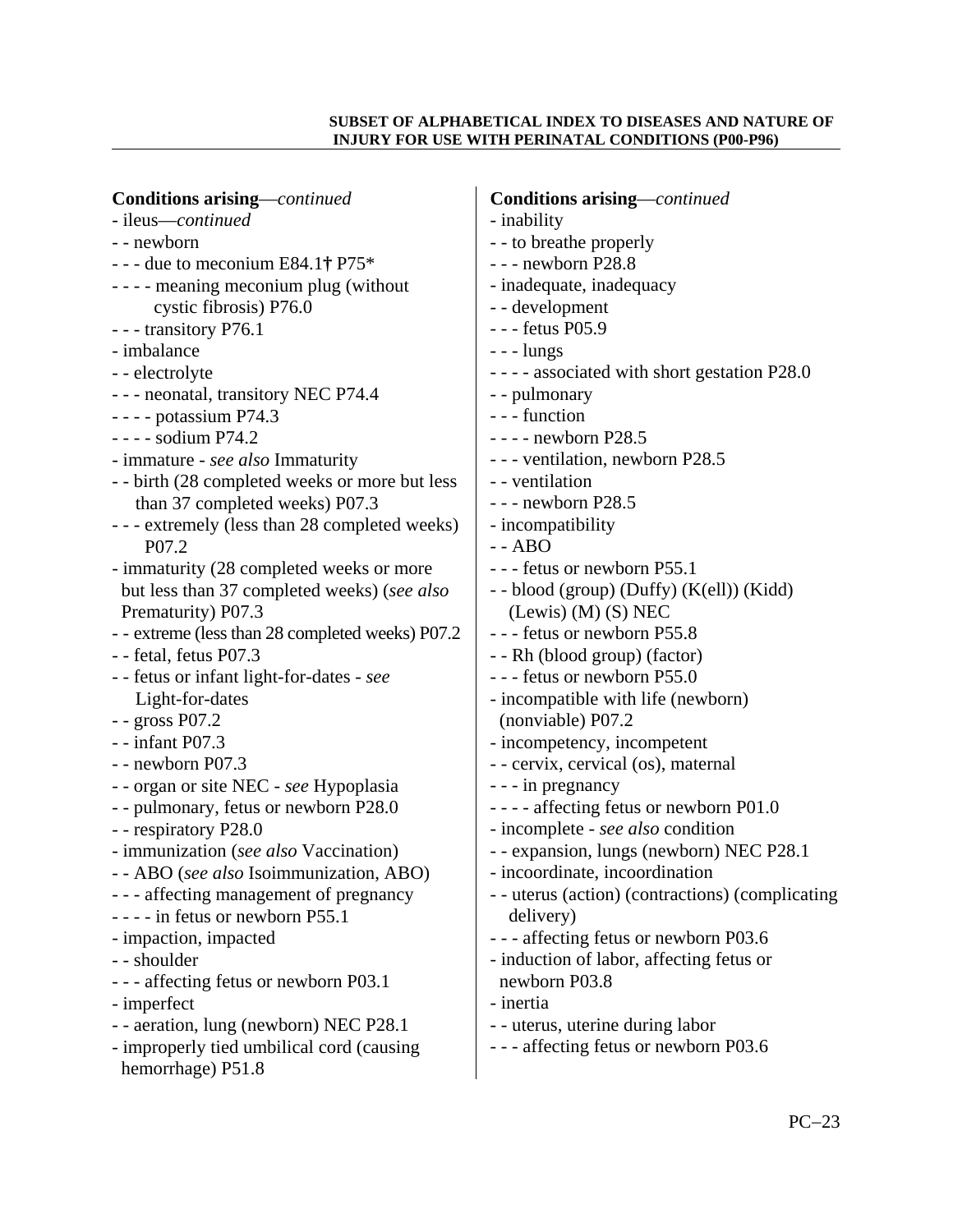**Conditions arising**—*continued*

- ileus—*continued*
- - newborn
- - - due to meconium E84.1† P75*
- - - - meaning meconium plug (without cystic fibrosis) P76.0
- - - transitory P76.1
- imbalance
- - electrolyte
- - - neonatal, transitory NEC P74.4
- - - - potassium P74.3
- - - - sodium P74.2
- immature - *see also* Immaturity
- - birth (28 completed weeks or more but less than 37 completed weeks) P07.3
- - - extremely (less than 28 completed weeks) P07.2
- immaturity (28 completed weeks or more but less than 37 completed weeks) (*see also* Prematurity) P07.3
- - extreme (less than 28 completed weeks) P07.2
- - fetal, fetus P07.3
- - fetus or infant light-for-dates - *see* Light-for-dates
- - gross P07.2
- - infant P07.3
- - newborn P07.3
- - organ or site NEC - *see* Hypoplasia
- - pulmonary, fetus or newborn P28.0
- - respiratory P28.0
- immunization (*see also* Vaccination)
- - ABO (*see also* Isoimmunization, ABO)
- - - affecting management of pregnancy
- - - - in fetus or newborn P55.1
- impaction, impacted
- - shoulder
- - - affecting fetus or newborn P03.1
- imperfect
- - aeration, lung (newborn) NEC P28.1
- improperly tied umbilical cord (causing hemorrhage) P51.8

**Conditions arising**—*continued*

- inability
- - to breathe properly
- - - newborn P28.8
- inadequate, inadequacy
- - development
- - - fetus P05.9
- - - lungs
- - - - associated with short gestation P28.0
- - pulmonary
- - - function
- - - - newborn P28.5
- - - ventilation, newborn P28.5
- - ventilation
- - - newborn P28.5
- incompatibility
- - ABO
- - - fetus or newborn P55.1
- - blood (group) (Duffy) (K(ell)) (Kidd) (Lewis) (M) (S) NEC
- - - fetus or newborn P55.8
- - Rh (blood group) (factor)
- - - fetus or newborn P55.0
- incompatible with life (newborn) (nonviable) P07.2
- incompetency, incompetent
- - cervix, cervical (os), maternal
- - - in pregnancy
- - - - affecting fetus or newborn P01.0
- incomplete - *see also* condition
- - expansion, lungs (newborn) NEC P28.1
- incoordinate, incoordination
- - uterus (action) (contractions) (complicating delivery)
- - - affecting fetus or newborn P03.6
- induction of labor, affecting fetus or newborn P03.8
- inertia
- - uterus, uterine during labor
- - - affecting fetus or newborn P03.6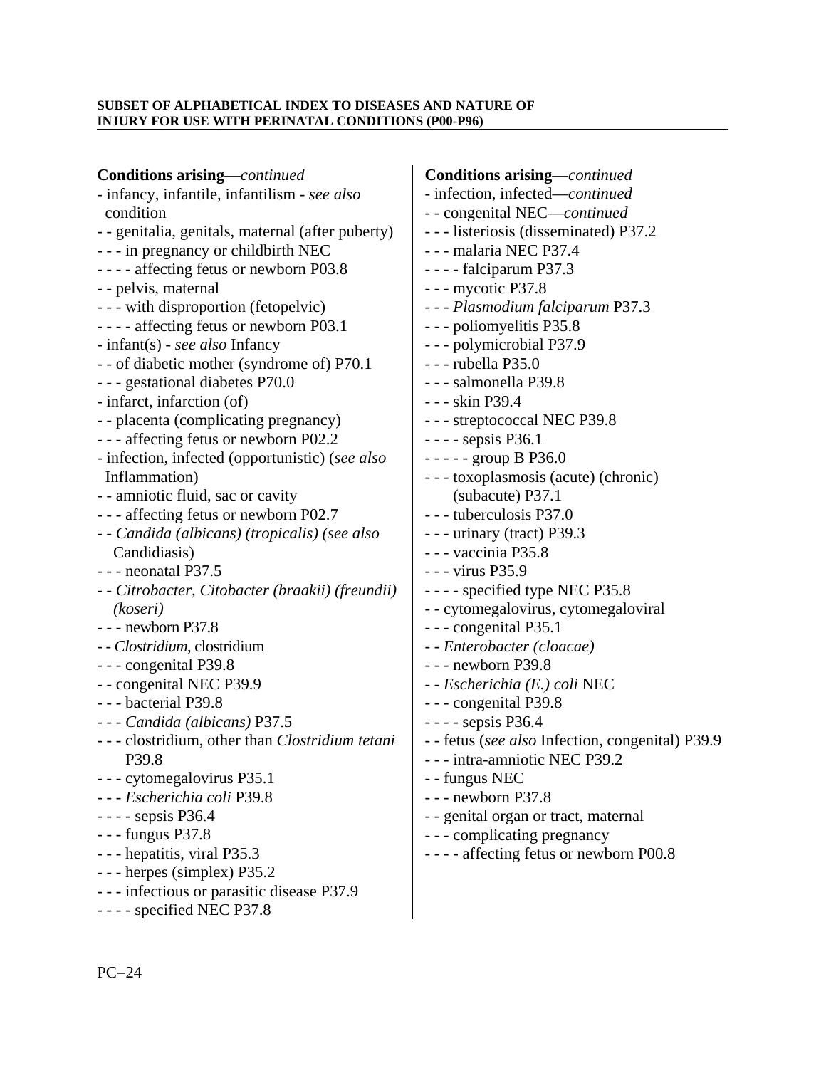**Conditions arising**—*continued*
- infancy, infantile, infantilism - *see also* condition
- - genitalia, genitals, maternal (after puberty)
- - - in pregnancy or childbirth NEC
- - - - affecting fetus or newborn P03.8
- - pelvis, maternal
- - - with disproportion (fetopelvic)
- - - - affecting fetus or newborn P03.1
- infant(s) - *see also* Infancy
- - of diabetic mother (syndrome of) P70.1
- - - gestational diabetes P70.0
- infarct, infarction (of)
- - placenta (complicating pregnancy)
- - - affecting fetus or newborn P02.2
- infection, infected (opportunistic) (*see also* Inflammation)
- - amniotic fluid, sac or cavity
- - - affecting fetus or newborn P02.7
- - *Candida (albicans) (tropicalis) (see also* Candidiasis)
- - - neonatal P37.5
- - *Citrobacter, Citobacter (braakii) (freundii) (koseri)*
- - - newborn P37.8
- - *Clostridium*, clostridium
- - - congenital P39.8
- - congenital NEC P39.9
- - - bacterial P39.8
- - - *Candida (albicans)* P37.5
- - - clostridium, other than *Clostridium tetani* P39.8
- - - cytomegalovirus P35.1
- - - *Escherichia coli* P39.8
- - - - sepsis P36.4
- - - fungus P37.8
- - - hepatitis, viral P35.3
- - - herpes (simplex) P35.2
- - - infectious or parasitic disease P37.9
- - - - specified NEC P37.8

**Conditions arising**—*continued*
- infection, infected—*continued*
- - congenital NEC—*continued*
- - - listeriosis (disseminated) P37.2
- - - malaria NEC P37.4
- - - - falciparum P37.3
- - - mycotic P37.8
- - - *Plasmodium falciparum* P37.3
- - - poliomyelitis P35.8
- - - polymicrobial P37.9
- - - rubella P35.0
- - - salmonella P39.8
- - - skin P39.4
- - - streptococcal NEC P39.8
- - - - sepsis P36.1
- - - - - group B P36.0
- - - toxoplasmosis (acute) (chronic) (subacute) P37.1
- - - tuberculosis P37.0
- - - urinary (tract) P39.3
- - - vaccinia P35.8
- - - virus P35.9
- - - - specified type NEC P35.8
- - cytomegalovirus, cytomegaloviral
- - - congenital P35.1
- - *Enterobacter (cloacae)*
- - - newborn P39.8
- - *Escherichia (E.) coli* NEC
- - - congenital P39.8
- - - - sepsis P36.4
- - fetus (*see also* Infection, congenital) P39.9
- - - intra-amniotic NEC P39.2
- - fungus NEC
- - - newborn P37.8
- - genital organ or tract, maternal
- - - complicating pregnancy
- - - - affecting fetus or newborn P00.8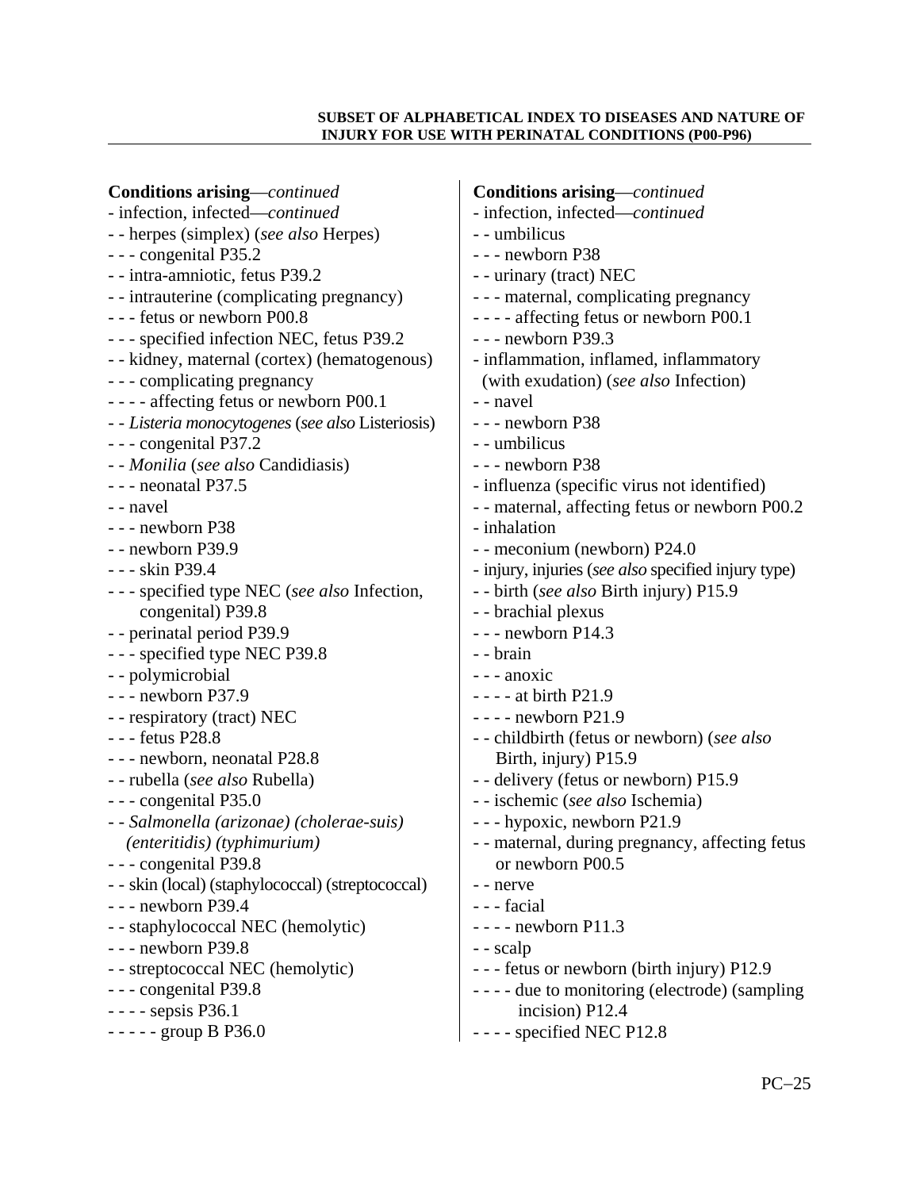**Conditions arising**—*continued*
- infection, infected—*continued*
- - herpes (simplex) (*see also* Herpes)
- - - congenital P35.2
- - intra-amniotic, fetus P39.2
- - intrauterine (complicating pregnancy)
- - - fetus or newborn P00.8
- - - specified infection NEC, fetus P39.2
- - kidney, maternal (cortex) (hematogenous)
- - - complicating pregnancy
- - - - affecting fetus or newborn P00.1
- - *Listeria monocytogenes* (*see also* Listeriosis)
- - - congenital P37.2
- - *Monilia* (*see also* Candidiasis)
- - - neonatal P37.5
- - navel
- - - newborn P38
- - newborn P39.9
- - - skin P39.4
- - - specified type NEC (*see also* Infection, congenital) P39.8
- - perinatal period P39.9
- - - specified type NEC P39.8
- - polymicrobial
- - - newborn P37.9
- - respiratory (tract) NEC
- - - fetus P28.8
- - - newborn, neonatal P28.8
- - rubella (*see also* Rubella)
- - - congenital P35.0
- - *Salmonella (arizonae) (cholerae-suis) (enteritidis) (typhimurium)*
- - - congenital P39.8
- - skin (local) (staphylococcal) (streptococcal)
- - - newborn P39.4
- - staphylococcal NEC (hemolytic)
- - - newborn P39.8
- - streptococcal NEC (hemolytic)
- - - congenital P39.8
- - - - sepsis P36.1
- - - - - group B P36.0

**Conditions arising**—*continued*
- infection, infected—*continued*
- - umbilicus
- - - newborn P38
- - urinary (tract) NEC
- - - maternal, complicating pregnancy
- - - - affecting fetus or newborn P00.1
- - - newborn P39.3
- inflammation, inflamed, inflammatory (with exudation) (*see also* Infection)
- - navel
- - - newborn P38
- - umbilicus
- - - newborn P38
- influenza (specific virus not identified)
- - maternal, affecting fetus or newborn P00.2
- inhalation
- - meconium (newborn) P24.0
- injury, injuries (*see also* specified injury type)
- - birth (*see also* Birth injury) P15.9
- - brachial plexus
- - - newborn P14.3
- - brain
- - - anoxic
- - - - at birth P21.9
- - - - newborn P21.9
- - childbirth (fetus or newborn) (*see also* Birth, injury) P15.9
- - delivery (fetus or newborn) P15.9
- - ischemic (*see also* Ischemia)
- - - hypoxic, newborn P21.9
- - maternal, during pregnancy, affecting fetus or newborn P00.5
- - nerve
- - - facial
- - - - newborn P11.3
- - scalp
- - - fetus or newborn (birth injury) P12.9
- - - - due to monitoring (electrode) (sampling incision) P12.4
- - - - specified NEC P12.8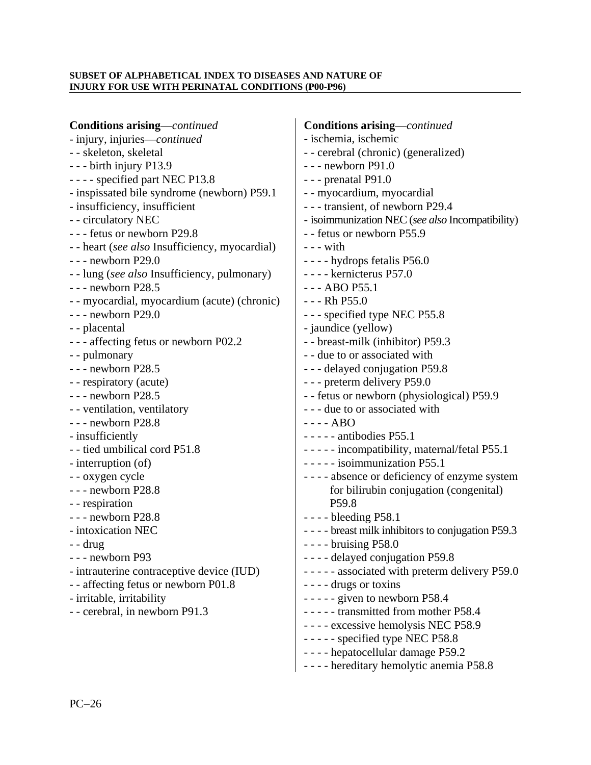**SUBSET OF ALPHABETICAL INDEX TO DISEASES AND NATURE OF INJURY FOR USE WITH PERINATAL CONDITIONS (P00-P96)**

**Conditions arising**—*continued*
- injury, injuries—*continued*
- - skeleton, skeletal
- - - birth injury P13.9
- - - - specified part NEC P13.8
- inspissated bile syndrome (newborn) P59.1
- insufficiency, insufficient
- - circulatory NEC
- - - fetus or newborn P29.8
- - heart (*see also* Insufficiency, myocardial)
- - - newborn P29.0
- - lung (*see also* Insufficiency, pulmonary)
- - - newborn P28.5
- - myocardial, myocardium (acute) (chronic)
- - - newborn P29.0
- - placental
- - - affecting fetus or newborn P02.2
- - pulmonary
- - - newborn P28.5
- - respiratory (acute)
- - - newborn P28.5
- - ventilation, ventilatory
- - - newborn P28.8
- insufficiently
- - tied umbilical cord P51.8
- interruption (of)
- - oxygen cycle
- - - newborn P28.8
- - respiration
- - - newborn P28.8
- intoxication NEC
- - drug
- - - newborn P93
- intrauterine contraceptive device (IUD)
- - affecting fetus or newborn P01.8
- irritable, irritability
- - cerebral, in newborn P91.3

**Conditions arising**—*continued*
- ischemia, ischemic
- - cerebral (chronic) (generalized)
- - - newborn P91.0
- - - prenatal P91.0
- - myocardium, myocardial
- - - transient, of newborn P29.4
- isoimmunization NEC (*see also* Incompatibility)
- - fetus or newborn P55.9
- - - with
- - - - hydrops fetalis P56.0
- - - - kernicterus P57.0
- - - ABO P55.1
- - - Rh P55.0
- - - specified type NEC P55.8
- jaundice (yellow)
- - breast-milk (inhibitor) P59.3
- - due to or associated with
- - - delayed conjugation P59.8
- - - preterm delivery P59.0
- - fetus or newborn (physiological) P59.9
- - - due to or associated with
- - - - ABO
- - - - - antibodies P55.1
- - - - - incompatibility, maternal/fetal P55.1
- - - - - isoimmunization P55.1
- - - - absence or deficiency of enzyme system for bilirubin conjugation (congenital) P59.8
- - - - bleeding P58.1
- - - - breast milk inhibitors to conjugation P59.3
- - - - bruising P58.0
- - - - delayed conjugation P59.8
- - - - - associated with preterm delivery P59.0
- - - - drugs or toxins
- - - - - given to newborn P58.4
- - - - - transmitted from mother P58.4
- - - - excessive hemolysis NEC P58.9
- - - - - specified type NEC P58.8
- - - - hepatocellular damage P59.2
- - - - hereditary hemolytic anemia P58.8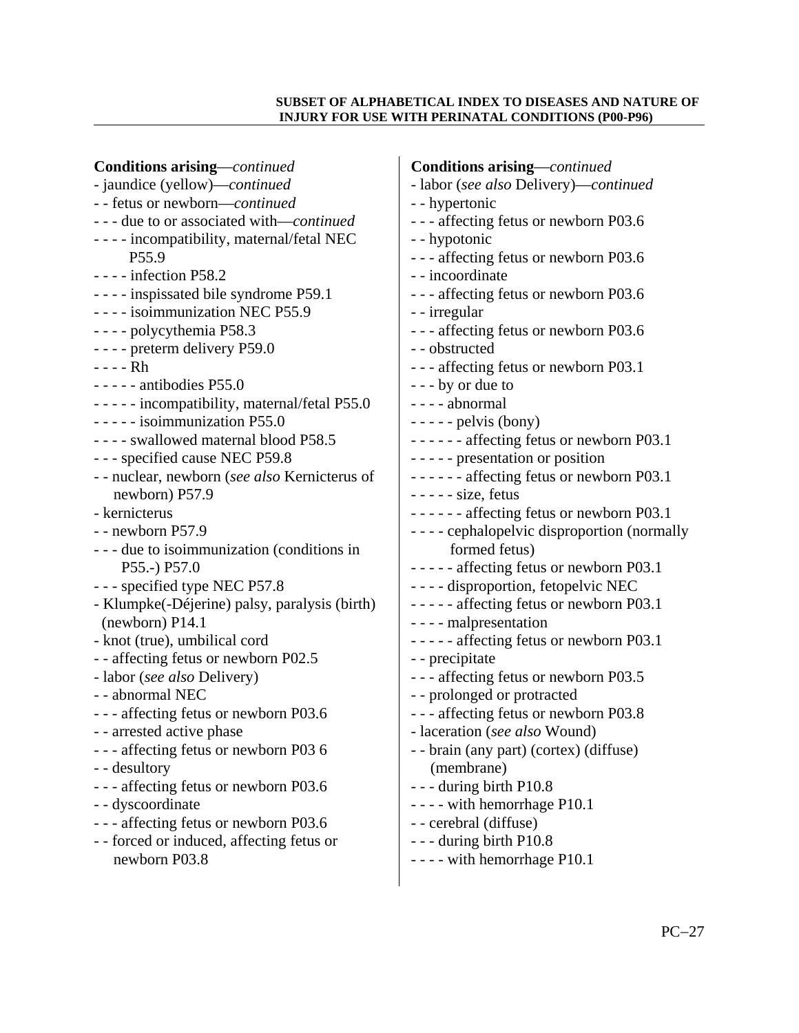**Conditions arising**—*continued*

- jaundice (yellow)—*continued*
- - fetus or newborn—*continued*
- - - due to or associated with—*continued*
- - - - incompatibility, maternal/fetal NEC P55.9
- - - - infection P58.2
- - - - inspissated bile syndrome P59.1
- - - - isoimmunization NEC P55.9
- - - - polycythemia P58.3
- - - - preterm delivery P59.0
- - - - Rh
- - - - - antibodies P55.0
- - - - - incompatibility, maternal/fetal P55.0
- - - - - isoimmunization P55.0
- - - - swallowed maternal blood P58.5
- - - specified cause NEC P59.8
- - nuclear, newborn (*see also* Kernicterus of newborn) P57.9
- kernicterus
- - newborn P57.9
- - - due to isoimmunization (conditions in P55.-) P57.0
- - - specified type NEC P57.8
- Klumpke(-Déjerine) palsy, paralysis (birth) (newborn) P14.1
- knot (true), umbilical cord
- - affecting fetus or newborn P02.5
- labor (*see also* Delivery)
- - abnormal NEC
- - - affecting fetus or newborn P03.6
- - arrested active phase
- - - affecting fetus or newborn P03 6
- - desultory
- - - affecting fetus or newborn P03.6
- - dyscoordinate
- - - affecting fetus or newborn P03.6
- - forced or induced, affecting fetus or newborn P03.8

**Conditions arising**—*continued*

- labor (*see also* Delivery)—*continued*
- - hypertonic
- - - affecting fetus or newborn P03.6
- - hypotonic
- - - affecting fetus or newborn P03.6
- - incoordinate
- - - affecting fetus or newborn P03.6
- - irregular
- - - affecting fetus or newborn P03.6
- - obstructed
- - - affecting fetus or newborn P03.1
- - - by or due to
- - - - abnormal
- - - - - pelvis (bony)
- - - - - - affecting fetus or newborn P03.1
- - - - - presentation or position
- - - - - - affecting fetus or newborn P03.1
- - - - - size, fetus
- - - - - - affecting fetus or newborn P03.1
- - - - cephalopelvic disproportion (normally formed fetus)
- - - - - affecting fetus or newborn P03.1
- - - - disproportion, fetopelvic NEC
- - - - - affecting fetus or newborn P03.1
- - - - malpresentation
- - - - - affecting fetus or newborn P03.1
- - precipitate
- - - affecting fetus or newborn P03.5
- - prolonged or protracted
- - - affecting fetus or newborn P03.8
- laceration (*see also* Wound)
- - brain (any part) (cortex) (diffuse) (membrane)
- - - during birth P10.8
- - - - with hemorrhage P10.1
- - cerebral (diffuse)
- - - during birth P10.8
- - - - with hemorrhage P10.1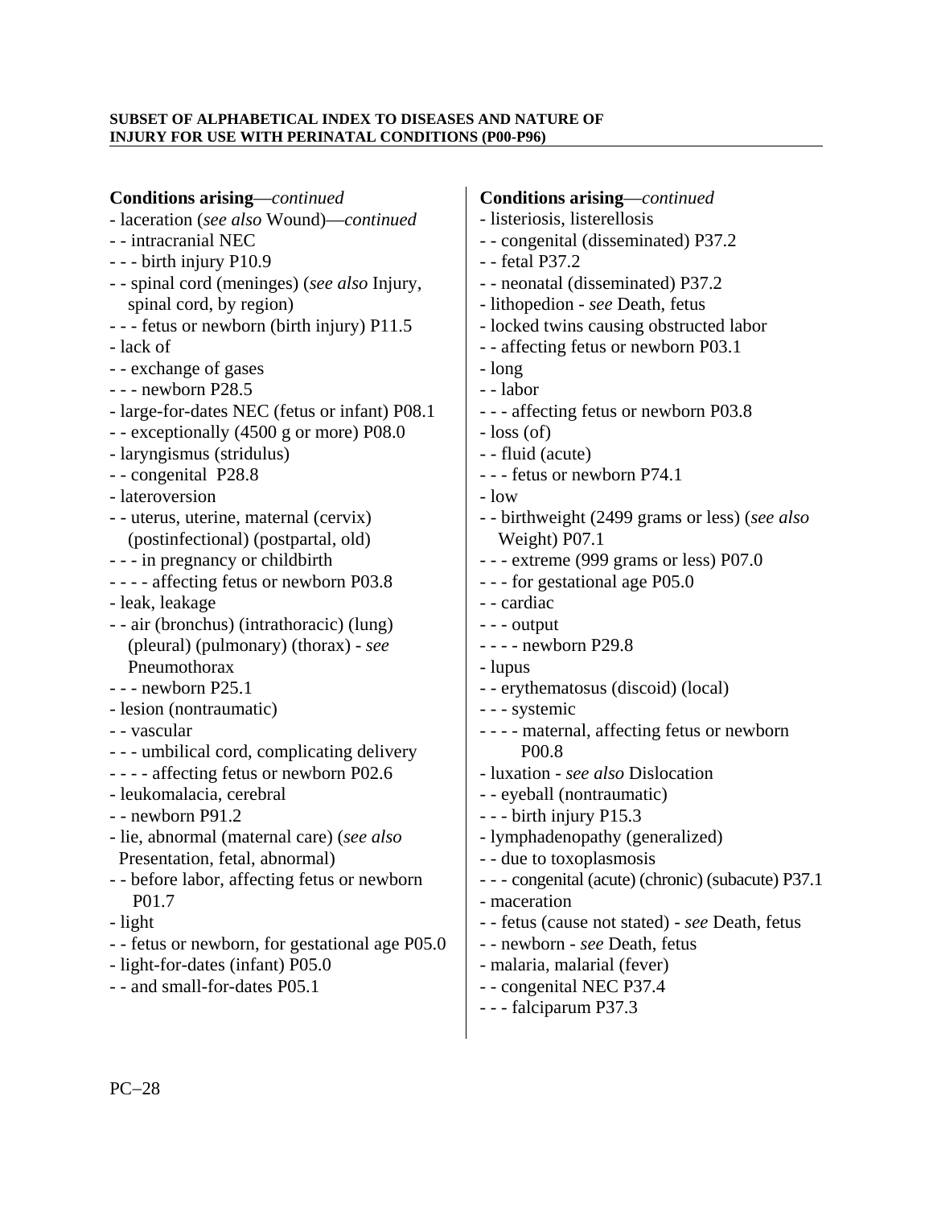**SUBSET OF ALPHABETICAL INDEX TO DISEASES AND NATURE OF INJURY FOR USE WITH PERINATAL CONDITIONS (P00-P96)**

**Conditions arising**—*continued*

- laceration (*see also* Wound)—*continued*
- - intracranial NEC
- - - birth injury P10.9
- - spinal cord (meninges) (*see also* Injury, spinal cord, by region)
- - - fetus or newborn (birth injury) P11.5
- lack of
- - exchange of gases
- - - newborn P28.5
- large-for-dates NEC (fetus or infant) P08.1
- - exceptionally (4500 g or more) P08.0
- laryngismus (stridulus)
- - congenital P28.8
- lateroversion
- - uterus, uterine, maternal (cervix) (postinfectional) (postpartal, old)
- - - in pregnancy or childbirth
- - - - affecting fetus or newborn P03.8
- leak, leakage
- - air (bronchus) (intrathoracic) (lung) (pleural) (pulmonary) (thorax) - *see* Pneumothorax
- - - newborn P25.1
- lesion (nontraumatic)
- - vascular
- - - umbilical cord, complicating delivery
- - - - affecting fetus or newborn P02.6
- leukomalacia, cerebral
- - newborn P91.2
- lie, abnormal (maternal care) (*see also* Presentation, fetal, abnormal)
- - before labor, affecting fetus or newborn P01.7
- light
- - fetus or newborn, for gestational age P05.0
- light-for-dates (infant) P05.0
- - and small-for-dates P05.1

**Conditions arising**—*continued*

- listeriosis, listerellosis
- - congenital (disseminated) P37.2
- - fetal P37.2
- - neonatal (disseminated) P37.2
- lithopedion - *see* Death, fetus
- locked twins causing obstructed labor
- - affecting fetus or newborn P03.1
- long
- - labor
- - - affecting fetus or newborn P03.8
- loss (of)
- - fluid (acute)
- - - fetus or newborn P74.1
- low
- - birthweight (2499 grams or less) (*see also* Weight) P07.1
- - - extreme (999 grams or less) P07.0
- - - for gestational age P05.0
- - cardiac
- - - output
- - - - newborn P29.8
- lupus
- - erythematosus (discoid) (local)
- - - systemic
- - - - maternal, affecting fetus or newborn P00.8
- luxation - *see also* Dislocation
- - eyeball (nontraumatic)
- - - birth injury P15.3
- lymphadenopathy (generalized)
- - due to toxoplasmosis
- - - congenital (acute) (chronic) (subacute) P37.1
- maceration
- - fetus (cause not stated) - *see* Death, fetus
- - newborn - *see* Death, fetus
- malaria, malarial (fever)
- - congenital NEC P37.4
- - - falciparum P37.3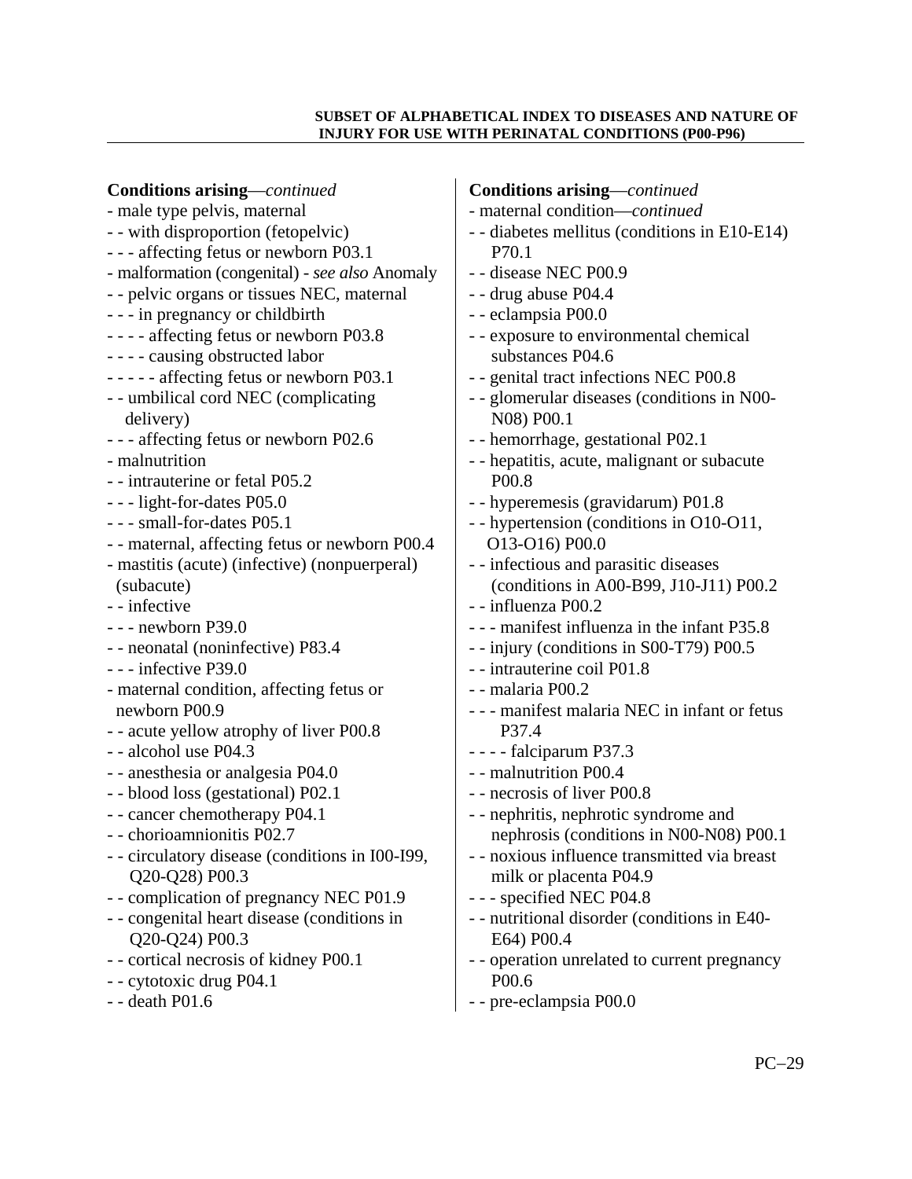**Conditions arising**—*continued*

- male type pelvis, maternal
- - with disproportion (fetopelvic)
- - - affecting fetus or newborn P03.1
- malformation (congenital) - *see also* Anomaly
- - pelvic organs or tissues NEC, maternal
- - - in pregnancy or childbirth
- - - - affecting fetus or newborn P03.8
- - - - causing obstructed labor
- - - - - affecting fetus or newborn P03.1
- - umbilical cord NEC (complicating delivery)
- - - affecting fetus or newborn P02.6
- malnutrition
- - intrauterine or fetal P05.2
- - - light-for-dates P05.0
- - - small-for-dates P05.1
- - maternal, affecting fetus or newborn P00.4
- mastitis (acute) (infective) (nonpuerperal) (subacute)
- - infective
- - - newborn P39.0
- - neonatal (noninfective) P83.4
- - - infective P39.0
- maternal condition, affecting fetus or newborn P00.9
- - acute yellow atrophy of liver P00.8
- - alcohol use P04.3
- - anesthesia or analgesia P04.0
- - blood loss (gestational) P02.1
- - cancer chemotherapy P04.1
- - chorioamnionitis P02.7
- - circulatory disease (conditions in I00-I99, Q20-Q28) P00.3
- - complication of pregnancy NEC P01.9
- - congenital heart disease (conditions in Q20-Q24) P00.3
- - cortical necrosis of kidney P00.1
- - cytotoxic drug P04.1
- - death P01.6

**Conditions arising**—*continued*

- maternal condition—*continued*
- - diabetes mellitus (conditions in E10-E14) P70.1
- - disease NEC P00.9
- - drug abuse P04.4
- - eclampsia P00.0
- - exposure to environmental chemical substances P04.6
- - genital tract infections NEC P00.8
- - glomerular diseases (conditions in N00-N08) P00.1
- - hemorrhage, gestational P02.1
- - hepatitis, acute, malignant or subacute P00.8
- - hyperemesis (gravidarum) P01.8
- - hypertension (conditions in O10-O11, O13-O16) P00.0
- - infectious and parasitic diseases (conditions in A00-B99, J10-J11) P00.2
- - influenza P00.2
- - - manifest influenza in the infant P35.8
- - injury (conditions in S00-T79) P00.5
- - intrauterine coil P01.8
- - malaria P00.2
- - - manifest malaria NEC in infant or fetus P37.4
- - - - falciparum P37.3
- - malnutrition P00.4
- - necrosis of liver P00.8
- - nephritis, nephrotic syndrome and nephrosis (conditions in N00-N08) P00.1
- - noxious influence transmitted via breast milk or placenta P04.9
- - - specified NEC P04.8
- - nutritional disorder (conditions in E40-E64) P00.4
- - operation unrelated to current pregnancy P00.6
- - pre-eclampsia P00.0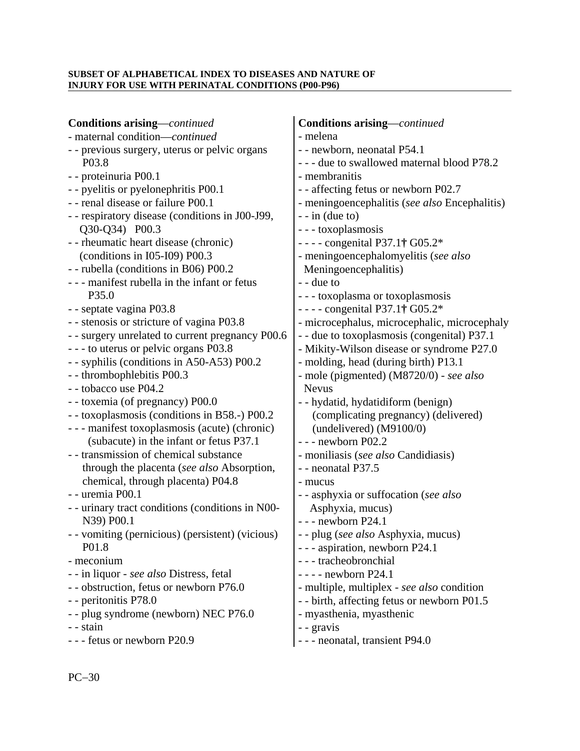**SUBSET OF ALPHABETICAL INDEX TO DISEASES AND NATURE OF INJURY FOR USE WITH PERINATAL CONDITIONS (P00-P96)**

**Conditions arising**—*continued*
- maternal condition—*continued*
- - previous surgery, uterus or pelvic organs P03.8
- - proteinuria P00.1
- - pyelitis or pyelonephritis P00.1
- - renal disease or failure P00.1
- - respiratory disease (conditions in J00-J99, Q30-Q34) P00.3
- - rheumatic heart disease (chronic) (conditions in I05-I09) P00.3
- - rubella (conditions in B06) P00.2
- - - manifest rubella in the infant or fetus P35.0
- - septate vagina P03.8
- - stenosis or stricture of vagina P03.8
- - surgery unrelated to current pregnancy P00.6
- - - to uterus or pelvic organs P03.8
- - syphilis (conditions in A50-A53) P00.2
- - thrombophlebitis P00.3
- - tobacco use P04.2
- - toxemia (of pregnancy) P00.0
- - toxoplasmosis (conditions in B58.-) P00.2
- - - manifest toxoplasmosis (acute) (chronic) (subacute) in the infant or fetus P37.1
- - transmission of chemical substance through the placenta (*see also* Absorption, chemical, through placenta) P04.8
- - uremia P00.1
- - urinary tract conditions (conditions in N00-N39) P00.1
- - vomiting (pernicious) (persistent) (vicious) P01.8
- meconium
- - in liquor - *see also* Distress, fetal
- - obstruction, fetus or newborn P76.0
- - peritonitis P78.0
- - plug syndrome (newborn) NEC P76.0
- - stain
- - - fetus or newborn P20.9

**Conditions arising**—*continued*
- melena
- - newborn, neonatal P54.1
- - - due to swallowed maternal blood P78.2
- membranitis
- - affecting fetus or newborn P02.7
- meningoencephalitis (*see also* Encephalitis)
- - in (due to)
- - - toxoplasmosis
- - - - congenital P37.1† G05.2*
- meningoencephalomyelitis (*see also* Meningoencephalitis)
- - due to
- - - toxoplasma or toxoplasmosis
- - - - congenital P37.1† G05.2*
- microcephalus, microcephalic, microcephaly
- - due to toxoplasmosis (congenital) P37.1
- Mikity-Wilson disease or syndrome P27.0
- molding, head (during birth) P13.1
- mole (pigmented) (M8720/0) - *see also* Nevus
- - hydatid, hydatidiform (benign) (complicating pregnancy) (delivered) (undelivered) (M9100/0)
- - - newborn P02.2
- moniliasis (*see also* Candidiasis)
- - neonatal P37.5
- mucus
- - asphyxia or suffocation (*see also* Asphyxia, mucus)
- - - newborn P24.1
- - plug (*see also* Asphyxia, mucus)
- - - aspiration, newborn P24.1
- - - tracheobronchial
- - - - newborn P24.1
- multiple, multiplex - *see also* condition
- - birth, affecting fetus or newborn P01.5
- myasthenia, myasthenic
- - gravis
- - - neonatal, transient P94.0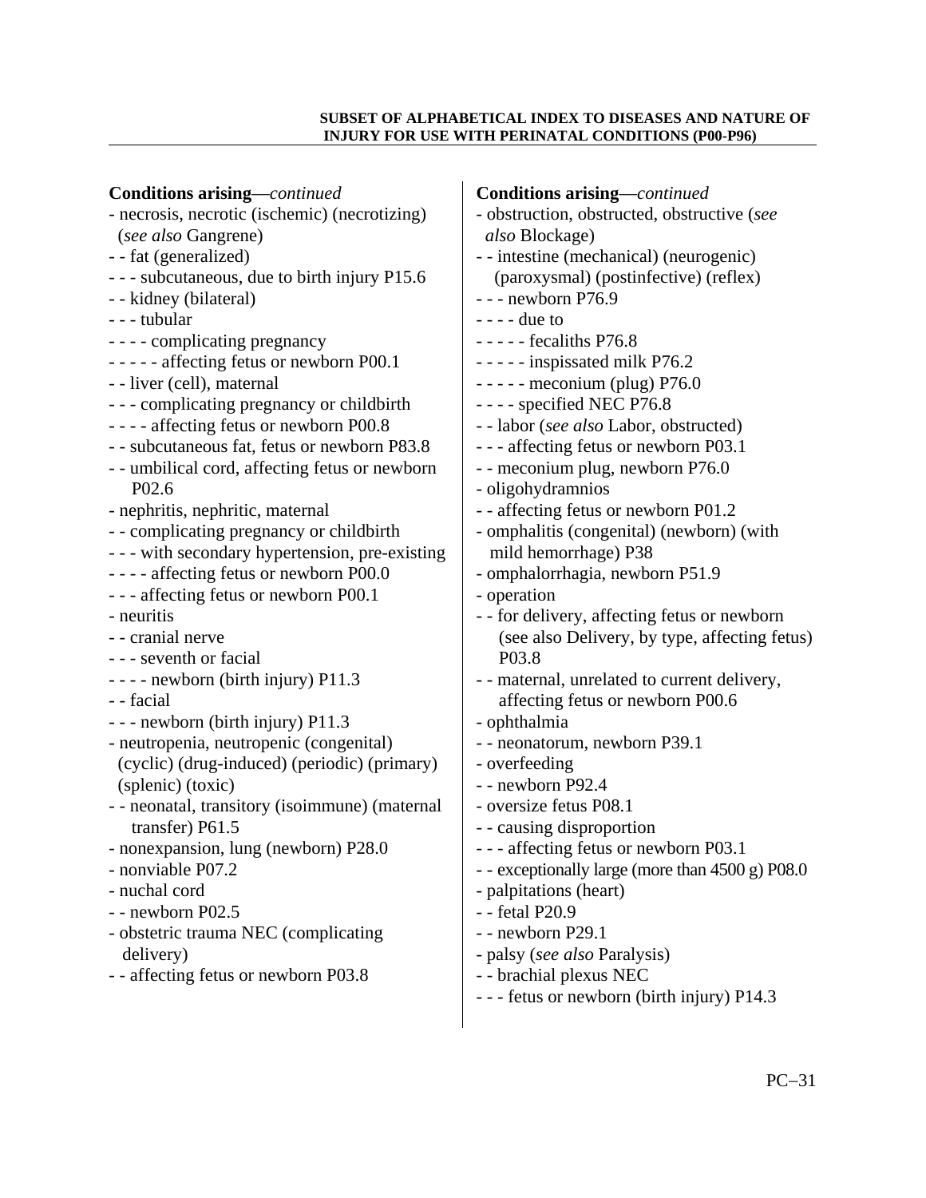**Conditions arising**—*continued*

- necrosis, necrotic (ischemic) (necrotizing) (*see also* Gangrene)
- - fat (generalized)
- - - subcutaneous, due to birth injury P15.6
- - kidney (bilateral)
- - - tubular
- - - - complicating pregnancy
- - - - - affecting fetus or newborn P00.1
- - liver (cell), maternal
- - - complicating pregnancy or childbirth
- - - - affecting fetus or newborn P00.8
- - subcutaneous fat, fetus or newborn P83.8
- - umbilical cord, affecting fetus or newborn P02.6
- nephritis, nephritic, maternal
- - complicating pregnancy or childbirth
- - - with secondary hypertension, pre-existing
- - - - affecting fetus or newborn P00.0
- - - affecting fetus or newborn P00.1
- neuritis
- - cranial nerve
- - - seventh or facial
- - - - newborn (birth injury) P11.3
- - facial
- - - newborn (birth injury) P11.3
- neutropenia, neutropenic (congenital) (cyclic) (drug-induced) (periodic) (primary) (splenic) (toxic)
- - neonatal, transitory (isoimmune) (maternal transfer) P61.5
- nonexpansion, lung (newborn) P28.0
- nonviable P07.2
- nuchal cord
- - newborn P02.5
- obstetric trauma NEC (complicating delivery)
- - affecting fetus or newborn P03.8

**Conditions arising**—*continued*

- obstruction, obstructed, obstructive (*see also* Blockage)
- - intestine (mechanical) (neurogenic) (paroxysmal) (postinfective) (reflex)
- - - newborn P76.9
- - - - due to
- - - - - fecaliths P76.8
- - - - - inspissated milk P76.2
- - - - - meconium (plug) P76.0
- - - - specified NEC P76.8
- - labor (*see also* Labor, obstructed)
- - - affecting fetus or newborn P03.1
- - meconium plug, newborn P76.0
- oligohydramnios
- - affecting fetus or newborn P01.2
- omphalitis (congenital) (newborn) (with mild hemorrhage) P38
- omphalorrhagia, newborn P51.9
- operation
- - for delivery, affecting fetus or newborn (see also Delivery, by type, affecting fetus) P03.8
- - maternal, unrelated to current delivery, affecting fetus or newborn P00.6
- ophthalmia
- - neonatorum, newborn P39.1
- overfeeding
- - newborn P92.4
- oversize fetus P08.1
- - causing disproportion
- - - affecting fetus or newborn P03.1
- - exceptionally large (more than 4500 g) P08.0
- palpitations (heart)
- - fetal P20.9
- - newborn P29.1
- palsy (*see also* Paralysis)
- - brachial plexus NEC
- - - fetus or newborn (birth injury) P14.3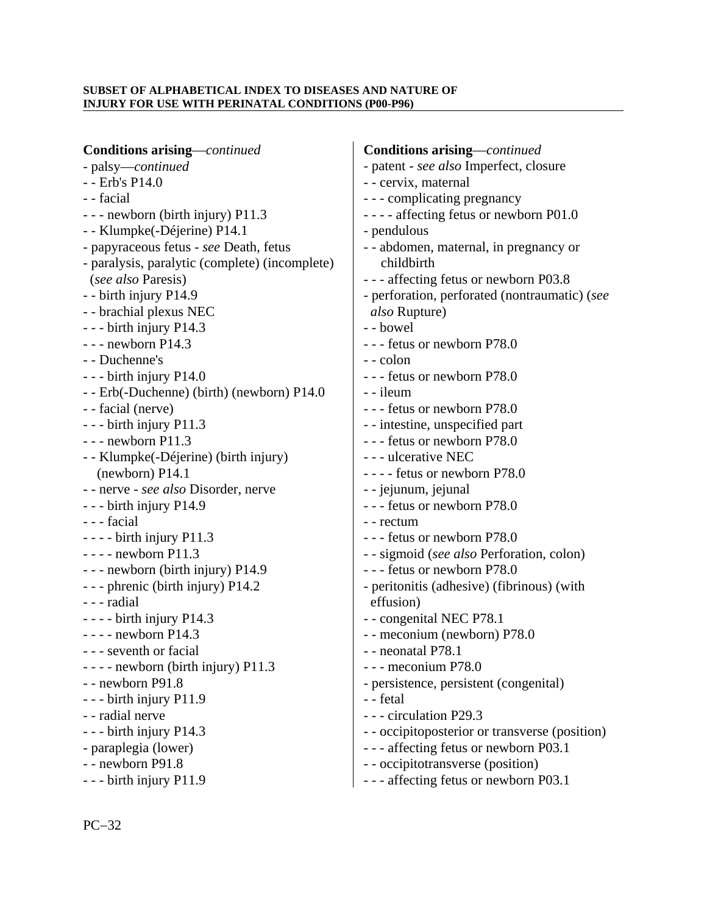**SUBSET OF ALPHABETICAL INDEX TO DISEASES AND NATURE OF INJURY FOR USE WITH PERINATAL CONDITIONS (P00-P96)**

**Conditions arising**—*continued*
- palsy—*continued*
- - Erb's P14.0
- - facial
- - - newborn (birth injury) P11.3
- - Klumpke(-Déjerine) P14.1
- papyraceous fetus - *see* Death, fetus
- paralysis, paralytic (complete) (incomplete) (*see also* Paresis)
- - birth injury P14.9
- - brachial plexus NEC
- - - birth injury P14.3
- - - newborn P14.3
- - Duchenne's
- - - birth injury P14.0
- - Erb(-Duchenne) (birth) (newborn) P14.0
- - facial (nerve)
- - - birth injury P11.3
- - - newborn P11.3
- - Klumpke(-Déjerine) (birth injury) (newborn) P14.1
- - nerve - *see also* Disorder, nerve
- - - birth injury P14.9
- - - facial
- - - - birth injury P11.3
- - - - newborn P11.3
- - - newborn (birth injury) P14.9
- - - phrenic (birth injury) P14.2
- - - radial
- - - - birth injury P14.3
- - - - newborn P14.3
- - - seventh or facial
- - - - newborn (birth injury) P11.3
- - newborn P91.8
- - - birth injury P11.9
- - radial nerve
- - - birth injury P14.3
- paraplegia (lower)
- - newborn P91.8
- - - birth injury P11.9

**Conditions arising**—*continued*
- patent - *see also* Imperfect, closure
- - cervix, maternal
- - - complicating pregnancy
- - - - affecting fetus or newborn P01.0
- pendulous
- - abdomen, maternal, in pregnancy or childbirth
- - - affecting fetus or newborn P03.8
- perforation, perforated (nontraumatic) (*see also* Rupture)
- - bowel
- - - fetus or newborn P78.0
- - colon
- - - fetus or newborn P78.0
- - ileum
- - - fetus or newborn P78.0
- - intestine, unspecified part
- - - fetus or newborn P78.0
- - - ulcerative NEC
- - - - fetus or newborn P78.0
- - jejunum, jejunal
- - - fetus or newborn P78.0
- - rectum
- - - fetus or newborn P78.0
- - sigmoid (*see also* Perforation, colon)
- - - fetus or newborn P78.0
- peritonitis (adhesive) (fibrinous) (with effusion)
- - congenital NEC P78.1
- - meconium (newborn) P78.0
- - neonatal P78.1
- - - meconium P78.0
- persistence, persistent (congenital)
- - fetal
- - - circulation P29.3
- - occipitoposterior or transverse (position)
- - - affecting fetus or newborn P03.1
- - occipitotransverse (position)
- - - affecting fetus or newborn P03.1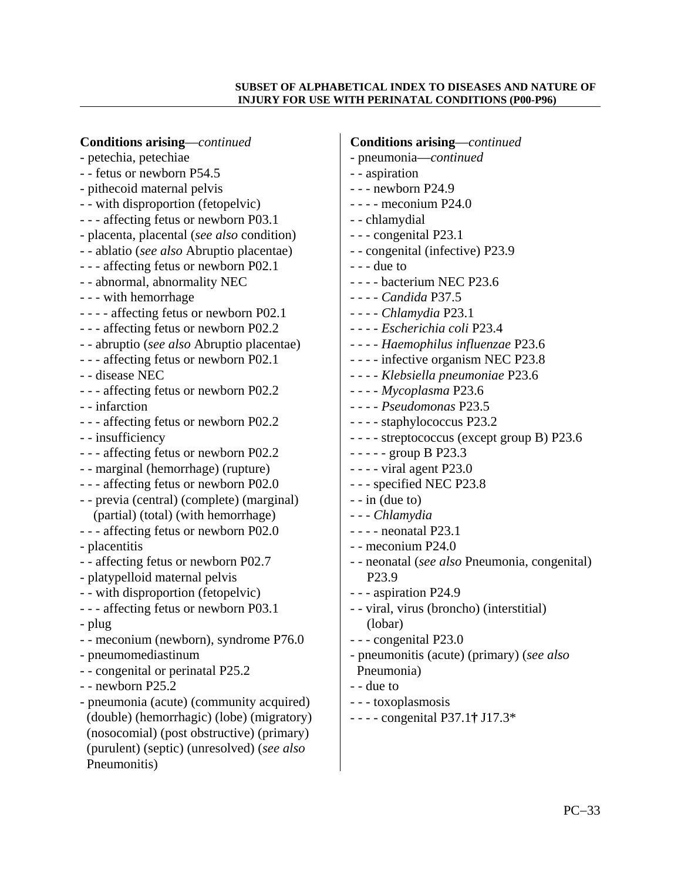**Conditions arising**—*continued*

- petechia, petechiae
- - fetus or newborn P54.5
- pithecoid maternal pelvis
- - with disproportion (fetopelvic)
- - - affecting fetus or newborn P03.1
- placenta, placental (*see also* condition)
- - ablatio (*see also* Abruptio placentae)
- - - affecting fetus or newborn P02.1
- - abnormal, abnormality NEC
- - - with hemorrhage
- - - - affecting fetus or newborn P02.1
- - - affecting fetus or newborn P02.2
- - abruptio (*see also* Abruptio placentae)
- - - affecting fetus or newborn P02.1
- - disease NEC
- - - affecting fetus or newborn P02.2
- - infarction
- - - affecting fetus or newborn P02.2
- - insufficiency
- - - affecting fetus or newborn P02.2
- - marginal (hemorrhage) (rupture)
- - - affecting fetus or newborn P02.0
- - previa (central) (complete) (marginal) (partial) (total) (with hemorrhage)
- - - affecting fetus or newborn P02.0
- placentitis
- - affecting fetus or newborn P02.7
- platypelloid maternal pelvis
- - with disproportion (fetopelvic)
- - - affecting fetus or newborn P03.1
- plug
- - meconium (newborn), syndrome P76.0
- pneumomediastinum
- - congenital or perinatal P25.2
- - newborn P25.2
- pneumonia (acute) (community acquired) (double) (hemorrhagic) (lobe) (migratory) (nosocomial) (post obstructive) (primary) (purulent) (septic) (unresolved) (*see also* Pneumonitis)

**Conditions arising**—*continued*

- pneumonia—*continued*
- - aspiration
- - - newborn P24.9
- - - - meconium P24.0
- - chlamydial
- - - congenital P23.1
- - congenital (infective) P23.9
- - - due to
- - - - bacterium NEC P23.6
- - - - *Candida* P37.5
- - - - *Chlamydia* P23.1
- - - - *Escherichia coli* P23.4
- - - - *Haemophilus influenzae* P23.6
- - - - infective organism NEC P23.8
- - - - *Klebsiella pneumoniae* P23.6
- - - - *Mycoplasma* P23.6
- - - - *Pseudomonas* P23.5
- - - - staphylococcus P23.2
- - - - streptococcus (except group B) P23.6
- - - - - group B P23.3
- - - - viral agent P23.0
- - - specified NEC P23.8
- - in (due to)
- - - *Chlamydia*
- - - - neonatal P23.1
- - meconium P24.0
- - neonatal (*see also* Pneumonia, congenital) P23.9
- - - aspiration P24.9
- - viral, virus (broncho) (interstitial) (lobar)
- - - congenital P23.0
- pneumonitis (acute) (primary) (*see also* Pneumonia)
- - due to
- - - toxoplasmosis
- - - - congenital P37.1† J17.3*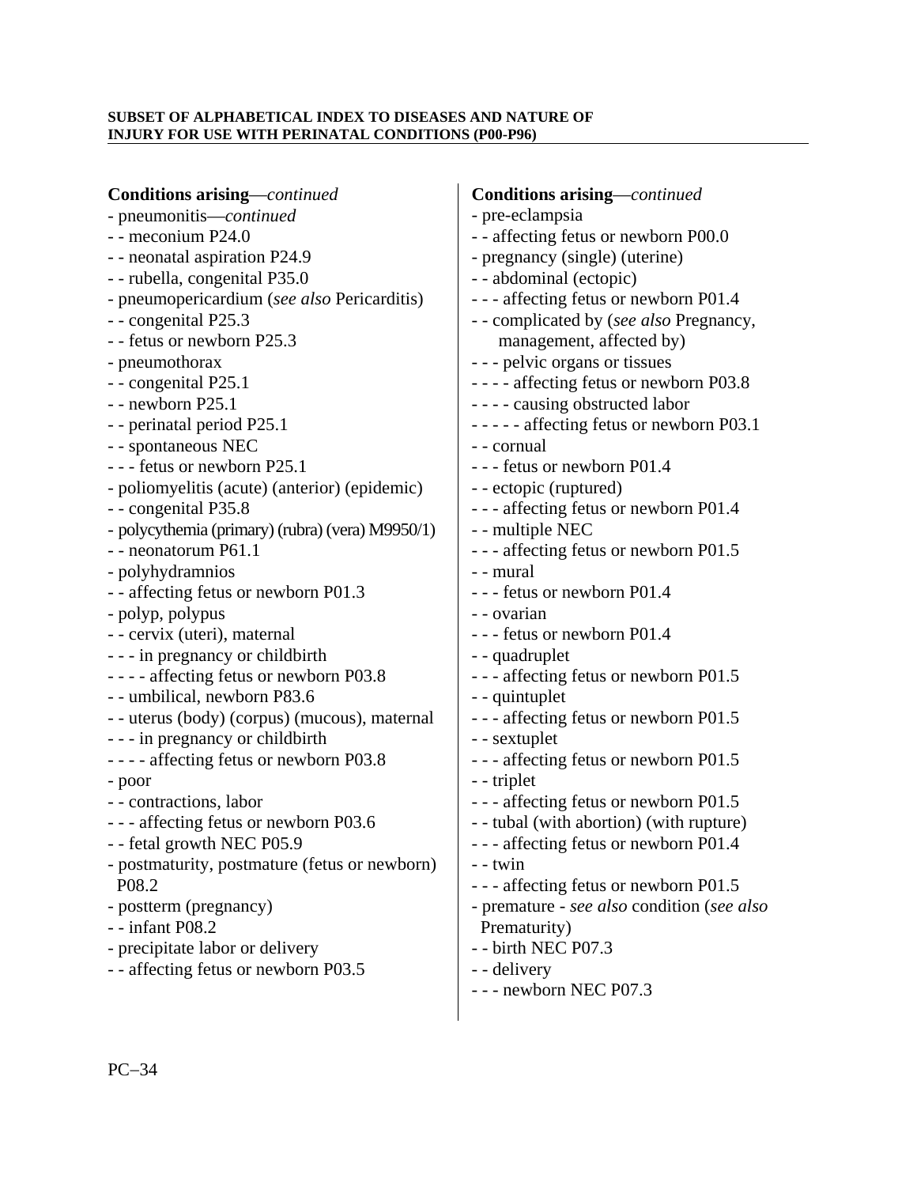**SUBSET OF ALPHABETICAL INDEX TO DISEASES AND NATURE OF INJURY FOR USE WITH PERINATAL CONDITIONS (P00-P96)**

**Conditions arising**—*continued*
- pneumonitis—*continued*
- - meconium P24.0
- - neonatal aspiration P24.9
- - rubella, congenital P35.0
- pneumopericardium (*see also* Pericarditis)
- - congenital P25.3
- - fetus or newborn P25.3
- pneumothorax
- - congenital P25.1
- - newborn P25.1
- - perinatal period P25.1
- - spontaneous NEC
- - - fetus or newborn P25.1
- poliomyelitis (acute) (anterior) (epidemic)
- - congenital P35.8
- polycythemia (primary) (rubra) (vera) M9950/1)
- - neonatorum P61.1
- polyhydramnios
- - affecting fetus or newborn P01.3
- polyp, polypus
- - cervix (uteri), maternal
- - - in pregnancy or childbirth
- - - - affecting fetus or newborn P03.8
- - umbilical, newborn P83.6
- - uterus (body) (corpus) (mucous), maternal
- - - in pregnancy or childbirth
- - - - affecting fetus or newborn P03.8
- poor
- - contractions, labor
- - - affecting fetus or newborn P03.6
- - fetal growth NEC P05.9
- postmaturity, postmature (fetus or newborn) P08.2
- postterm (pregnancy)
- - infant P08.2
- precipitate labor or delivery
- - affecting fetus or newborn P03.5

**Conditions arising**—*continued*
- pre-eclampsia
- - affecting fetus or newborn P00.0
- pregnancy (single) (uterine)
- - abdominal (ectopic)
- - - affecting fetus or newborn P01.4
- - complicated by (*see also* Pregnancy, management, affected by)
- - - pelvic organs or tissues
- - - - affecting fetus or newborn P03.8
- - - - causing obstructed labor
- - - - - affecting fetus or newborn P03.1
- - cornual
- - - fetus or newborn P01.4
- - ectopic (ruptured)
- - - affecting fetus or newborn P01.4
- - multiple NEC
- - - affecting fetus or newborn P01.5
- - mural
- - - fetus or newborn P01.4
- - ovarian
- - - fetus or newborn P01.4
- - quadruplet
- - - affecting fetus or newborn P01.5
- - quintuplet
- - - affecting fetus or newborn P01.5
- - sextuplet
- - - affecting fetus or newborn P01.5
- - triplet
- - - affecting fetus or newborn P01.5
- - tubal (with abortion) (with rupture)
- - - affecting fetus or newborn P01.4
- - twin
- - - affecting fetus or newborn P01.5
- premature - *see also* condition (*see also* Prematurity)
- - birth NEC P07.3
- - delivery
- - - newborn NEC P07.3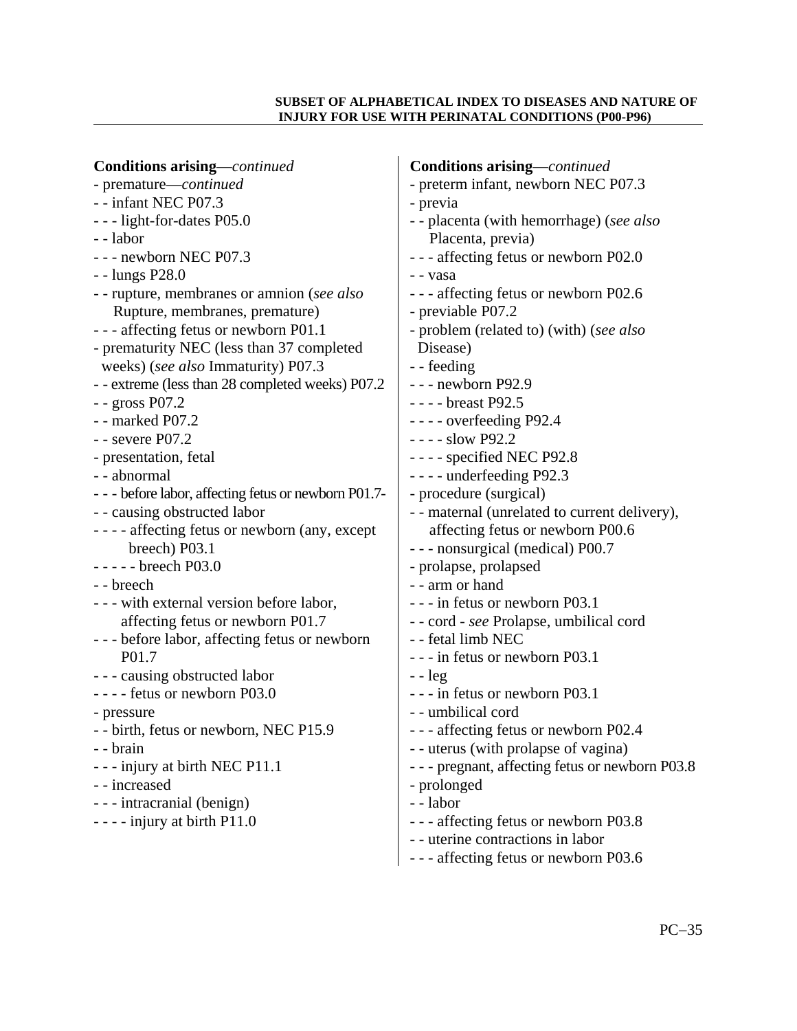**Conditions arising**—*continued*

- premature—*continued*
- - infant NEC P07.3
- - - light-for-dates P05.0
- - labor
- - - newborn NEC P07.3
- - lungs P28.0
- - rupture, membranes or amnion (*see also* Rupture, membranes, premature)
- - - affecting fetus or newborn P01.1
- prematurity NEC (less than 37 completed weeks) (*see also* Immaturity) P07.3
- - extreme (less than 28 completed weeks) P07.2
- - gross P07.2
- - marked P07.2
- - severe P07.2
- presentation, fetal
- - abnormal
- - - before labor, affecting fetus or newborn P01.7-
- - causing obstructed labor
- - - - affecting fetus or newborn (any, except breech) P03.1
- - - - - breech P03.0
- - breech
- - - with external version before labor, affecting fetus or newborn P01.7
- - - before labor, affecting fetus or newborn P01.7
- - - causing obstructed labor
- - - - fetus or newborn P03.0
- pressure
- - birth, fetus or newborn, NEC P15.9
- - brain
- - - injury at birth NEC P11.1
- - increased
- - - intracranial (benign)
- - - - injury at birth P11.0

**Conditions arising**—*continued*

- preterm infant, newborn NEC P07.3
- previa
- - placenta (with hemorrhage) (*see also* Placenta, previa)
- - - affecting fetus or newborn P02.0
- - vasa
- - - affecting fetus or newborn P02.6
- previable P07.2
- problem (related to) (with) (*see also* Disease)
- - feeding
- - - newborn P92.9
- - - - breast P92.5
- - - - overfeeding P92.4
- - - - slow P92.2
- - - - specified NEC P92.8
- - - - underfeeding P92.3
- procedure (surgical)
- - maternal (unrelated to current delivery), affecting fetus or newborn P00.6
- - - nonsurgical (medical) P00.7
- prolapse, prolapsed
- - arm or hand
- - - in fetus or newborn P03.1
- - cord - *see* Prolapse, umbilical cord
- - fetal limb NEC
- - - in fetus or newborn P03.1
- - leg
- - - in fetus or newborn P03.1
- - umbilical cord
- - - affecting fetus or newborn P02.4
- - uterus (with prolapse of vagina)
- - - pregnant, affecting fetus or newborn P03.8
- prolonged
- - labor
- - - affecting fetus or newborn P03.8
- - uterine contractions in labor
- - - affecting fetus or newborn P03.6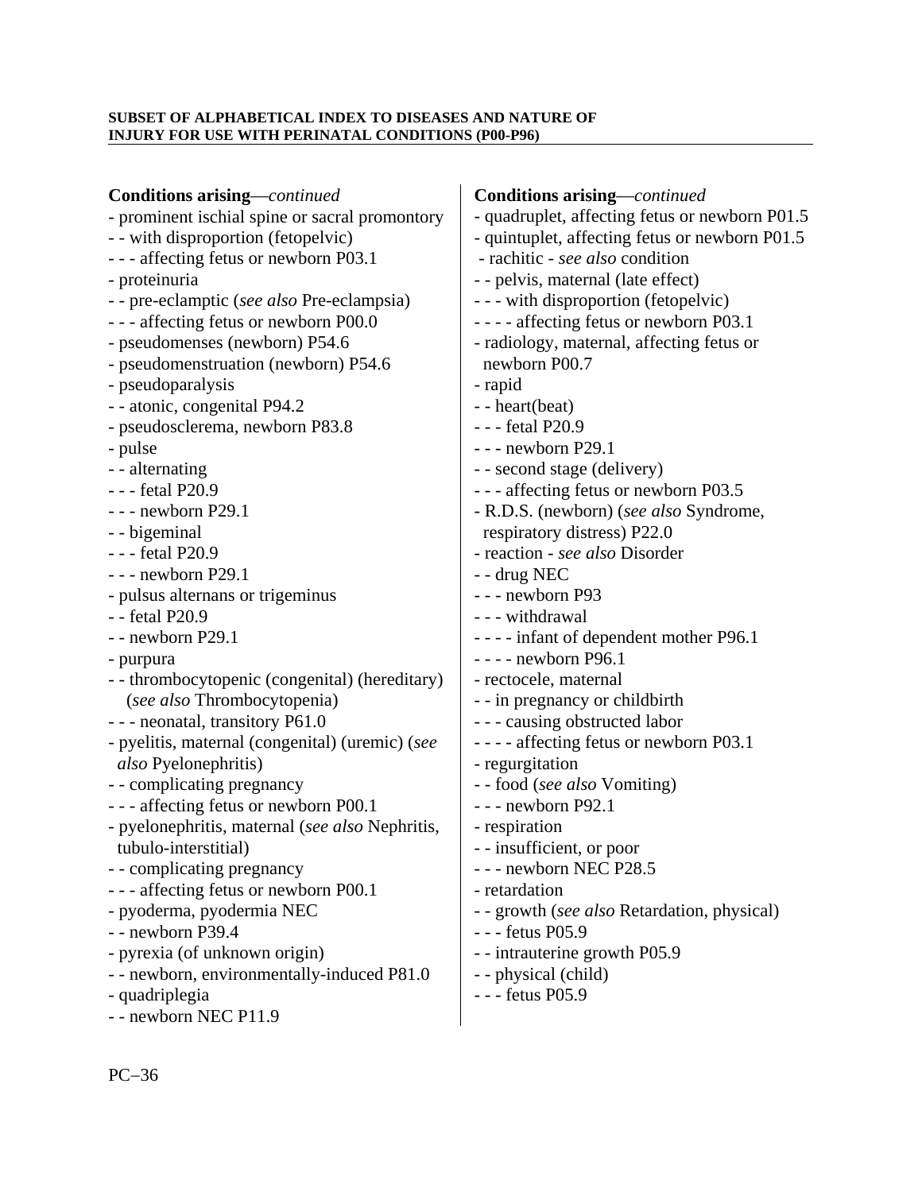**Conditions arising**—*continued*
- prominent ischial spine or sacral promontory
- - with disproportion (fetopelvic)
- - - affecting fetus or newborn P03.1
- proteinuria
- - pre-eclamptic (*see also* Pre-eclampsia)
- - - affecting fetus or newborn P00.0
- pseudomenses (newborn) P54.6
- pseudomenstruation (newborn) P54.6
- pseudoparalysis
- - atonic, congenital P94.2
- pseudosclerema, newborn P83.8
- pulse
- - alternating
- - - fetal P20.9
- - - newborn P29.1
- - bigeminal
- - - fetal P20.9
- - - newborn P29.1
- pulsus alternans or trigeminus
- - fetal P20.9
- - newborn P29.1
- purpura
- - thrombocytopenic (congenital) (hereditary) (*see also* Thrombocytopenia)
- - - neonatal, transitory P61.0
- pyelitis, maternal (congenital) (uremic) (*see also* Pyelonephritis)
- - complicating pregnancy
- - - affecting fetus or newborn P00.1
- pyelonephritis, maternal (*see also* Nephritis, tubulo-interstitial)
- - complicating pregnancy
- - - affecting fetus or newborn P00.1
- pyoderma, pyodermia NEC
- - newborn P39.4
- pyrexia (of unknown origin)
- - newborn, environmentally-induced P81.0
- quadriplegia
- - newborn NEC P11.9

**Conditions arising**—*continued*
- quadruplet, affecting fetus or newborn P01.5
- quintuplet, affecting fetus or newborn P01.5
- rachitic - *see also* condition
- - pelvis, maternal (late effect)
- - - with disproportion (fetopelvic)
- - - - affecting fetus or newborn P03.1
- radiology, maternal, affecting fetus or newborn P00.7
- rapid
- - heart(beat)
- - - fetal P20.9
- - - newborn P29.1
- - second stage (delivery)
- - - affecting fetus or newborn P03.5
- R.D.S. (newborn) (*see also* Syndrome, respiratory distress) P22.0
- reaction - *see also* Disorder
- - drug NEC
- - - newborn P93
- - - withdrawal
- - - - infant of dependent mother P96.1
- - - - newborn P96.1
- rectocele, maternal
- - in pregnancy or childbirth
- - - causing obstructed labor
- - - - affecting fetus or newborn P03.1
- regurgitation
- - food (*see also* Vomiting)
- - - newborn P92.1
- respiration
- - insufficient, or poor
- - - newborn NEC P28.5
- retardation
- - growth (*see also* Retardation, physical)
- - - fetus P05.9
- - intrauterine growth P05.9
- - physical (child)
- - - fetus P05.9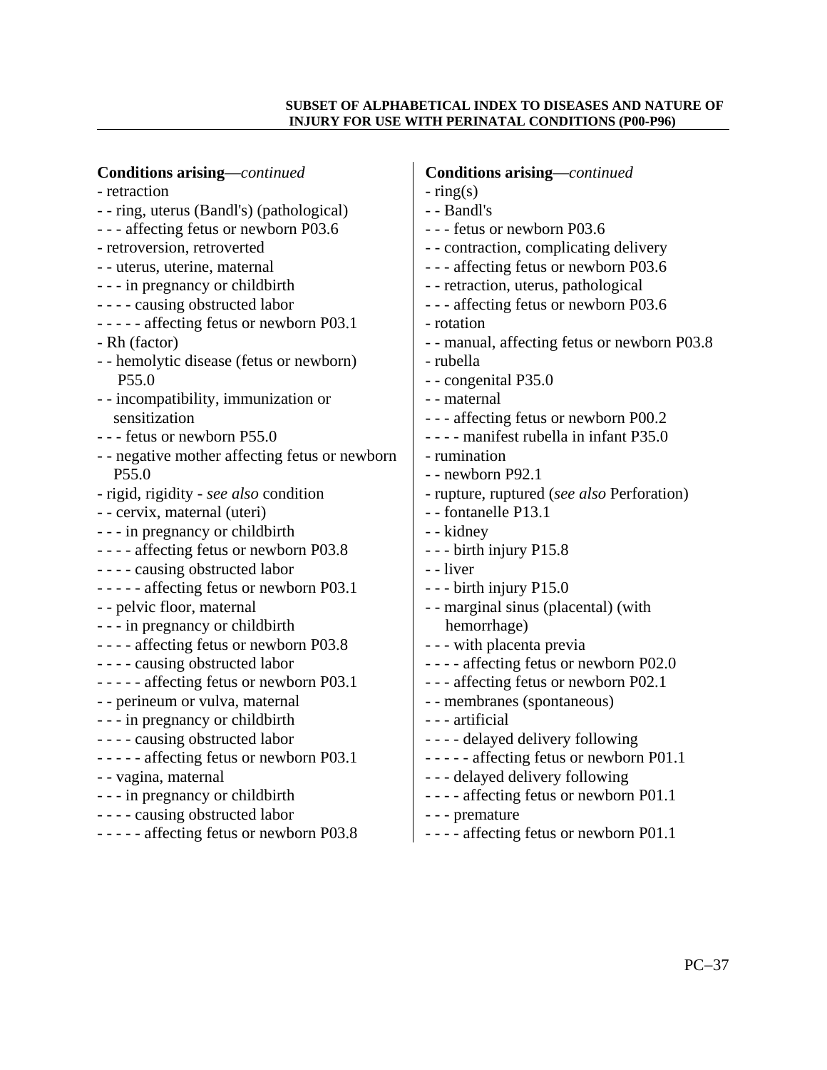**Conditions arising**—*continued*

- retraction
- - ring, uterus (Bandl's) (pathological)
- - - affecting fetus or newborn P03.6
- retroversion, retroverted
- - uterus, uterine, maternal
- - - in pregnancy or childbirth
- - - - causing obstructed labor
- - - - - affecting fetus or newborn P03.1
- Rh (factor)
- - hemolytic disease (fetus or newborn) P55.0
- - incompatibility, immunization or sensitization
- - - fetus or newborn P55.0
- - negative mother affecting fetus or newborn P55.0
- rigid, rigidity - *see also* condition
- - cervix, maternal (uteri)
- - - in pregnancy or childbirth
- - - - affecting fetus or newborn P03.8
- - - - causing obstructed labor
- - - - - affecting fetus or newborn P03.1
- - pelvic floor, maternal
- - - in pregnancy or childbirth
- - - - affecting fetus or newborn P03.8
- - - - causing obstructed labor
- - - - - affecting fetus or newborn P03.1
- - perineum or vulva, maternal
- - - in pregnancy or childbirth
- - - - causing obstructed labor
- - - - - affecting fetus or newborn P03.1
- - vagina, maternal
- - - in pregnancy or childbirth
- - - - causing obstructed labor
- - - - - affecting fetus or newborn P03.8

**Conditions arising**—*continued*

- ring(s)
- - Bandl's
- - - fetus or newborn P03.6
- - contraction, complicating delivery
- - - affecting fetus or newborn P03.6
- - retraction, uterus, pathological
- - - affecting fetus or newborn P03.6
- rotation
- - manual, affecting fetus or newborn P03.8
- rubella
- - congenital P35.0
- - maternal
- - - affecting fetus or newborn P00.2
- - - - manifest rubella in infant P35.0
- rumination
- - newborn P92.1
- rupture, ruptured (*see also* Perforation)
- - fontanelle P13.1
- - kidney
- - - birth injury P15.8
- - liver
- - - birth injury P15.0
- - marginal sinus (placental) (with hemorrhage)
- - - with placenta previa
- - - - affecting fetus or newborn P02.0
- - - affecting fetus or newborn P02.1
- - membranes (spontaneous)
- - - artificial
- - - - delayed delivery following
- - - - - affecting fetus or newborn P01.1
- - - delayed delivery following
- - - - affecting fetus or newborn P01.1
- - - premature
- - - - affecting fetus or newborn P01.1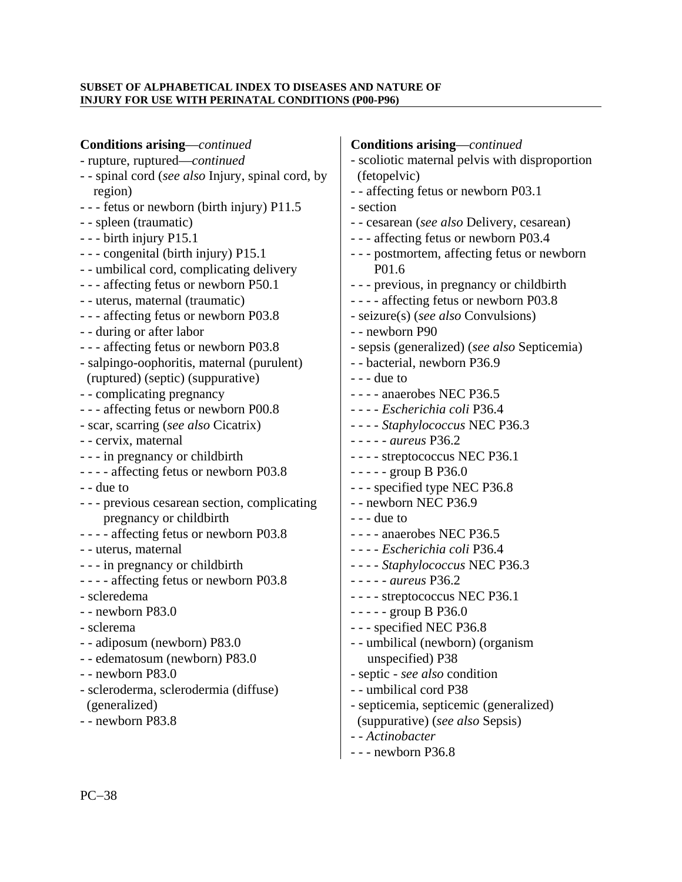**Conditions arising**—*continued*

- rupture, ruptured—*continued*
- - spinal cord (*see also* Injury, spinal cord, by region)
- - - fetus or newborn (birth injury) P11.5
- - spleen (traumatic)
- - - birth injury P15.1
- - - congenital (birth injury) P15.1
- - umbilical cord, complicating delivery
- - - affecting fetus or newborn P50.1
- - uterus, maternal (traumatic)
- - - affecting fetus or newborn P03.8
- - during or after labor
- - - affecting fetus or newborn P03.8
- salpingo-oophoritis, maternal (purulent) (ruptured) (septic) (suppurative)
- - complicating pregnancy
- - - affecting fetus or newborn P00.8
- scar, scarring (*see also* Cicatrix)
- - cervix, maternal
- - - in pregnancy or childbirth
- - - - affecting fetus or newborn P03.8
- - due to
- - - previous cesarean section, complicating pregnancy or childbirth
- - - - affecting fetus or newborn P03.8
- - uterus, maternal
- - - in pregnancy or childbirth
- - - - affecting fetus or newborn P03.8
- scleredema
- - newborn P83.0
- sclerema
- - adiposum (newborn) P83.0
- - edematosum (newborn) P83.0
- - newborn P83.0
- scleroderma, sclerodermia (diffuse) (generalized)
- - newborn P83.8

**Conditions arising**—*continued*

- scoliotic maternal pelvis with disproportion (fetopelvic)
- - affecting fetus or newborn P03.1
- section
- - cesarean (*see also* Delivery, cesarean)
- - - affecting fetus or newborn P03.4
- - - postmortem, affecting fetus or newborn P01.6
- - - previous, in pregnancy or childbirth
- - - - affecting fetus or newborn P03.8
- seizure(s) (*see also* Convulsions)
- - newborn P90
- sepsis (generalized) (*see also* Septicemia)
- - bacterial, newborn P36.9
- - - due to
- - - - anaerobes NEC P36.5
- - - - *Escherichia coli* P36.4
- - - - *Staphylococcus* NEC P36.3
- - - - - *aureus* P36.2
- - - - streptococcus NEC P36.1
- - - - - group B P36.0
- - - specified type NEC P36.8
- - newborn NEC P36.9
- - - due to
- - - - anaerobes NEC P36.5
- - - - *Escherichia coli* P36.4
- - - - *Staphylococcus* NEC P36.3
- - - - - *aureus* P36.2
- - - - streptococcus NEC P36.1
- - - - - group B P36.0
- - - specified NEC P36.8
- - umbilical (newborn) (organism unspecified) P38
- septic - *see also* condition
- - umbilical cord P38
- septicemia, septicemic (generalized) (suppurative) (*see also* Sepsis)
- - *Actinobacter*
- - - newborn P36.8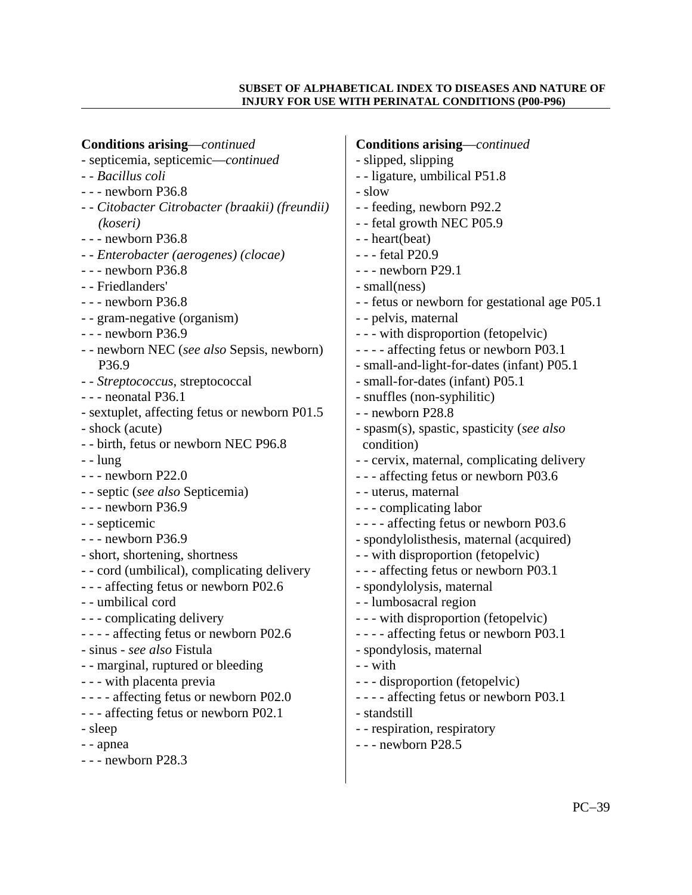**Conditions arising**—*continued*
- septicemia, septicemic—*continued*
- - *Bacillus coli*
- - - newborn P36.8
- - *Citobacter Citrobacter (braakii) (freundii) (koseri)*
- - - newborn P36.8
- - *Enterobacter (aerogenes) (clocae)*
- - - newborn P36.8
- - Friedlanders'
- - - newborn P36.8
- - gram-negative (organism)
- - - newborn P36.9
- - newborn NEC (*see also* Sepsis, newborn) P36.9
- - *Streptococcus*, streptococcal
- - - neonatal P36.1
- sextuplet, affecting fetus or newborn P01.5
- shock (acute)
- - birth, fetus or newborn NEC P96.8
- - lung
- - - newborn P22.0
- - septic (*see also* Septicemia)
- - - newborn P36.9
- - septicemic
- - - newborn P36.9
- short, shortening, shortness
- - cord (umbilical), complicating delivery
- - - affecting fetus or newborn P02.6
- - umbilical cord
- - - complicating delivery
- - - - affecting fetus or newborn P02.6
- sinus - *see also* Fistula
- - marginal, ruptured or bleeding
- - - with placenta previa
- - - - affecting fetus or newborn P02.0
- - - affecting fetus or newborn P02.1
- sleep
- - apnea
- - - newborn P28.3

**Conditions arising**—*continued*
- slipped, slipping
- - ligature, umbilical P51.8
- slow
- - feeding, newborn P92.2
- - fetal growth NEC P05.9
- - heart(beat)
- - - fetal P20.9
- - - newborn P29.1
- small(ness)
- - fetus or newborn for gestational age P05.1
- - pelvis, maternal
- - - with disproportion (fetopelvic)
- - - - affecting fetus or newborn P03.1
- small-and-light-for-dates (infant) P05.1
- small-for-dates (infant) P05.1
- snuffles (non-syphilitic)
- - newborn P28.8
- spasm(s), spastic, spasticity (*see also* condition)
- - cervix, maternal, complicating delivery
- - - affecting fetus or newborn P03.6
- - uterus, maternal
- - - complicating labor
- - - - affecting fetus or newborn P03.6
- spondylolisthesis, maternal (acquired)
- - with disproportion (fetopelvic)
- - - affecting fetus or newborn P03.1
- spondylolysis, maternal
- - lumbosacral region
- - - with disproportion (fetopelvic)
- - - - affecting fetus or newborn P03.1
- spondylosis, maternal
- - with
- - - disproportion (fetopelvic)
- - - - affecting fetus or newborn P03.1
- standstill
- - respiration, respiratory
- - - newborn P28.5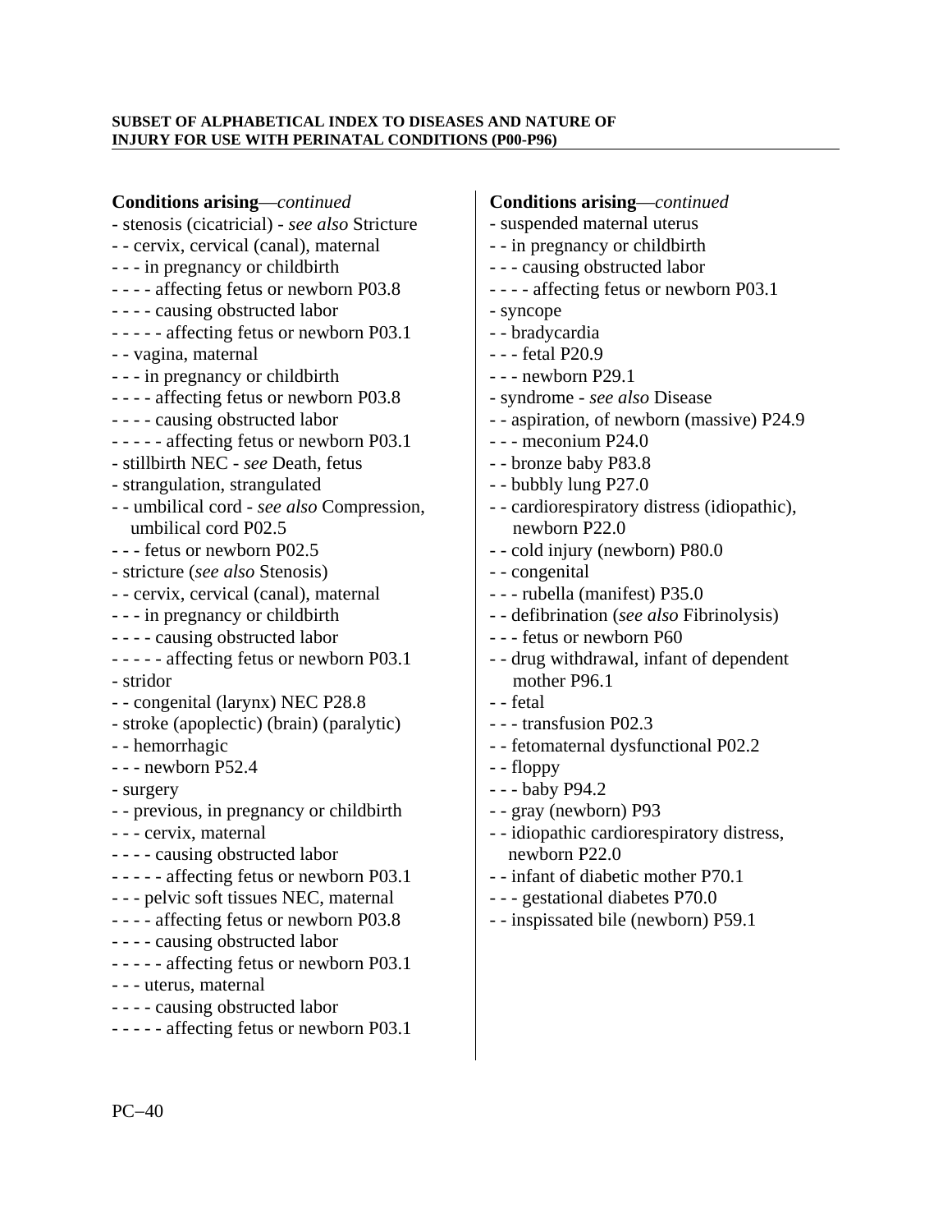**Conditions arising**—*continued*

- stenosis (cicatricial) - *see also* Stricture
- - cervix, cervical (canal), maternal
- - - in pregnancy or childbirth
- - - - affecting fetus or newborn P03.8
- - - - causing obstructed labor
- - - - - affecting fetus or newborn P03.1
- - vagina, maternal
- - - in pregnancy or childbirth
- - - - affecting fetus or newborn P03.8
- - - - causing obstructed labor
- - - - - affecting fetus or newborn P03.1
- stillbirth NEC - *see* Death, fetus
- strangulation, strangulated
- - umbilical cord - *see also* Compression, umbilical cord P02.5
- - - fetus or newborn P02.5
- stricture (*see also* Stenosis)
- - cervix, cervical (canal), maternal
- - - in pregnancy or childbirth
- - - - causing obstructed labor
- - - - - affecting fetus or newborn P03.1
- stridor
- - congenital (larynx) NEC P28.8
- stroke (apoplectic) (brain) (paralytic)
- - hemorrhagic
- - - newborn P52.4
- surgery
- - previous, in pregnancy or childbirth
- - - cervix, maternal
- - - - causing obstructed labor
- - - - - affecting fetus or newborn P03.1
- - - pelvic soft tissues NEC, maternal
- - - - affecting fetus or newborn P03.8
- - - - causing obstructed labor
- - - - - affecting fetus or newborn P03.1
- - - uterus, maternal
- - - - causing obstructed labor
- - - - - affecting fetus or newborn P03.1

**Conditions arising**—*continued*

- suspended maternal uterus
- - in pregnancy or childbirth
- - - causing obstructed labor
- - - - affecting fetus or newborn P03.1
- syncope
- - bradycardia
- - - fetal P20.9
- - - newborn P29.1
- syndrome - *see also* Disease
- - aspiration, of newborn (massive) P24.9
- - - meconium P24.0
- - bronze baby P83.8
- - bubbly lung P27.0
- - cardiorespiratory distress (idiopathic), newborn P22.0
- - cold injury (newborn) P80.0
- - congenital
- - - rubella (manifest) P35.0
- - defibrination (*see also* Fibrinolysis)
- - - fetus or newborn P60
- - drug withdrawal, infant of dependent mother P96.1
- - fetal
- - - transfusion P02.3
- - fetomaternal dysfunctional P02.2
- - floppy
- - - baby P94.2
- - gray (newborn) P93
- - idiopathic cardiorespiratory distress, newborn P22.0
- - infant of diabetic mother P70.1
- - - gestational diabetes P70.0
- - inspissated bile (newborn) P59.1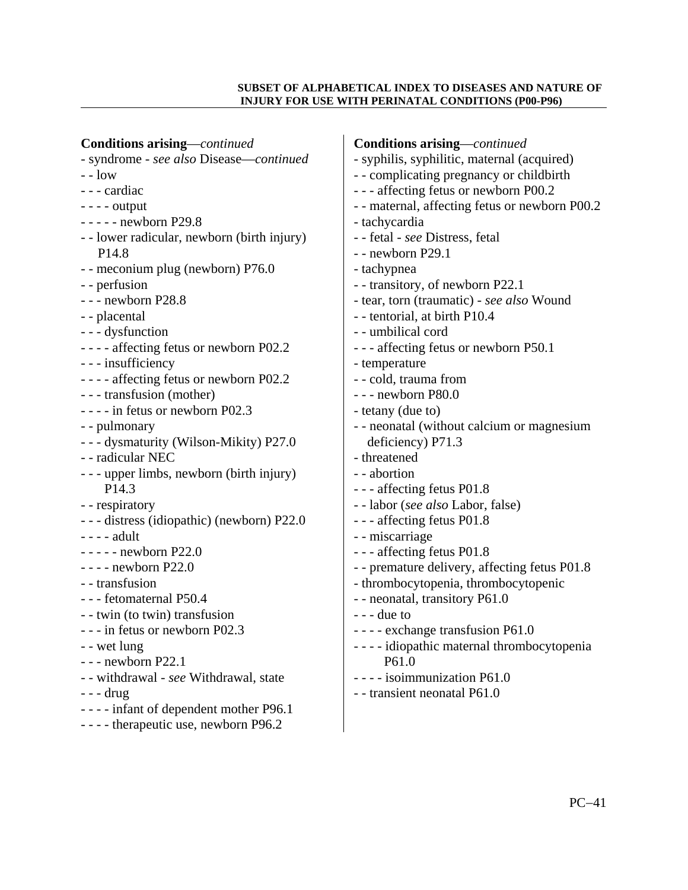**Conditions arising**—*continued*

- syndrome - *see also* Disease—*continued*
- - low
- - - cardiac
- - - - output
- - - - - newborn P29.8
- - lower radicular, newborn (birth injury) P14.8
- - meconium plug (newborn) P76.0
- - perfusion
- - - newborn P28.8
- - placental
- - - dysfunction
- - - - affecting fetus or newborn P02.2
- - - insufficiency
- - - - affecting fetus or newborn P02.2
- - - transfusion (mother)
- - - - in fetus or newborn P02.3
- - pulmonary
- - - dysmaturity (Wilson-Mikity) P27.0
- - radicular NEC
- - - upper limbs, newborn (birth injury) P14.3
- - respiratory
- - - distress (idiopathic) (newborn) P22.0
- - - - adult
- - - - - newborn P22.0
- - - - newborn P22.0
- - transfusion
- - - fetomaternal P50.4
- - twin (to twin) transfusion
- - - in fetus or newborn P02.3
- - wet lung
- - - newborn P22.1
- - withdrawal - *see* Withdrawal, state
- - - drug
- - - - infant of dependent mother P96.1
- - - - therapeutic use, newborn P96.2

**Conditions arising**—*continued*

- syphilis, syphilitic, maternal (acquired)
- - complicating pregnancy or childbirth
- - - affecting fetus or newborn P00.2
- - maternal, affecting fetus or newborn P00.2
- tachycardia
- - fetal - *see* Distress, fetal
- - newborn P29.1
- tachypnea
- - transitory, of newborn P22.1
- tear, torn (traumatic) - *see also* Wound
- - tentorial, at birth P10.4
- - umbilical cord
- - - affecting fetus or newborn P50.1
- temperature
- - cold, trauma from
- - - newborn P80.0
- tetany (due to)
- - neonatal (without calcium or magnesium deficiency) P71.3
- threatened
- - abortion
- - - affecting fetus P01.8
- - labor (*see also* Labor, false)
- - - affecting fetus P01.8
- - miscarriage
- - - affecting fetus P01.8
- - premature delivery, affecting fetus P01.8
- thrombocytopenia, thrombocytopenic
- - neonatal, transitory P61.0
- - - due to
- - - - exchange transfusion P61.0
- - - - idiopathic maternal thrombocytopenia P61.0
- - - - isoimmunization P61.0
- - transient neonatal P61.0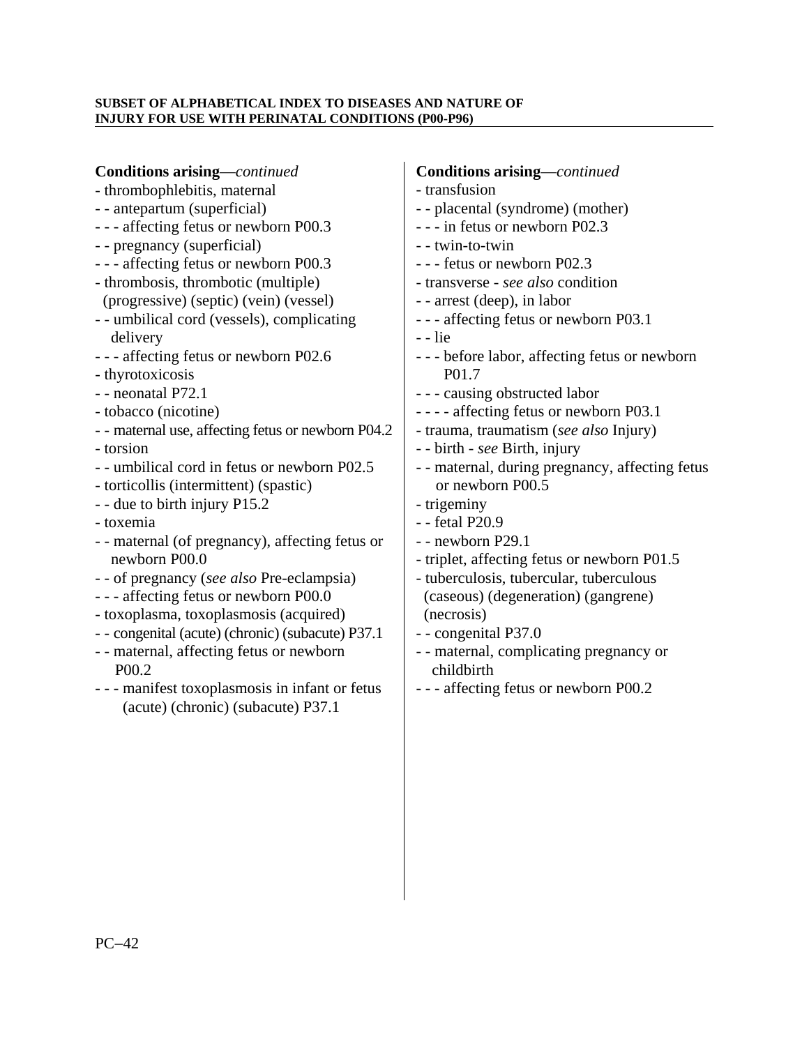**Conditions arising**—*continued*

- thrombophlebitis, maternal
- - antepartum (superficial)
- - - affecting fetus or newborn P00.3
- - pregnancy (superficial)
- - - affecting fetus or newborn P00.3
- thrombosis, thrombotic (multiple) (progressive) (septic) (vein) (vessel)
- - umbilical cord (vessels), complicating delivery
- - - affecting fetus or newborn P02.6
- thyrotoxicosis
- - neonatal P72.1
- tobacco (nicotine)
- - maternal use, affecting fetus or newborn P04.2
- torsion
- - umbilical cord in fetus or newborn P02.5
- torticollis (intermittent) (spastic)
- - due to birth injury P15.2
- toxemia
- - maternal (of pregnancy), affecting fetus or newborn P00.0
- - of pregnancy (*see also* Pre-eclampsia)
- - - affecting fetus or newborn P00.0
- toxoplasma, toxoplasmosis (acquired)
- - congenital (acute) (chronic) (subacute) P37.1
- - maternal, affecting fetus or newborn P00.2
- - - manifest toxoplasmosis in infant or fetus (acute) (chronic) (subacute) P37.1

**Conditions arising**—*continued*

- transfusion
- - placental (syndrome) (mother)
- - - in fetus or newborn P02.3
- - twin-to-twin
- - - fetus or newborn P02.3
- transverse - *see also* condition
- - arrest (deep), in labor
- - - affecting fetus or newborn P03.1
- - lie
- - - before labor, affecting fetus or newborn P01.7
- - - causing obstructed labor
- - - - affecting fetus or newborn P03.1
- trauma, traumatism (*see also* Injury)
- - birth - *see* Birth, injury
- - maternal, during pregnancy, affecting fetus or newborn P00.5
- trigeminy
- - fetal P20.9
- - newborn P29.1
- triplet, affecting fetus or newborn P01.5
- tuberculosis, tubercular, tuberculous (caseous) (degeneration) (gangrene) (necrosis)
- - congenital P37.0
- - maternal, complicating pregnancy or childbirth
- - - affecting fetus or newborn P00.2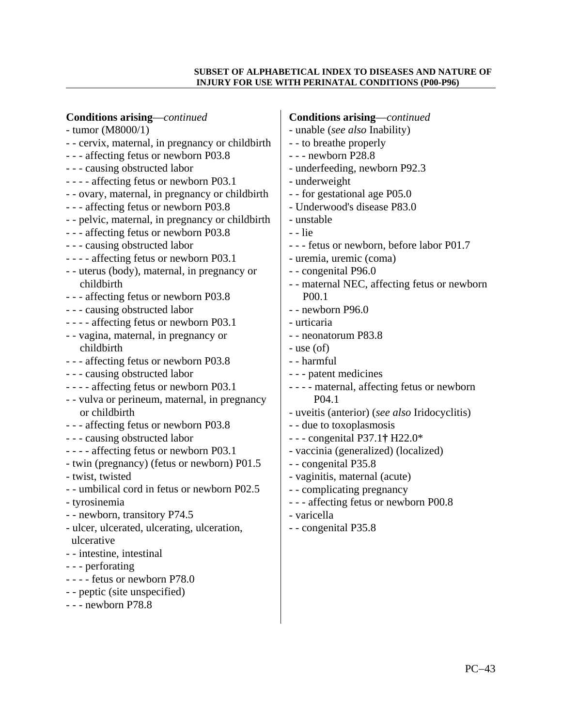**Conditions arising**—*continued*

- tumor (M8000/1)
- - cervix, maternal, in pregnancy or childbirth
- - - affecting fetus or newborn P03.8
- - - causing obstructed labor
- - - - affecting fetus or newborn P03.1
- - ovary, maternal, in pregnancy or childbirth
- - - affecting fetus or newborn P03.8
- - pelvic, maternal, in pregnancy or childbirth
- - - affecting fetus or newborn P03.8
- - - causing obstructed labor
- - - - affecting fetus or newborn P03.1
- - uterus (body), maternal, in pregnancy or childbirth
- - - affecting fetus or newborn P03.8
- - - causing obstructed labor
- - - - affecting fetus or newborn P03.1
- - vagina, maternal, in pregnancy or childbirth
- - - affecting fetus or newborn P03.8
- - - causing obstructed labor
- - - - affecting fetus or newborn P03.1
- - vulva or perineum, maternal, in pregnancy or childbirth
- - - affecting fetus or newborn P03.8
- - - causing obstructed labor
- - - - affecting fetus or newborn P03.1
- twin (pregnancy) (fetus or newborn) P01.5
- twist, twisted
- - umbilical cord in fetus or newborn P02.5
- tyrosinemia
- - newborn, transitory P74.5
- ulcer, ulcerated, ulcerating, ulceration, ulcerative
- - intestine, intestinal
- - - perforating
- - - - fetus or newborn P78.0
- - peptic (site unspecified)
- - - newborn P78.8

**Conditions arising**—*continued*

- unable (*see also* Inability)
- - to breathe properly
- - - newborn P28.8
- underfeeding, newborn P92.3
- underweight
- - for gestational age P05.0
- Underwood's disease P83.0
- unstable
- - lie
- - - fetus or newborn, before labor P01.7
- uremia, uremic (coma)
- - congenital P96.0
- - maternal NEC, affecting fetus or newborn P00.1
- - newborn P96.0
- urticaria
- - neonatorum P83.8
- use (of)
- - harmful
- - - patent medicines
- - - - maternal, affecting fetus or newborn P04.1
- uveitis (anterior) (*see also* Iridocyclitis)
- - due to toxoplasmosis
- - - congenital P37.1**†** H22.0*
- vaccinia (generalized) (localized)
- - congenital P35.8
- vaginitis, maternal (acute)
- - complicating pregnancy
- - - affecting fetus or newborn P00.8
- varicella
- - congenital P35.8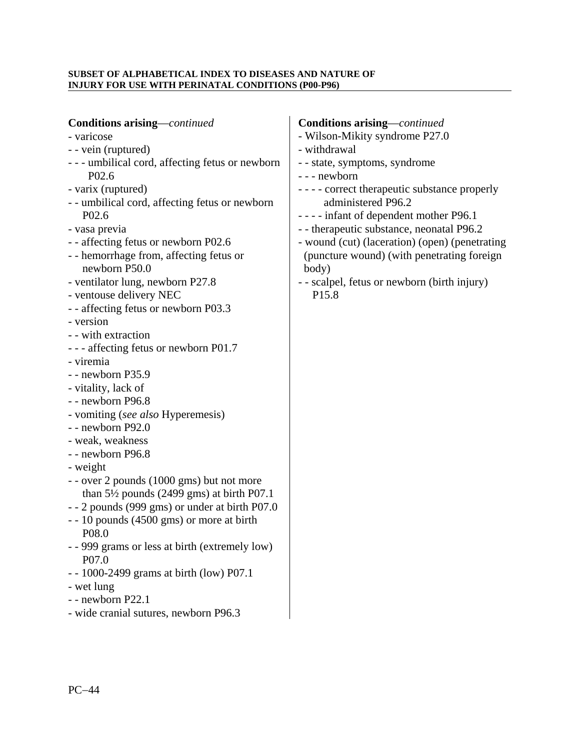**Conditions arising**—*continued*

- varicose
- - vein (ruptured)
- - - umbilical cord, affecting fetus or newborn P02.6
- varix (ruptured)
- - umbilical cord, affecting fetus or newborn P02.6
- vasa previa
- - affecting fetus or newborn P02.6
- - hemorrhage from, affecting fetus or newborn P50.0
- ventilator lung, newborn P27.8
- ventouse delivery NEC
- - affecting fetus or newborn P03.3
- version
- - with extraction
- - - affecting fetus or newborn P01.7
- viremia
- - newborn P35.9
- vitality, lack of
- - newborn P96.8
- vomiting (*see also* Hyperemesis)
- - newborn P92.0
- weak, weakness
- - newborn P96.8
- weight
- - over 2 pounds (1000 gms) but not more than 5½ pounds (2499 gms) at birth P07.1
- - 2 pounds (999 gms) or under at birth P07.0
- - 10 pounds (4500 gms) or more at birth P08.0
- - 999 grams or less at birth (extremely low) P07.0
- - 1000-2499 grams at birth (low) P07.1
- wet lung
- - newborn P22.1
- wide cranial sutures, newborn P96.3

**Conditions arising**—*continued*

- Wilson-Mikity syndrome P27.0
- withdrawal
- - state, symptoms, syndrome
- - - newborn
- - - - correct therapeutic substance properly administered P96.2
- - - - infant of dependent mother P96.1
- - therapeutic substance, neonatal P96.2
- wound (cut) (laceration) (open) (penetrating (puncture wound) (with penetrating foreign body)
- - scalpel, fetus or newborn (birth injury) P15.8